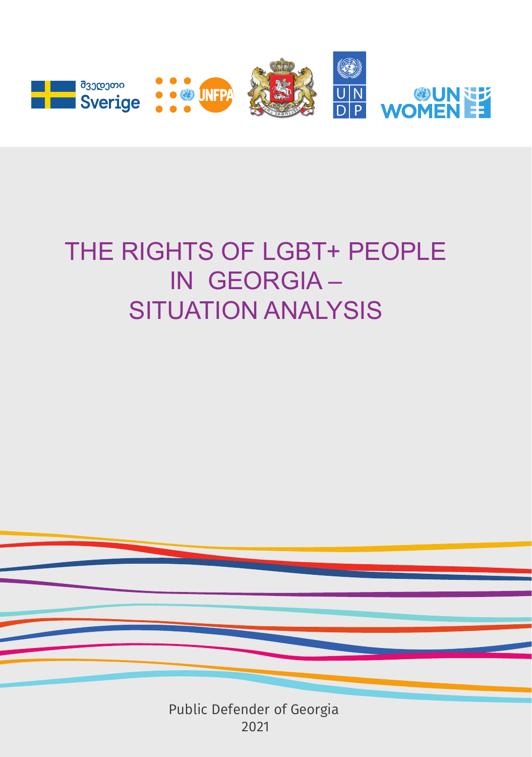შვედეთი Sverige

UNFPA

U N D P

UN WOMEN

# THE RIGHTS OF LGBT+ PEOPLE IN GEORGIA – SITUATION ANALYSIS

Public Defender of Georgia

2021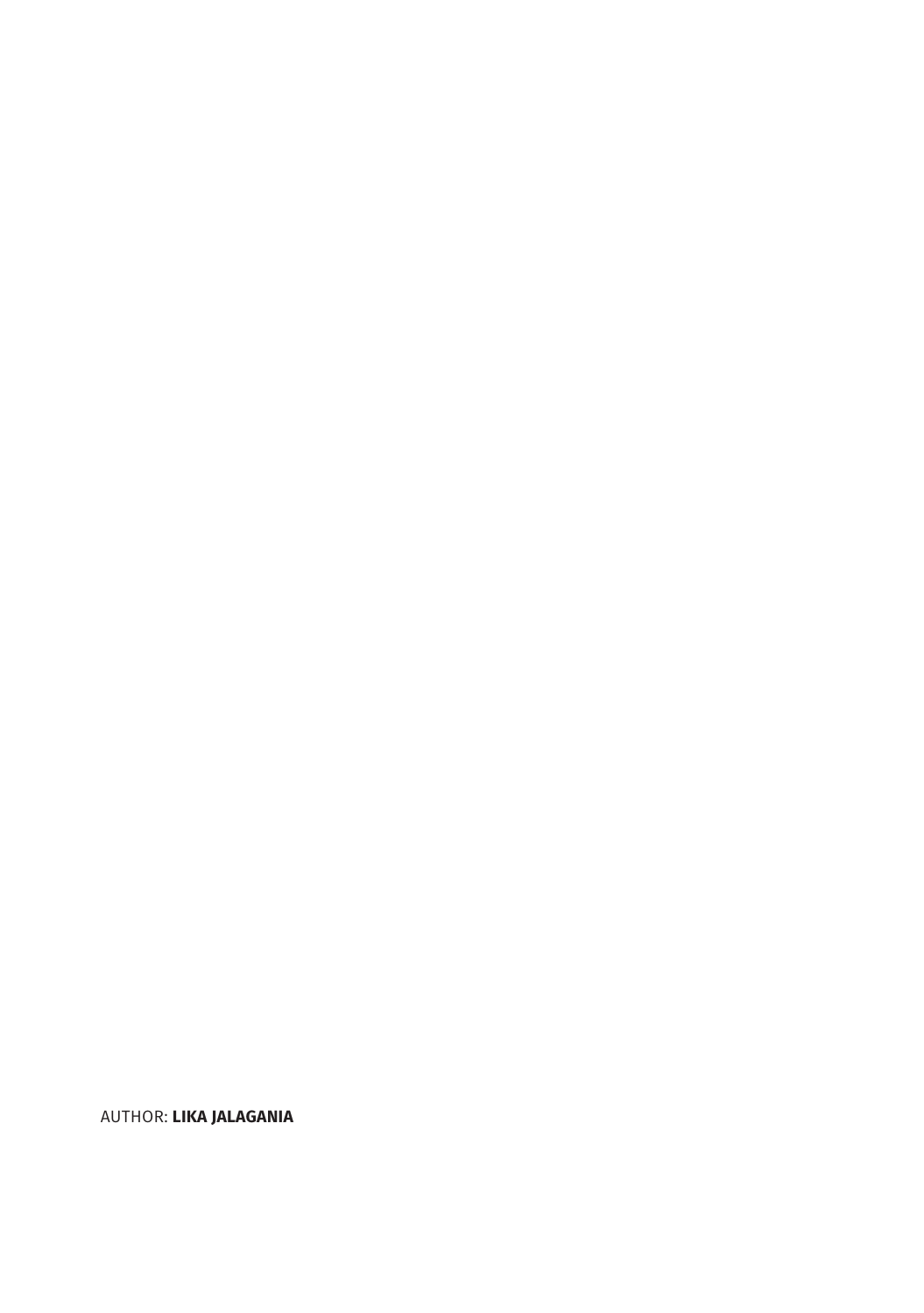AUTHOR: **LIKA JALAGANIA**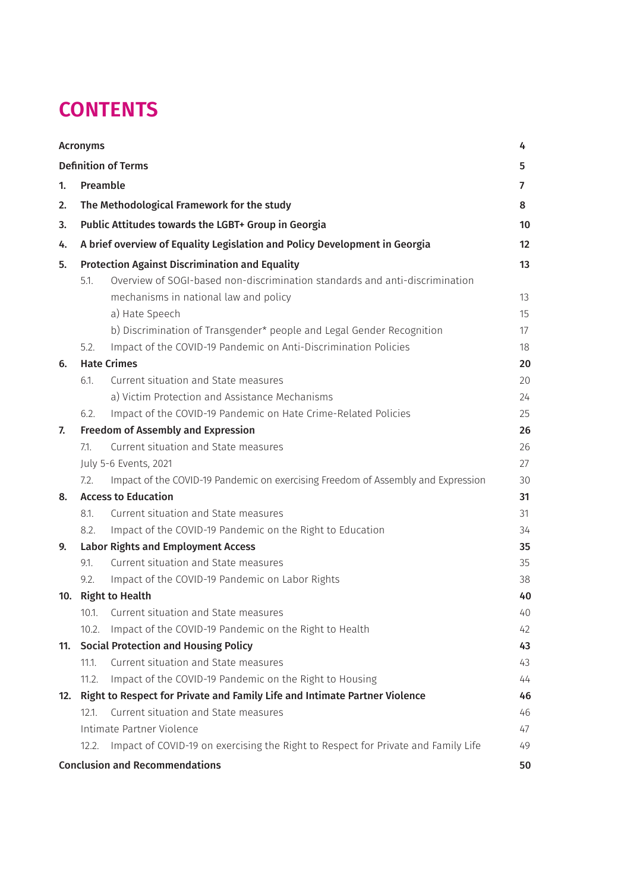# CONTENTS

| | | |
|---|---|---|
| **Acronyms** | | **4** |
| **Definition of Terms** | | **5** |
| **1.** | **Preamble** | **7** |
| **2.** | **The Methodological Framework for the study** | **8** |
| **3.** | **Public Attitudes towards the LGBT+ Group in Georgia** | **10** |
| **4.** | **A brief overview of Equality Legislation and Policy Development in Georgia** | **12** |
| **5.** | **Protection Against Discrimination and Equality** | **13** |
| 5.1. | Overview of SOGI-based non-discrimination standards and anti-discrimination mechanisms in national law and policy | 13 |
| | a) Hate Speech | 15 |
| | b) Discrimination of Transgender* people and Legal Gender Recognition | 17 |
| 5.2. | Impact of the COVID-19 Pandemic on Anti-Discrimination Policies | 18 |
| **6.** | **Hate Crimes** | **20** |
| 6.1. | Current situation and State measures | 20 |
| | a) Victim Protection and Assistance Mechanisms | 24 |
| 6.2. | Impact of the COVID-19 Pandemic on Hate Crime-Related Policies | 25 |
| **7.** | **Freedom of Assembly and Expression** | **26** |
| 7.1. | Current situation and State measures | 26 |
| | July 5-6 Events, 2021 | 27 |
| 7.2. | Impact of the COVID-19 Pandemic on exercising Freedom of Assembly and Expression | 30 |
| **8.** | **Access to Education** | **31** |
| 8.1. | Current situation and State measures | 31 |
| 8.2. | Impact of the COVID-19 Pandemic on the Right to Education | 34 |
| **9.** | **Labor Rights and Employment Access** | **35** |
| 9.1. | Current situation and State measures | 35 |
| 9.2. | Impact of the COVID-19 Pandemic on Labor Rights | 38 |
| **10.** | **Right to Health** | **40** |
| 10.1. | Current situation and State measures | 40 |
| 10.2. | Impact of the COVID-19 Pandemic on the Right to Health | 42 |
| **11.** | **Social Protection and Housing Policy** | **43** |
| 11.1. | Current situation and State measures | 43 |
| 11.2. | Impact of the COVID-19 Pandemic on the Right to Housing | 44 |
| **12.** | **Right to Respect for Private and Family Life and Intimate Partner Violence** | **46** |
| 12.1. | Current situation and State measures | 46 |
| | Intimate Partner Violence | 47 |
| 12.2. | Impact of COVID-19 on exercising the Right to Respect for Private and Family Life | 49 |
| **Conclusion and Recommendations** | | **50** |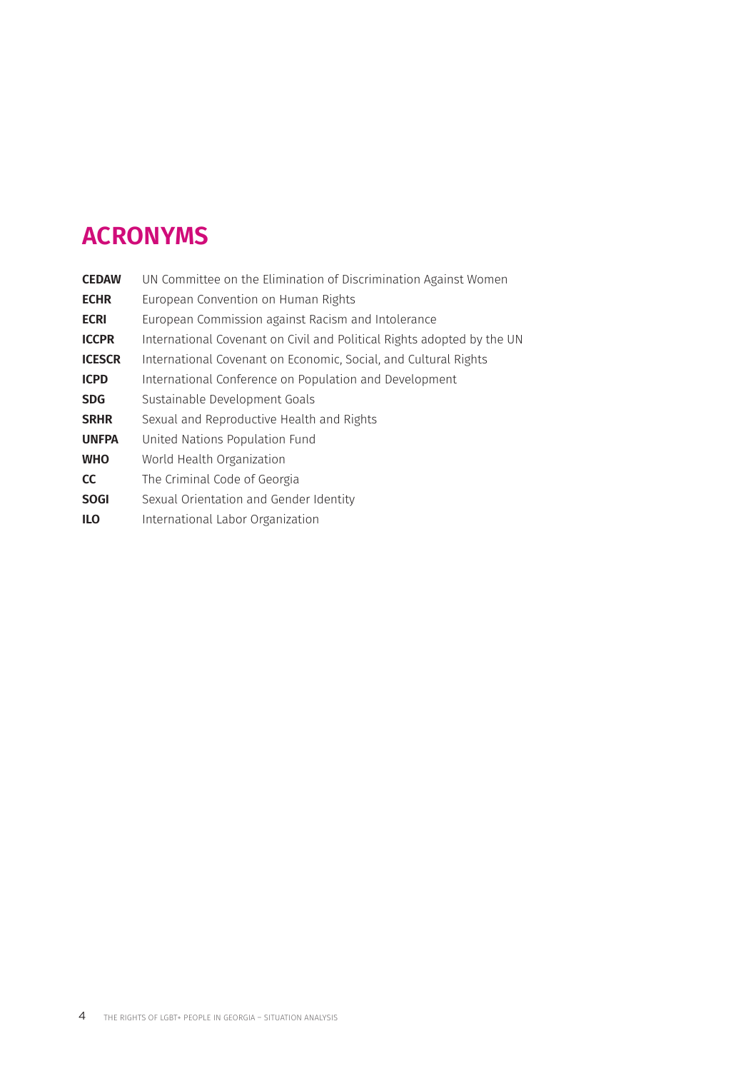# ACRONYMS

| | |
|---|---|
| **CEDAW** | UN Committee on the Elimination of Discrimination Against Women |
| **ECHR** | European Convention on Human Rights |
| **ECRI** | European Commission against Racism and Intolerance |
| **ICCPR** | International Covenant on Civil and Political Rights adopted by the UN |
| **ICESCR** | International Covenant on Economic, Social, and Cultural Rights |
| **ICPD** | International Conference on Population and Development |
| **SDG** | Sustainable Development Goals |
| **SRHR** | Sexual and Reproductive Health and Rights |
| **UNFPA** | United Nations Population Fund |
| **WHO** | World Health Organization |
| **CC** | The Criminal Code of Georgia |
| **SOGI** | Sexual Orientation and Gender Identity |
| **ILO** | International Labor Organization |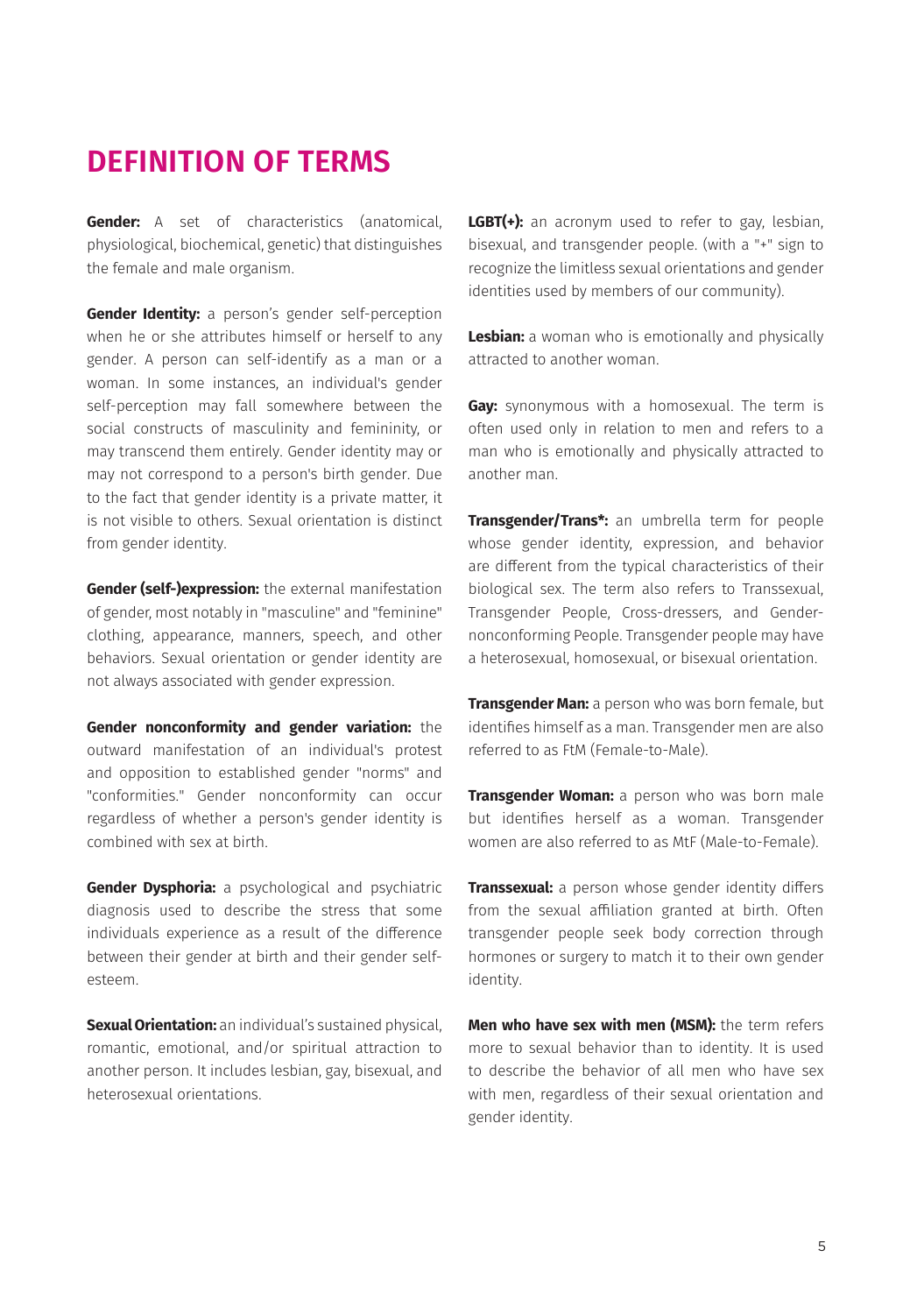# DEFINITION OF TERMS

**Gender:** A set of characteristics (anatomical, physiological, biochemical, genetic) that distinguishes the female and male organism.

**Gender Identity:** a person's gender self-perception when he or she attributes himself or herself to any gender. A person can self-identify as a man or a woman. In some instances, an individual's gender self-perception may fall somewhere between the social constructs of masculinity and femininity, or may transcend them entirely. Gender identity may or may not correspond to a person's birth gender. Due to the fact that gender identity is a private matter, it is not visible to others. Sexual orientation is distinct from gender identity.

**Gender (self-)expression:** the external manifestation of gender, most notably in "masculine" and "feminine" clothing, appearance, manners, speech, and other behaviors. Sexual orientation or gender identity are not always associated with gender expression.

**Gender nonconformity and gender variation:** the outward manifestation of an individual's protest and opposition to established gender "norms" and "conformities." Gender nonconformity can occur regardless of whether a person's gender identity is combined with sex at birth.

**Gender Dysphoria:** a psychological and psychiatric diagnosis used to describe the stress that some individuals experience as a result of the difference between their gender at birth and their gender self-esteem.

**Sexual Orientation:** an individual's sustained physical, romantic, emotional, and/or spiritual attraction to another person. It includes lesbian, gay, bisexual, and heterosexual orientations.

**LGBT(+):** an acronym used to refer to gay, lesbian, bisexual, and transgender people. (with a "+" sign to recognize the limitless sexual orientations and gender identities used by members of our community).

**Lesbian:** a woman who is emotionally and physically attracted to another woman.

**Gay:** synonymous with a homosexual. The term is often used only in relation to men and refers to a man who is emotionally and physically attracted to another man.

**Transgender/Trans*:** an umbrella term for people whose gender identity, expression, and behavior are different from the typical characteristics of their biological sex. The term also refers to Transsexual, Transgender People, Cross-dressers, and Gender-nonconforming People. Transgender people may have a heterosexual, homosexual, or bisexual orientation.

**Transgender Man:** a person who was born female, but identifies himself as a man. Transgender men are also referred to as FtM (Female-to-Male).

**Transgender Woman:** a person who was born male but identifies herself as a woman. Transgender women are also referred to as MtF (Male-to-Female).

**Transsexual:** a person whose gender identity differs from the sexual affiliation granted at birth. Often transgender people seek body correction through hormones or surgery to match it to their own gender identity.

**Men who have sex with men (MSM):** the term refers more to sexual behavior than to identity. It is used to describe the behavior of all men who have sex with men, regardless of their sexual orientation and gender identity.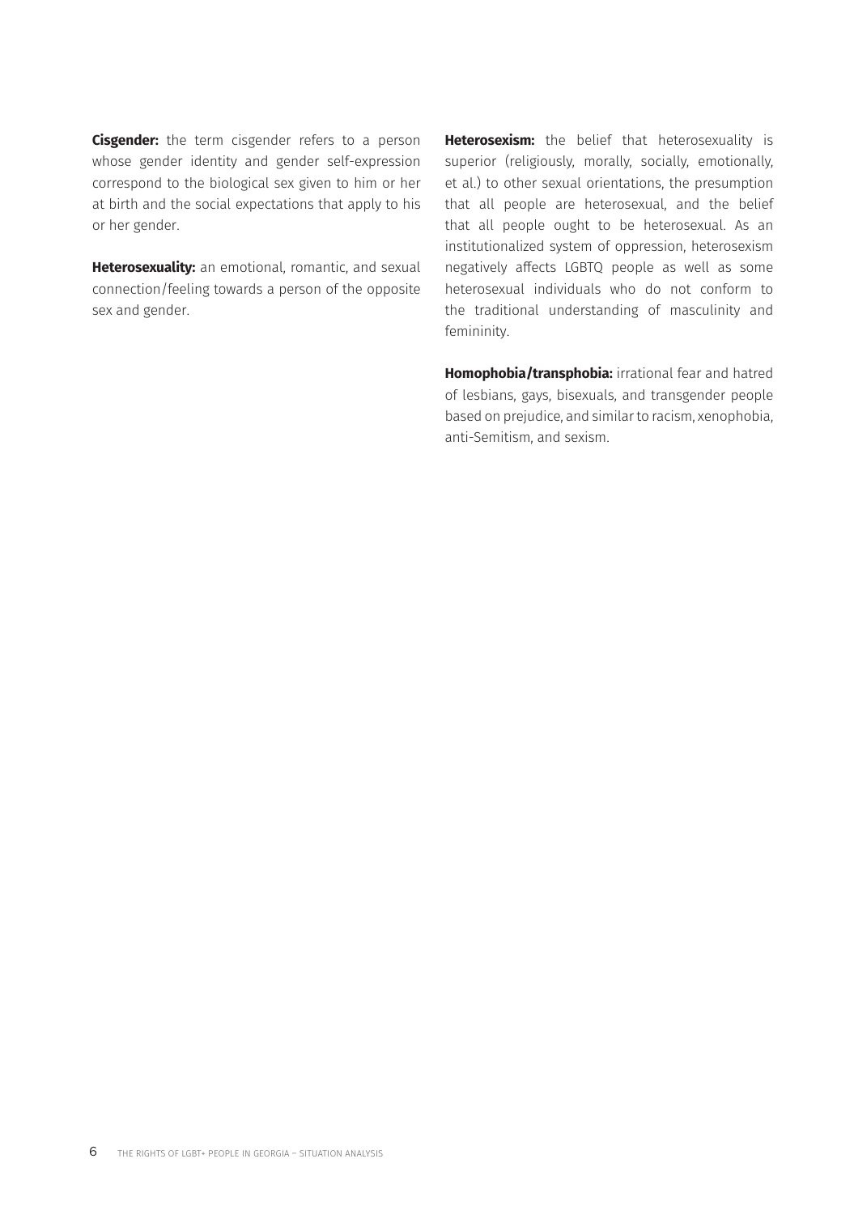**Cisgender:** the term cisgender refers to a person whose gender identity and gender self-expression correspond to the biological sex given to him or her at birth and the social expectations that apply to his or her gender.

**Heterosexuality:** an emotional, romantic, and sexual connection/feeling towards a person of the opposite sex and gender.

**Heterosexism:** the belief that heterosexuality is superior (religiously, morally, socially, emotionally, et al.) to other sexual orientations, the presumption that all people are heterosexual, and the belief that all people ought to be heterosexual. As an institutionalized system of oppression, heterosexism negatively affects LGBTQ people as well as some heterosexual individuals who do not conform to the traditional understanding of masculinity and femininity.

**Homophobia/transphobia:** irrational fear and hatred of lesbians, gays, bisexuals, and transgender people based on prejudice, and similar to racism, xenophobia, anti-Semitism, and sexism.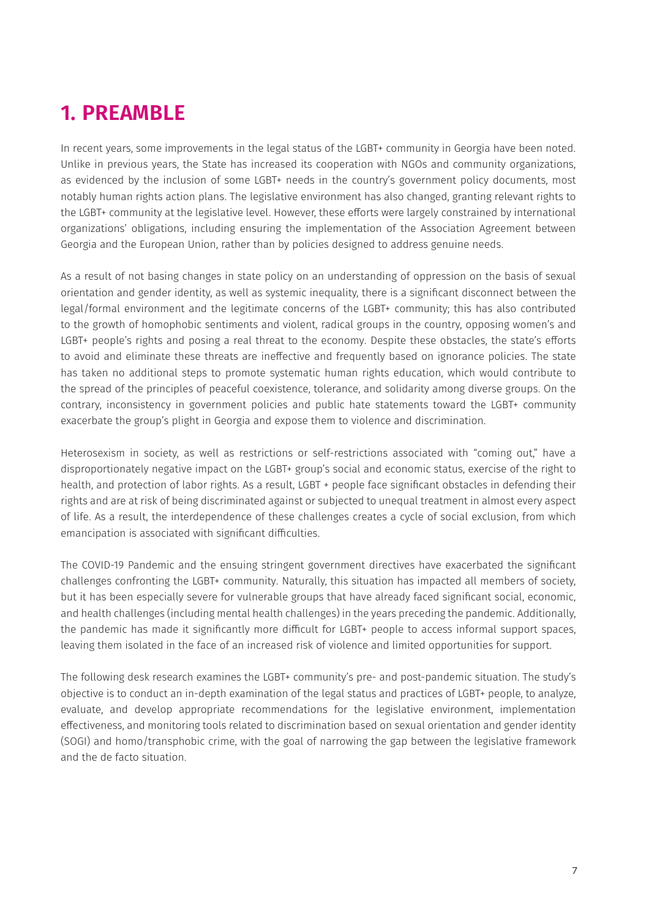# 1. PREAMBLE

In recent years, some improvements in the legal status of the LGBT+ community in Georgia have been noted. Unlike in previous years, the State has increased its cooperation with NGOs and community organizations, as evidenced by the inclusion of some LGBT+ needs in the country's government policy documents, most notably human rights action plans. The legislative environment has also changed, granting relevant rights to the LGBT+ community at the legislative level. However, these efforts were largely constrained by international organizations' obligations, including ensuring the implementation of the Association Agreement between Georgia and the European Union, rather than by policies designed to address genuine needs.

As a result of not basing changes in state policy on an understanding of oppression on the basis of sexual orientation and gender identity, as well as systemic inequality, there is a significant disconnect between the legal/formal environment and the legitimate concerns of the LGBT+ community; this has also contributed to the growth of homophobic sentiments and violent, radical groups in the country, opposing women's and LGBT+ people's rights and posing a real threat to the economy. Despite these obstacles, the state's efforts to avoid and eliminate these threats are ineffective and frequently based on ignorance policies. The state has taken no additional steps to promote systematic human rights education, which would contribute to the spread of the principles of peaceful coexistence, tolerance, and solidarity among diverse groups. On the contrary, inconsistency in government policies and public hate statements toward the LGBT+ community exacerbate the group's plight in Georgia and expose them to violence and discrimination.

Heterosexism in society, as well as restrictions or self-restrictions associated with "coming out," have a disproportionately negative impact on the LGBT+ group's social and economic status, exercise of the right to health, and protection of labor rights. As a result, LGBT + people face significant obstacles in defending their rights and are at risk of being discriminated against or subjected to unequal treatment in almost every aspect of life. As a result, the interdependence of these challenges creates a cycle of social exclusion, from which emancipation is associated with significant difficulties.

The COVID-19 Pandemic and the ensuing stringent government directives have exacerbated the significant challenges confronting the LGBT+ community. Naturally, this situation has impacted all members of society, but it has been especially severe for vulnerable groups that have already faced significant social, economic, and health challenges (including mental health challenges) in the years preceding the pandemic. Additionally, the pandemic has made it significantly more difficult for LGBT+ people to access informal support spaces, leaving them isolated in the face of an increased risk of violence and limited opportunities for support.

The following desk research examines the LGBT+ community's pre- and post-pandemic situation. The study's objective is to conduct an in-depth examination of the legal status and practices of LGBT+ people, to analyze, evaluate, and develop appropriate recommendations for the legislative environment, implementation effectiveness, and monitoring tools related to discrimination based on sexual orientation and gender identity (SOGI) and homo/transphobic crime, with the goal of narrowing the gap between the legislative framework and the de facto situation.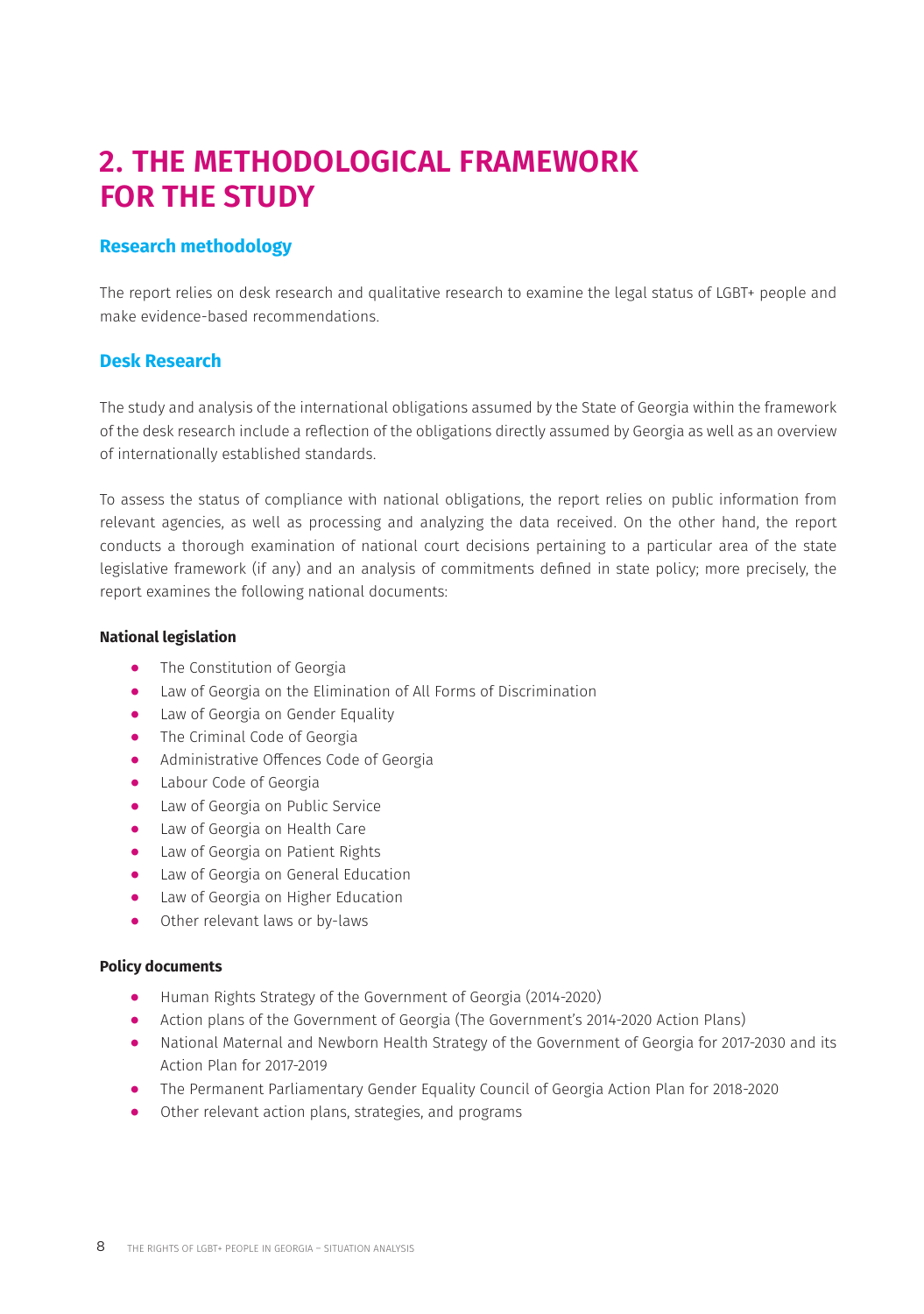# 2. THE METHODOLOGICAL FRAMEWORK FOR THE STUDY

## Research methodology

The report relies on desk research and qualitative research to examine the legal status of LGBT+ people and make evidence-based recommendations.

## Desk Research

The study and analysis of the international obligations assumed by the State of Georgia within the framework of the desk research include a reflection of the obligations directly assumed by Georgia as well as an overview of internationally established standards.

To assess the status of compliance with national obligations, the report relies on public information from relevant agencies, as well as processing and analyzing the data received. On the other hand, the report conducts a thorough examination of national court decisions pertaining to a particular area of the state legislative framework (if any) and an analysis of commitments defined in state policy; more precisely, the report examines the following national documents:

**National legislation**

- The Constitution of Georgia
- Law of Georgia on the Elimination of All Forms of Discrimination
- Law of Georgia on Gender Equality
- The Criminal Code of Georgia
- Administrative Offences Code of Georgia
- Labour Code of Georgia
- Law of Georgia on Public Service
- Law of Georgia on Health Care
- Law of Georgia on Patient Rights
- Law of Georgia on General Education
- Law of Georgia on Higher Education
- Other relevant laws or by-laws

**Policy documents**

- Human Rights Strategy of the Government of Georgia (2014-2020)
- Action plans of the Government of Georgia (The Government's 2014-2020 Action Plans)
- National Maternal and Newborn Health Strategy of the Government of Georgia for 2017-2030 and its Action Plan for 2017-2019
- The Permanent Parliamentary Gender Equality Council of Georgia Action Plan for 2018-2020
- Other relevant action plans, strategies, and programs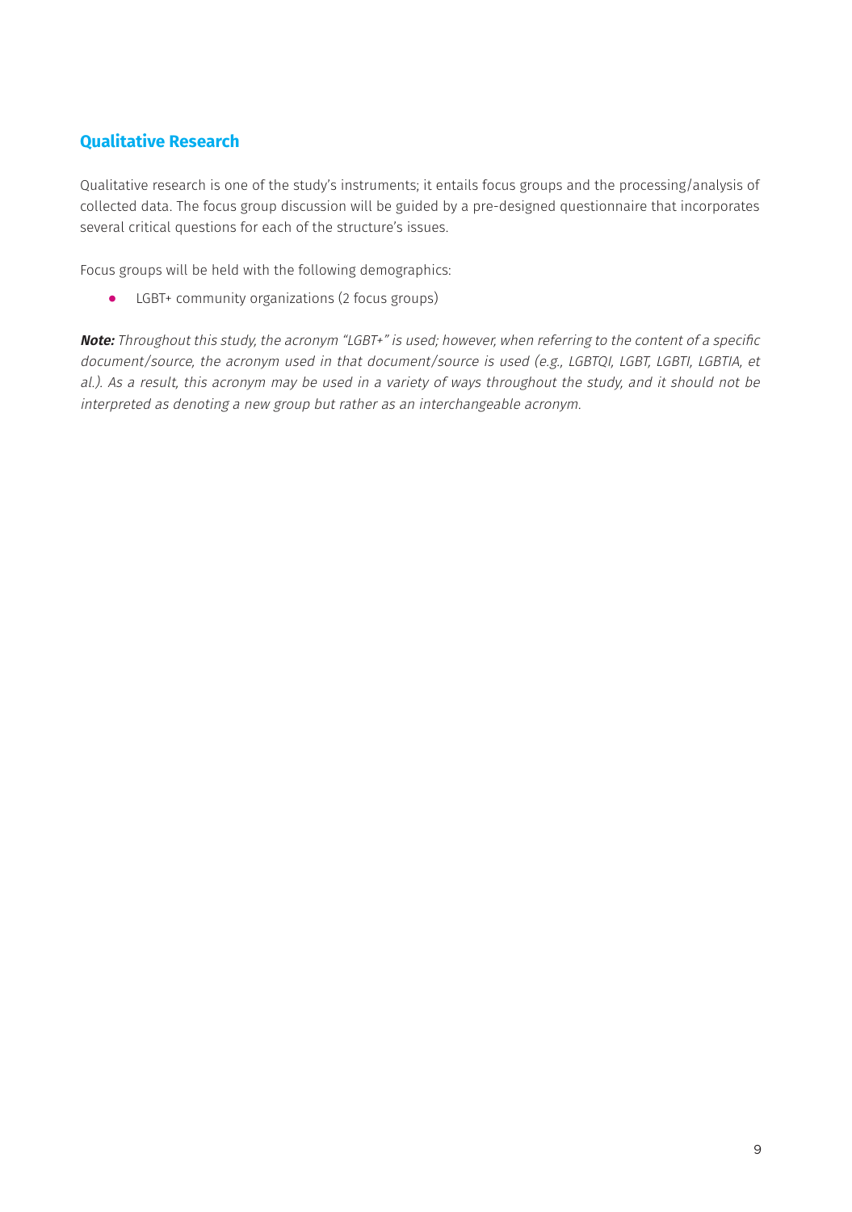## Qualitative Research

Qualitative research is one of the study's instruments; it entails focus groups and the processing/analysis of collected data. The focus group discussion will be guided by a pre-designed questionnaire that incorporates several critical questions for each of the structure's issues.

Focus groups will be held with the following demographics:

- LGBT+ community organizations (2 focus groups)

***Note:*** *Throughout this study, the acronym "LGBT+" is used; however, when referring to the content of a specific document/source, the acronym used in that document/source is used (e.g., LGBTQI, LGBT, LGBTI, LGBTIA, et al.). As a result, this acronym may be used in a variety of ways throughout the study, and it should not be interpreted as denoting a new group but rather as an interchangeable acronym.*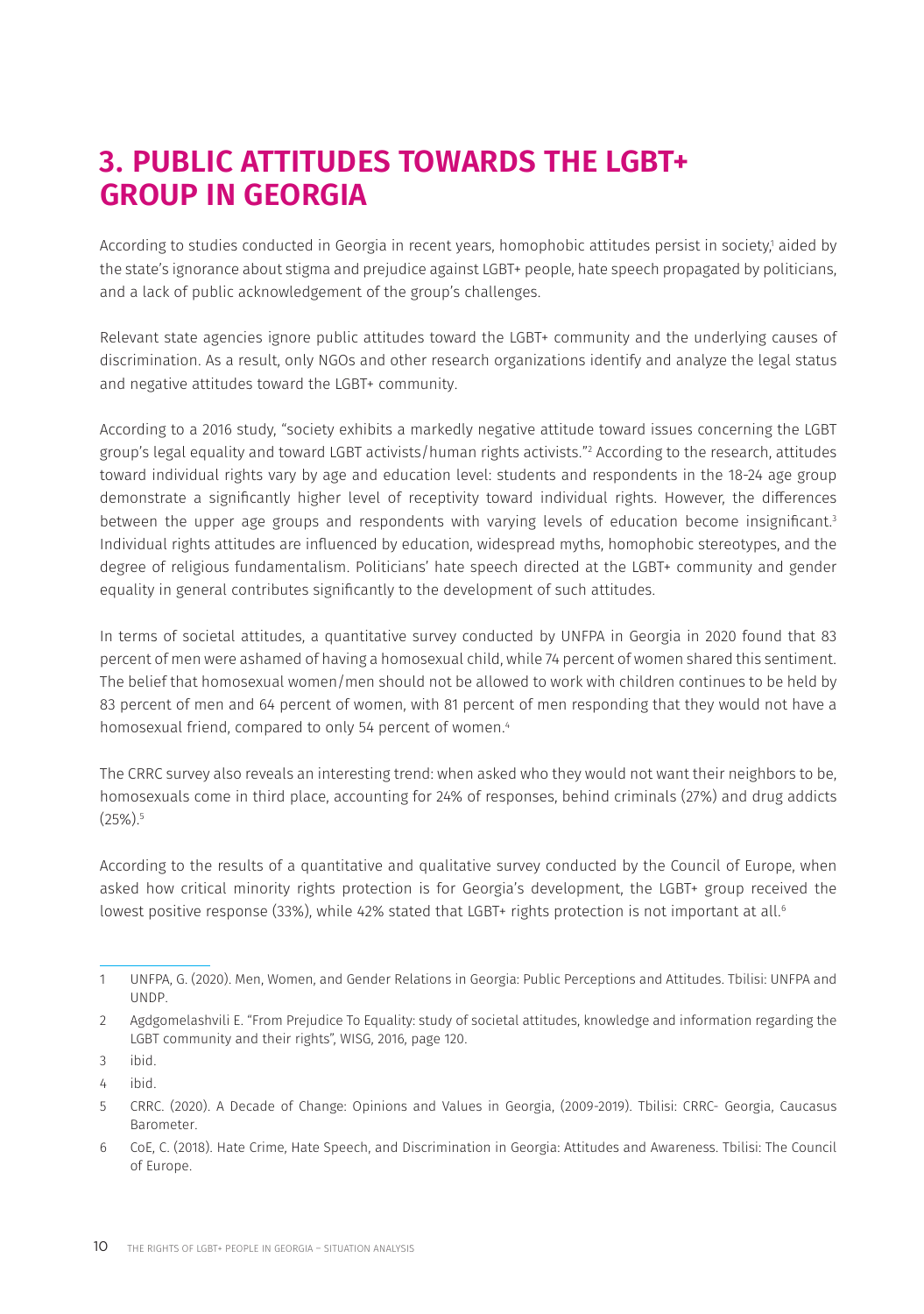# 3. PUBLIC ATTITUDES TOWARDS THE LGBT+ GROUP IN GEORGIA

According to studies conducted in Georgia in recent years, homophobic attitudes persist in society,[1] aided by the state's ignorance about stigma and prejudice against LGBT+ people, hate speech propagated by politicians, and a lack of public acknowledgement of the group's challenges.

Relevant state agencies ignore public attitudes toward the LGBT+ community and the underlying causes of discrimination. As a result, only NGOs and other research organizations identify and analyze the legal status and negative attitudes toward the LGBT+ community.

According to a 2016 study, "society exhibits a markedly negative attitude toward issues concerning the LGBT group's legal equality and toward LGBT activists/human rights activists."[2] According to the research, attitudes toward individual rights vary by age and education level: students and respondents in the 18-24 age group demonstrate a significantly higher level of receptivity toward individual rights. However, the differences between the upper age groups and respondents with varying levels of education become insignificant.[3] Individual rights attitudes are influenced by education, widespread myths, homophobic stereotypes, and the degree of religious fundamentalism. Politicians' hate speech directed at the LGBT+ community and gender equality in general contributes significantly to the development of such attitudes.

In terms of societal attitudes, a quantitative survey conducted by UNFPA in Georgia in 2020 found that 83 percent of men were ashamed of having a homosexual child, while 74 percent of women shared this sentiment. The belief that homosexual women/men should not be allowed to work with children continues to be held by 83 percent of men and 64 percent of women, with 81 percent of men responding that they would not have a homosexual friend, compared to only 54 percent of women.[4]

The CRRC survey also reveals an interesting trend: when asked who they would not want their neighbors to be, homosexuals come in third place, accounting for 24% of responses, behind criminals (27%) and drug addicts (25%).[5]

According to the results of a quantitative and qualitative survey conducted by the Council of Europe, when asked how critical minority rights protection is for Georgia's development, the LGBT+ group received the lowest positive response (33%), while 42% stated that LGBT+ rights protection is not important at all.[6]

---

1 UNFPA, G. (2020). Men, Women, and Gender Relations in Georgia: Public Perceptions and Attitudes. Tbilisi: UNFPA and UNDP.

2 Agdgomelashvili E. "From Prejudice To Equality: study of societal attitudes, knowledge and information regarding the LGBT community and their rights", WISG, 2016, page 120.

3 ibid.

4 ibid.

5 CRRC. (2020). A Decade of Change: Opinions and Values in Georgia, (2009-2019). Tbilisi: CRRC- Georgia, Caucasus Barometer.

6 CoE, C. (2018). Hate Crime, Hate Speech, and Discrimination in Georgia: Attitudes and Awareness. Tbilisi: The Council of Europe.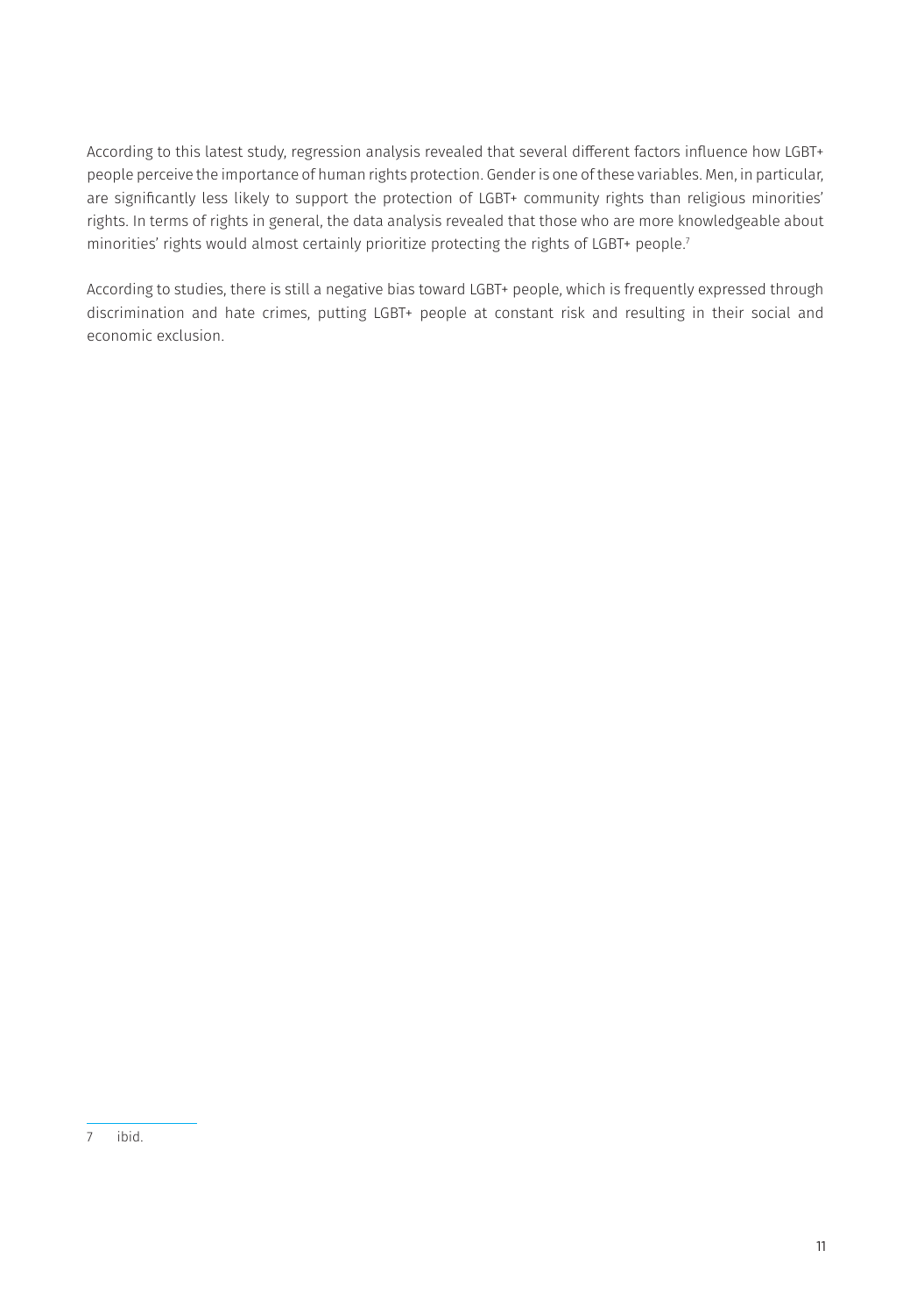According to this latest study, regression analysis revealed that several different factors influence how LGBT+ people perceive the importance of human rights protection. Gender is one of these variables. Men, in particular, are significantly less likely to support the protection of LGBT+ community rights than religious minorities' rights. In terms of rights in general, the data analysis revealed that those who are more knowledgeable about minorities' rights would almost certainly prioritize protecting the rights of LGBT+ people.[7]

According to studies, there is still a negative bias toward LGBT+ people, which is frequently expressed through discrimination and hate crimes, putting LGBT+ people at constant risk and resulting in their social and economic exclusion.

---

7 ibid.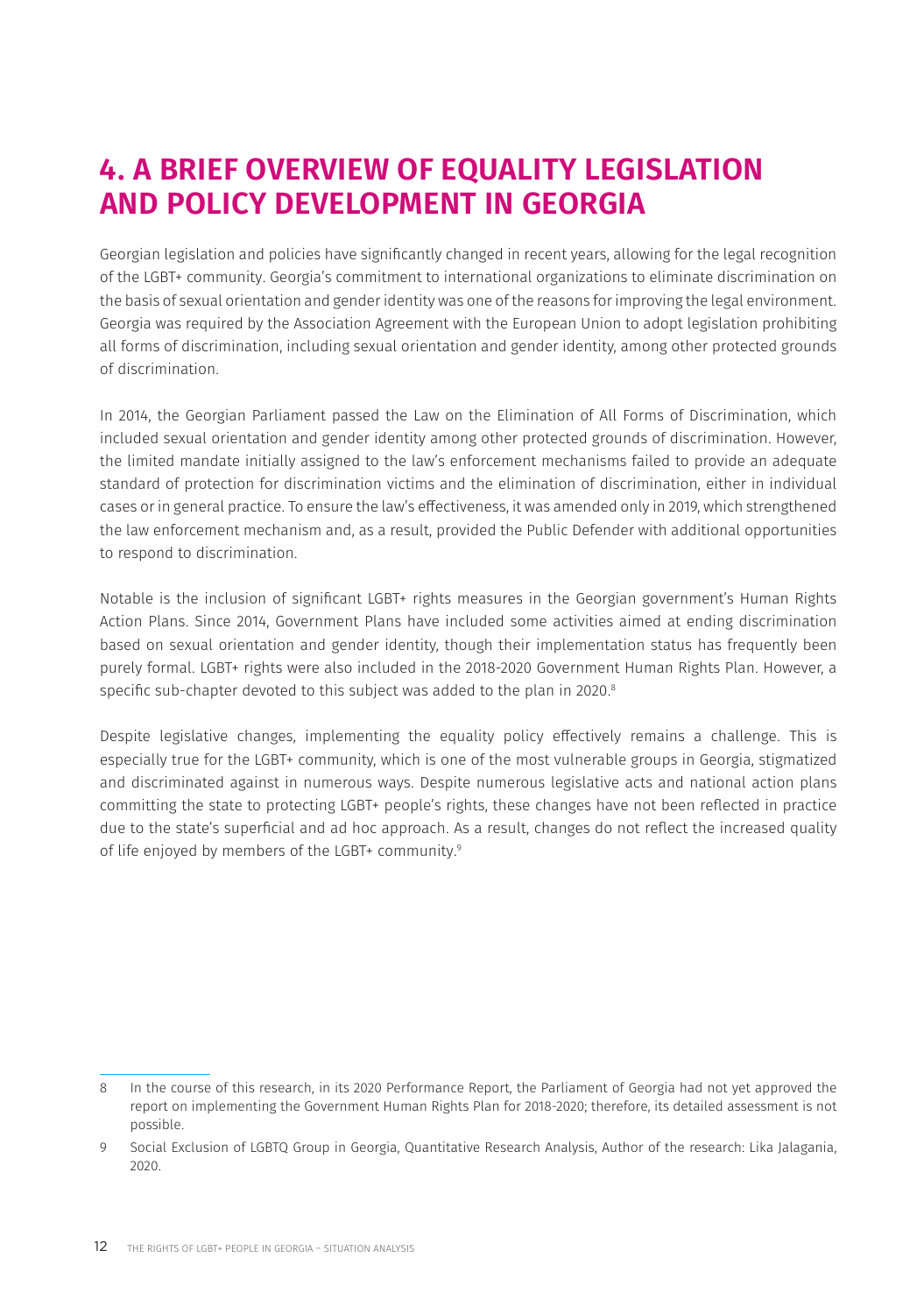# 4. A BRIEF OVERVIEW OF EQUALITY LEGISLATION AND POLICY DEVELOPMENT IN GEORGIA

Georgian legislation and policies have significantly changed in recent years, allowing for the legal recognition of the LGBT+ community. Georgia's commitment to international organizations to eliminate discrimination on the basis of sexual orientation and gender identity was one of the reasons for improving the legal environment. Georgia was required by the Association Agreement with the European Union to adopt legislation prohibiting all forms of discrimination, including sexual orientation and gender identity, among other protected grounds of discrimination.

In 2014, the Georgian Parliament passed the Law on the Elimination of All Forms of Discrimination, which included sexual orientation and gender identity among other protected grounds of discrimination. However, the limited mandate initially assigned to the law's enforcement mechanisms failed to provide an adequate standard of protection for discrimination victims and the elimination of discrimination, either in individual cases or in general practice. To ensure the law's effectiveness, it was amended only in 2019, which strengthened the law enforcement mechanism and, as a result, provided the Public Defender with additional opportunities to respond to discrimination.

Notable is the inclusion of significant LGBT+ rights measures in the Georgian government's Human Rights Action Plans. Since 2014, Government Plans have included some activities aimed at ending discrimination based on sexual orientation and gender identity, though their implementation status has frequently been purely formal. LGBT+ rights were also included in the 2018-2020 Government Human Rights Plan. However, a specific sub-chapter devoted to this subject was added to the plan in 2020.[8]

Despite legislative changes, implementing the equality policy effectively remains a challenge. This is especially true for the LGBT+ community, which is one of the most vulnerable groups in Georgia, stigmatized and discriminated against in numerous ways. Despite numerous legislative acts and national action plans committing the state to protecting LGBT+ people's rights, these changes have not been reflected in practice due to the state's superficial and ad hoc approach. As a result, changes do not reflect the increased quality of life enjoyed by members of the LGBT+ community.[9]

---

8 In the course of this research, in its 2020 Performance Report, the Parliament of Georgia had not yet approved the report on implementing the Government Human Rights Plan for 2018-2020; therefore, its detailed assessment is not possible.

9 Social Exclusion of LGBTQ Group in Georgia, Quantitative Research Analysis, Author of the research: Lika Jalagania, 2020.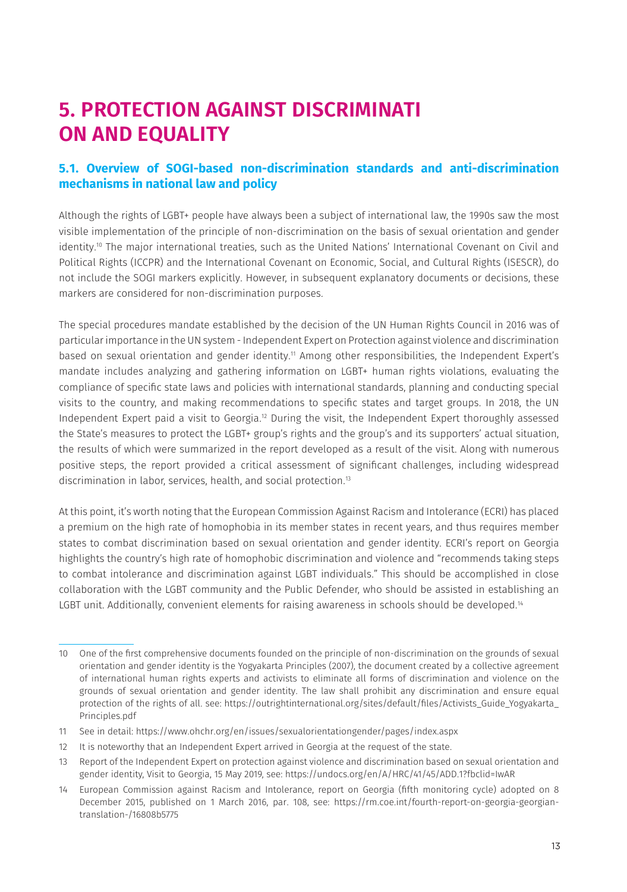# 5. PROTECTION AGAINST DISCRIMINATI ON AND EQUALITY

## 5.1. Overview of SOGI-based non-discrimination standards and anti-discrimination mechanisms in national law and policy

Although the rights of LGBT+ people have always been a subject of international law, the 1990s saw the most visible implementation of the principle of non-discrimination on the basis of sexual orientation and gender identity.[10] The major international treaties, such as the United Nations' International Covenant on Civil and Political Rights (ICCPR) and the International Covenant on Economic, Social, and Cultural Rights (ISESCR), do not include the SOGI markers explicitly. However, in subsequent explanatory documents or decisions, these markers are considered for non-discrimination purposes.

The special procedures mandate established by the decision of the UN Human Rights Council in 2016 was of particular importance in the UN system - Independent Expert on Protection against violence and discrimination based on sexual orientation and gender identity.[11] Among other responsibilities, the Independent Expert's mandate includes analyzing and gathering information on LGBT+ human rights violations, evaluating the compliance of specific state laws and policies with international standards, planning and conducting special visits to the country, and making recommendations to specific states and target groups. In 2018, the UN Independent Expert paid a visit to Georgia.[12] During the visit, the Independent Expert thoroughly assessed the State's measures to protect the LGBT+ group's rights and the group's and its supporters' actual situation, the results of which were summarized in the report developed as a result of the visit. Along with numerous positive steps, the report provided a critical assessment of significant challenges, including widespread discrimination in labor, services, health, and social protection.[13]

At this point, it's worth noting that the European Commission Against Racism and Intolerance (ECRI) has placed a premium on the high rate of homophobia in its member states in recent years, and thus requires member states to combat discrimination based on sexual orientation and gender identity. ECRI's report on Georgia highlights the country's high rate of homophobic discrimination and violence and "recommends taking steps to combat intolerance and discrimination against LGBT individuals." This should be accomplished in close collaboration with the LGBT community and the Public Defender, who should be assisted in establishing an LGBT unit. Additionally, convenient elements for raising awareness in schools should be developed.[14]

---

10 One of the first comprehensive documents founded on the principle of non-discrimination on the grounds of sexual orientation and gender identity is the Yogyakarta Principles (2007), the document created by a collective agreement of international human rights experts and activists to eliminate all forms of discrimination and violence on the grounds of sexual orientation and gender identity. The law shall prohibit any discrimination and ensure equal protection of the rights of all. see: https://outrightinternational.org/sites/default/files/Activists_Guide_Yogyakarta_Principles.pdf

11 See in detail: https://www.ohchr.org/en/issues/sexualorientationgender/pages/index.aspx

12 It is noteworthy that an Independent Expert arrived in Georgia at the request of the state.

13 Report of the Independent Expert on protection against violence and discrimination based on sexual orientation and gender identity, Visit to Georgia, 15 May 2019, see: https://undocs.org/en/A/HRC/41/45/ADD.1?fbclid=IwAR

14 European Commission against Racism and Intolerance, report on Georgia (fifth monitoring cycle) adopted on 8 December 2015, published on 1 March 2016, par. 108, see: https://rm.coe.int/fourth-report-on-georgia-georgian-translation-/16808b5775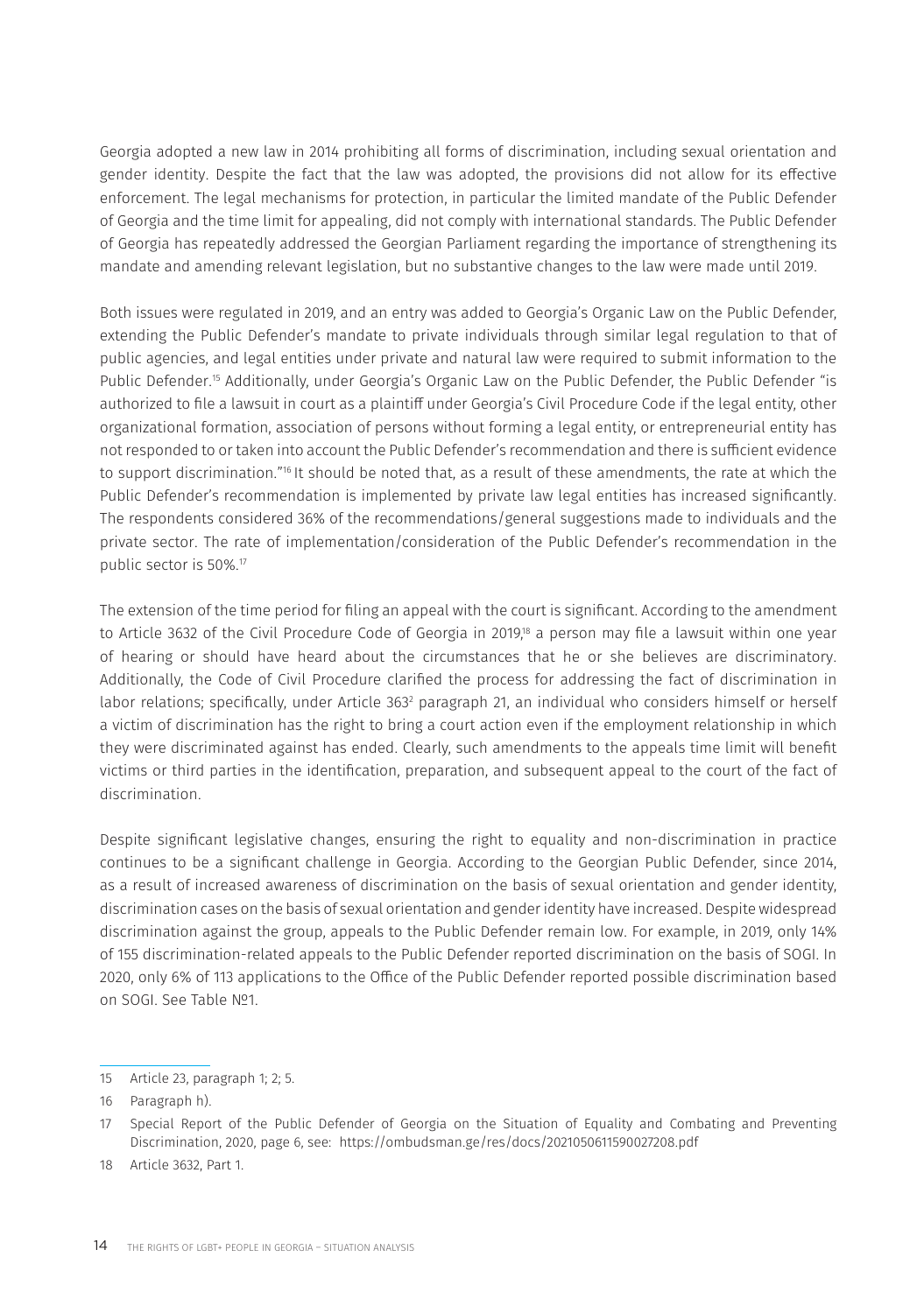Georgia adopted a new law in 2014 prohibiting all forms of discrimination, including sexual orientation and gender identity. Despite the fact that the law was adopted, the provisions did not allow for its effective enforcement. The legal mechanisms for protection, in particular the limited mandate of the Public Defender of Georgia and the time limit for appealing, did not comply with international standards. The Public Defender of Georgia has repeatedly addressed the Georgian Parliament regarding the importance of strengthening its mandate and amending relevant legislation, but no substantive changes to the law were made until 2019.

Both issues were regulated in 2019, and an entry was added to Georgia's Organic Law on the Public Defender, extending the Public Defender's mandate to private individuals through similar legal regulation to that of public agencies, and legal entities under private and natural law were required to submit information to the Public Defender.[15] Additionally, under Georgia's Organic Law on the Public Defender, the Public Defender "is authorized to file a lawsuit in court as a plaintiff under Georgia's Civil Procedure Code if the legal entity, other organizational formation, association of persons without forming a legal entity, or entrepreneurial entity has not responded to or taken into account the Public Defender's recommendation and there is sufficient evidence to support discrimination."[16] It should be noted that, as a result of these amendments, the rate at which the Public Defender's recommendation is implemented by private law legal entities has increased significantly. The respondents considered 36% of the recommendations/general suggestions made to individuals and the private sector. The rate of implementation/consideration of the Public Defender's recommendation in the public sector is 50%.[17]

The extension of the time period for filing an appeal with the court is significant. According to the amendment to Article 3632 of the Civil Procedure Code of Georgia in 2019,[18] a person may file a lawsuit within one year of hearing or should have heard about the circumstances that he or she believes are discriminatory. Additionally, the Code of Civil Procedure clarified the process for addressing the fact of discrimination in labor relations; specifically, under Article 363[2] paragraph 21, an individual who considers himself or herself a victim of discrimination has the right to bring a court action even if the employment relationship in which they were discriminated against has ended. Clearly, such amendments to the appeals time limit will benefit victims or third parties in the identification, preparation, and subsequent appeal to the court of the fact of discrimination.

Despite significant legislative changes, ensuring the right to equality and non-discrimination in practice continues to be a significant challenge in Georgia. According to the Georgian Public Defender, since 2014, as a result of increased awareness of discrimination on the basis of sexual orientation and gender identity, discrimination cases on the basis of sexual orientation and gender identity have increased. Despite widespread discrimination against the group, appeals to the Public Defender remain low. For example, in 2019, only 14% of 155 discrimination-related appeals to the Public Defender reported discrimination on the basis of SOGI. In 2020, only 6% of 113 applications to the Office of the Public Defender reported possible discrimination based on SOGI. See Table №1.

---

15 Article 23, paragraph 1; 2; 5.

16 Paragraph h).

17 Special Report of the Public Defender of Georgia on the Situation of Equality and Combating and Preventing Discrimination, 2020, page 6, see: https://ombudsman.ge/res/docs/2021050611590027208.pdf

18 Article 3632, Part 1.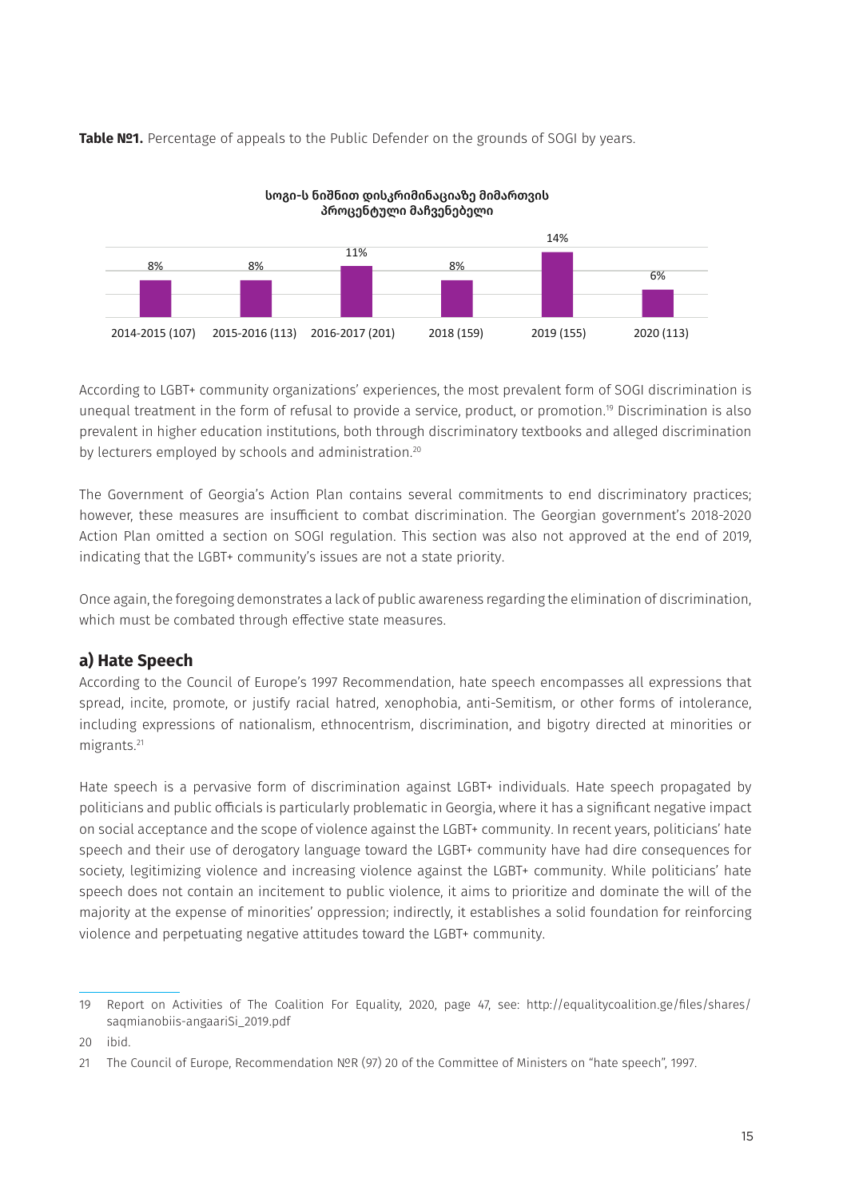**Table №1.** Percentage of appeals to the Public Defender on the grounds of SOGI by years.

სოგი-ს ნიშნით დისკრიმინაციაზე მიმართვის პროცენტული მაჩვენებელი

| 2014-2015 (107) | 2015-2016 (113) | 2016-2017 (201) | 2018 (159) | 2019 (155) | 2020 (113) |
|---|---|---|---|---|---|
| 8% | 8% | 11% | 8% | 14% | 6% |

According to LGBT+ community organizations' experiences, the most prevalent form of SOGI discrimination is unequal treatment in the form of refusal to provide a service, product, or promotion.[19] Discrimination is also prevalent in higher education institutions, both through discriminatory textbooks and alleged discrimination by lecturers employed by schools and administration.[20]

The Government of Georgia's Action Plan contains several commitments to end discriminatory practices; however, these measures are insufficient to combat discrimination. The Georgian government's 2018-2020 Action Plan omitted a section on SOGI regulation. This section was also not approved at the end of 2019, indicating that the LGBT+ community's issues are not a state priority.

Once again, the foregoing demonstrates a lack of public awareness regarding the elimination of discrimination, which must be combated through effective state measures.

## a) Hate Speech

According to the Council of Europe's 1997 Recommendation, hate speech encompasses all expressions that spread, incite, promote, or justify racial hatred, xenophobia, anti-Semitism, or other forms of intolerance, including expressions of nationalism, ethnocentrism, discrimination, and bigotry directed at minorities or migrants.[21]

Hate speech is a pervasive form of discrimination against LGBT+ individuals. Hate speech propagated by politicians and public officials is particularly problematic in Georgia, where it has a significant negative impact on social acceptance and the scope of violence against the LGBT+ community. In recent years, politicians' hate speech and their use of derogatory language toward the LGBT+ community have had dire consequences for society, legitimizing violence and increasing violence against the LGBT+ community. While politicians' hate speech does not contain an incitement to public violence, it aims to prioritize and dominate the will of the majority at the expense of minorities' oppression; indirectly, it establishes a solid foundation for reinforcing violence and perpetuating negative attitudes toward the LGBT+ community.

---

19 Report on Activities of The Coalition For Equality, 2020, page 47, see: http://equalitycoalition.ge/files/shares/saqmianobiis-angaariSi_2019.pdf

20 ibid.

21 The Council of Europe, Recommendation №R (97) 20 of the Committee of Ministers on "hate speech", 1997.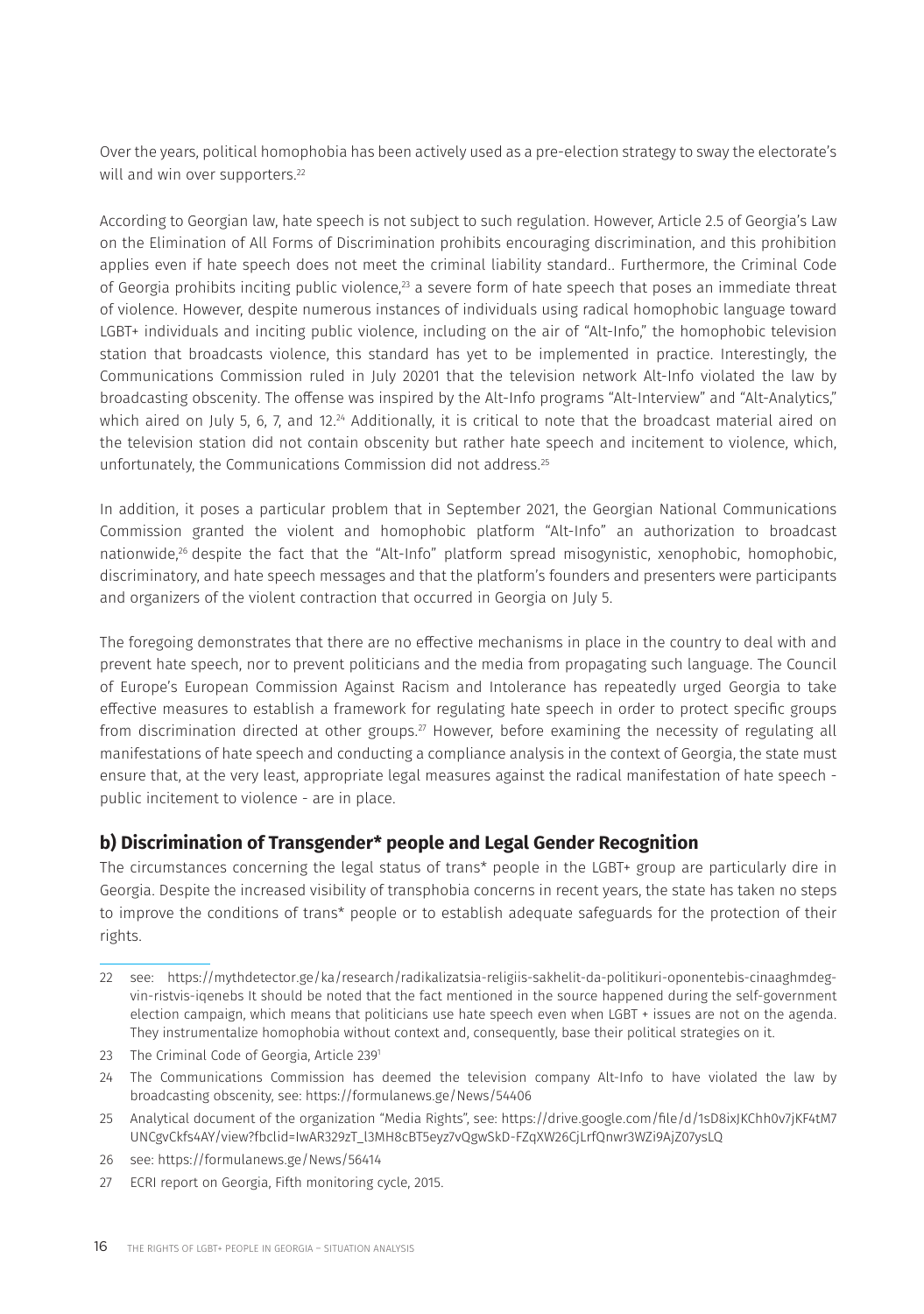Over the years, political homophobia has been actively used as a pre-election strategy to sway the electorate's will and win over supporters.[22]

According to Georgian law, hate speech is not subject to such regulation. However, Article 2.5 of Georgia's Law on the Elimination of All Forms of Discrimination prohibits encouraging discrimination, and this prohibition applies even if hate speech does not meet the criminal liability standard.. Furthermore, the Criminal Code of Georgia prohibits inciting public violence,[23] a severe form of hate speech that poses an immediate threat of violence. However, despite numerous instances of individuals using radical homophobic language toward LGBT+ individuals and inciting public violence, including on the air of "Alt-Info," the homophobic television station that broadcasts violence, this standard has yet to be implemented in practice. Interestingly, the Communications Commission ruled in July 20201 that the television network Alt-Info violated the law by broadcasting obscenity. The offense was inspired by the Alt-Info programs "Alt-Interview" and "Alt-Analytics," which aired on July 5, 6, 7, and 12.[24] Additionally, it is critical to note that the broadcast material aired on the television station did not contain obscenity but rather hate speech and incitement to violence, which, unfortunately, the Communications Commission did not address.[25]

In addition, it poses a particular problem that in September 2021, the Georgian National Communications Commission granted the violent and homophobic platform "Alt-Info" an authorization to broadcast nationwide,[26] despite the fact that the "Alt-Info" platform spread misogynistic, xenophobic, homophobic, discriminatory, and hate speech messages and that the platform's founders and presenters were participants and organizers of the violent contraction that occurred in Georgia on July 5.

The foregoing demonstrates that there are no effective mechanisms in place in the country to deal with and prevent hate speech, nor to prevent politicians and the media from propagating such language. The Council of Europe's European Commission Against Racism and Intolerance has repeatedly urged Georgia to take effective measures to establish a framework for regulating hate speech in order to protect specific groups from discrimination directed at other groups.[27] However, before examining the necessity of regulating all manifestations of hate speech and conducting a compliance analysis in the context of Georgia, the state must ensure that, at the very least, appropriate legal measures against the radical manifestation of hate speech - public incitement to violence - are in place.

### b) Discrimination of Transgender* people and Legal Gender Recognition

The circumstances concerning the legal status of trans* people in the LGBT+ group are particularly dire in Georgia. Despite the increased visibility of transphobia concerns in recent years, the state has taken no steps to improve the conditions of trans* people or to establish adequate safeguards for the protection of their rights.

---

22 see: https://mythdetector.ge/ka/research/radikalizatsia-religiis-sakhelit-da-politikuri-oponentebis-cinaaghmdeg-vin-ristvis-iqenebs It should be noted that the fact mentioned in the source happened during the self-government election campaign, which means that politicians use hate speech even when LGBT + issues are not on the agenda. They instrumentalize homophobia without context and, consequently, base their political strategies on it.

23 The Criminal Code of Georgia, Article 239[1]

24 The Communications Commission has deemed the television company Alt-Info to have violated the law by broadcasting obscenity, see: https://formulanews.ge/News/54406

25 Analytical document of the organization "Media Rights", see: https://drive.google.com/file/d/1sD8ixJKChh0v7jKF4tM7UNCgvCkfs4AY/view?fbclid=IwAR329zT_l3MH8cBT5eyz7vQgwSkD-FZqXW26CjLrfQnwr3WZi9AjZ07ysLQ

26 see: https://formulanews.ge/News/56414

27 ECRI report on Georgia, Fifth monitoring cycle, 2015.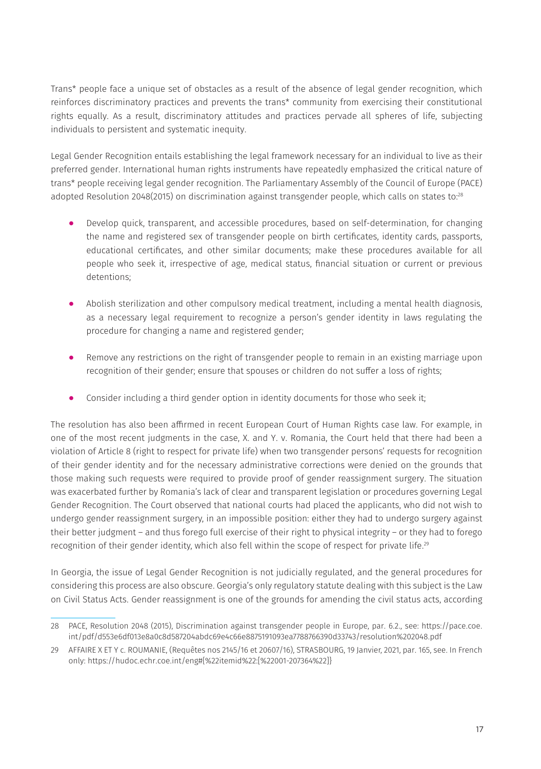Trans* people face a unique set of obstacles as a result of the absence of legal gender recognition, which reinforces discriminatory practices and prevents the trans* community from exercising their constitutional rights equally. As a result, discriminatory attitudes and practices pervade all spheres of life, subjecting individuals to persistent and systematic inequity.

Legal Gender Recognition entails establishing the legal framework necessary for an individual to live as their preferred gender. International human rights instruments have repeatedly emphasized the critical nature of trans* people receiving legal gender recognition. The Parliamentary Assembly of the Council of Europe (PACE) adopted Resolution 2048(2015) on discrimination against transgender people, which calls on states to:[28]

- Develop quick, transparent, and accessible procedures, based on self-determination, for changing the name and registered sex of transgender people on birth certificates, identity cards, passports, educational certificates, and other similar documents; make these procedures available for all people who seek it, irrespective of age, medical status, financial situation or current or previous detentions;

- Abolish sterilization and other compulsory medical treatment, including a mental health diagnosis, as a necessary legal requirement to recognize a person's gender identity in laws regulating the procedure for changing a name and registered gender;

- Remove any restrictions on the right of transgender people to remain in an existing marriage upon recognition of their gender; ensure that spouses or children do not suffer a loss of rights;

- Consider including a third gender option in identity documents for those who seek it;

The resolution has also been affirmed in recent European Court of Human Rights case law. For example, in one of the most recent judgments in the case, X. and Y. v. Romania, the Court held that there had been a violation of Article 8 (right to respect for private life) when two transgender persons' requests for recognition of their gender identity and for the necessary administrative corrections were denied on the grounds that those making such requests were required to provide proof of gender reassignment surgery. The situation was exacerbated further by Romania's lack of clear and transparent legislation or procedures governing Legal Gender Recognition. The Court observed that national courts had placed the applicants, who did not wish to undergo gender reassignment surgery, in an impossible position: either they had to undergo surgery against their better judgment – and thus forego full exercise of their right to physical integrity – or they had to forego recognition of their gender identity, which also fell within the scope of respect for private life.[29]

In Georgia, the issue of Legal Gender Recognition is not judicially regulated, and the general procedures for considering this process are also obscure. Georgia's only regulatory statute dealing with this subject is the Law on Civil Status Acts. Gender reassignment is one of the grounds for amending the civil status acts, according

---

28 PACE, Resolution 2048 (2015), Discrimination against transgender people in Europe, par. 6.2., see: https://pace.coe.int/pdf/d553e6df013e8a0c8d587204abdc69e4c66e8875191093ea7788766390d33743/resolution%202048.pdf

29 AFFAIRE X ET Y c. ROUMANIE, (Requêtes nos 2145/16 et 20607/16), STRASBOURG, 19 Janvier, 2021, par. 165, see. In French only: https://hudoc.echr.coe.int/eng#{%22itemid%22:[%22001-207364%22]}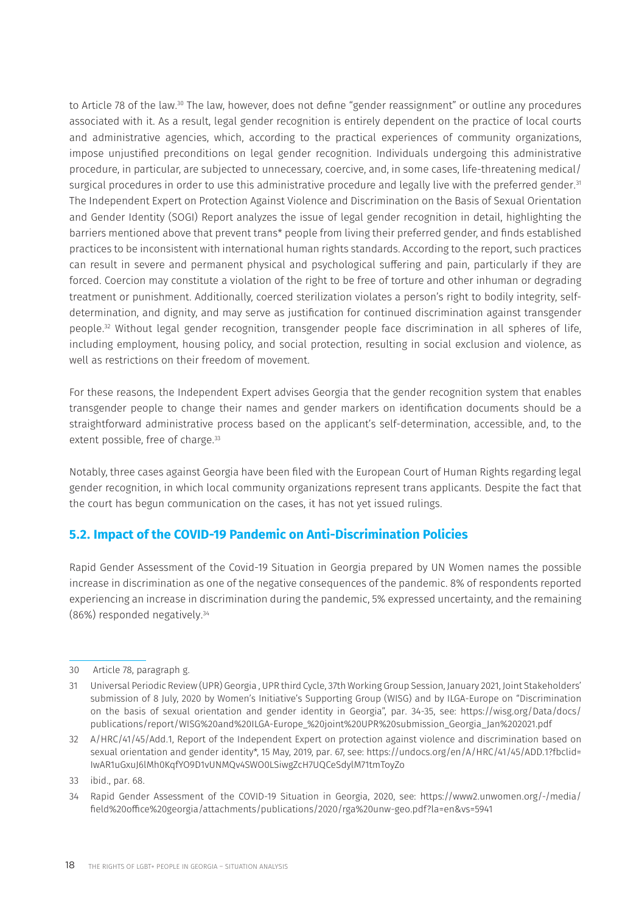to Article 78 of the law.[30] The law, however, does not define "gender reassignment" or outline any procedures associated with it. As a result, legal gender recognition is entirely dependent on the practice of local courts and administrative agencies, which, according to the practical experiences of community organizations, impose unjustified preconditions on legal gender recognition. Individuals undergoing this administrative procedure, in particular, are subjected to unnecessary, coercive, and, in some cases, life-threatening medical/surgical procedures in order to use this administrative procedure and legally live with the preferred gender.[31] The Independent Expert on Protection Against Violence and Discrimination on the Basis of Sexual Orientation and Gender Identity (SOGI) Report analyzes the issue of legal gender recognition in detail, highlighting the barriers mentioned above that prevent trans* people from living their preferred gender, and finds established practices to be inconsistent with international human rights standards. According to the report, such practices can result in severe and permanent physical and psychological suffering and pain, particularly if they are forced. Coercion may constitute a violation of the right to be free of torture and other inhuman or degrading treatment or punishment. Additionally, coerced sterilization violates a person's right to bodily integrity, self-determination, and dignity, and may serve as justification for continued discrimination against transgender people.[32] Without legal gender recognition, transgender people face discrimination in all spheres of life, including employment, housing policy, and social protection, resulting in social exclusion and violence, as well as restrictions on their freedom of movement.

For these reasons, the Independent Expert advises Georgia that the gender recognition system that enables transgender people to change their names and gender markers on identification documents should be a straightforward administrative process based on the applicant's self-determination, accessible, and, to the extent possible, free of charge.[33]

Notably, three cases against Georgia have been filed with the European Court of Human Rights regarding legal gender recognition, in which local community organizations represent trans applicants. Despite the fact that the court has begun communication on the cases, it has not yet issued rulings.

## 5.2. Impact of the COVID-19 Pandemic on Anti-Discrimination Policies

Rapid Gender Assessment of the Covid-19 Situation in Georgia prepared by UN Women names the possible increase in discrimination as one of the negative consequences of the pandemic. 8% of respondents reported experiencing an increase in discrimination during the pandemic, 5% expressed uncertainty, and the remaining (86%) responded negatively.[34]

---

30 Article 78, paragraph g.

31 Universal Periodic Review (UPR) Georgia , UPR third Cycle, 37th Working Group Session, January 2021, Joint Stakeholders' submission of 8 July, 2020 by Women's Initiative's Supporting Group (WISG) and by ILGA-Europe on "Discrimination on the basis of sexual orientation and gender identity in Georgia", par. 34-35, see: https://wisg.org/Data/docs/publications/report/WISG%20and%20ILGA-Europe_%20joint%20UPR%20submission_Georgia_Jan%202021.pdf

32 A/HRC/41/45/Add.1, Report of the Independent Expert on protection against violence and discrimination based on sexual orientation and gender identity*, 15 May, 2019, par. 67, see: https://undocs.org/en/A/HRC/41/45/ADD.1?fbclid=IwAR1uGxuJ6lMh0KqfYO9D1vUNMQv4SWO0LSiwgZcH7UQCeSdylM71tmToyZo

33 ibid., par. 68.

34 Rapid Gender Assessment of the COVID-19 Situation in Georgia, 2020, see: https://www2.unwomen.org/-/media/field%20office%20georgia/attachments/publications/2020/rga%20unw-geo.pdf?la=en&vs=5941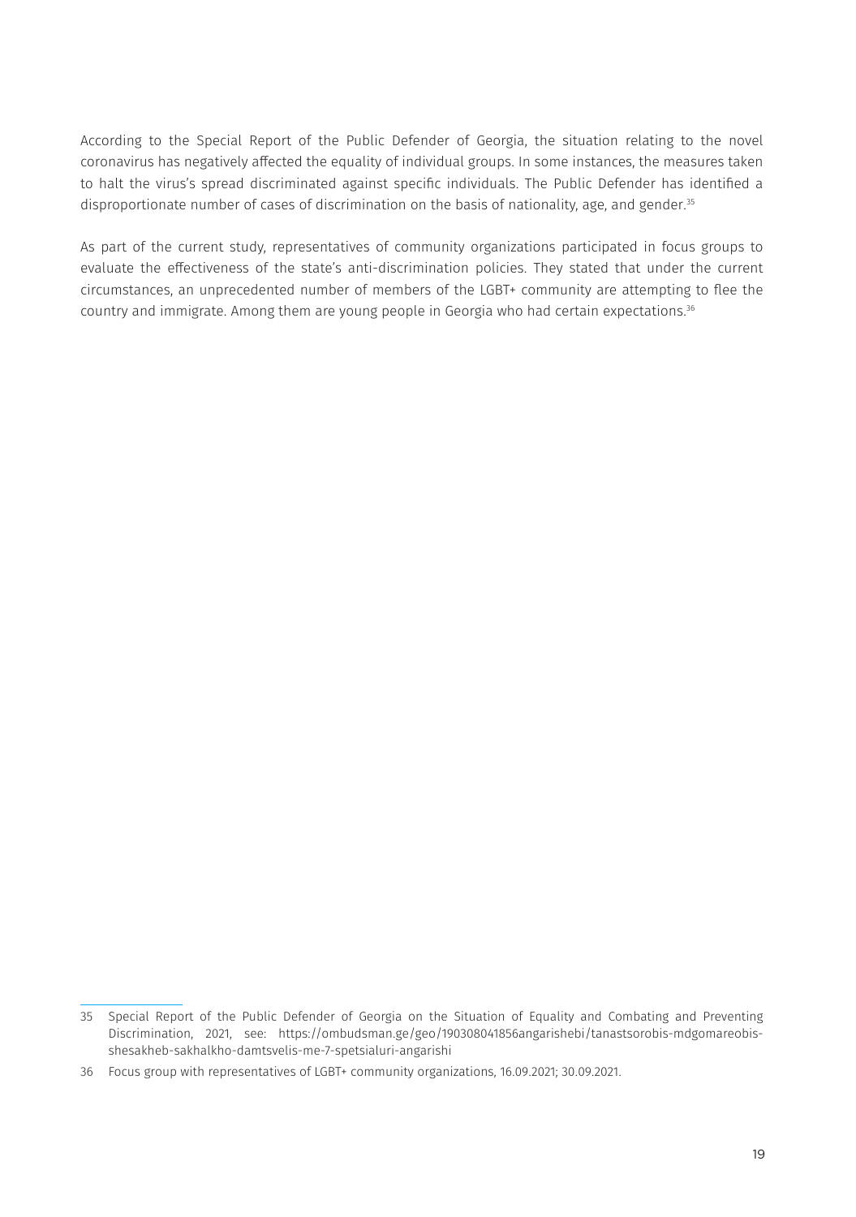According to the Special Report of the Public Defender of Georgia, the situation relating to the novel coronavirus has negatively affected the equality of individual groups. In some instances, the measures taken to halt the virus's spread discriminated against specific individuals. The Public Defender has identified a disproportionate number of cases of discrimination on the basis of nationality, age, and gender.[35]

As part of the current study, representatives of community organizations participated in focus groups to evaluate the effectiveness of the state's anti-discrimination policies. They stated that under the current circumstances, an unprecedented number of members of the LGBT+ community are attempting to flee the country and immigrate. Among them are young people in Georgia who had certain expectations.[36]

---

35 Special Report of the Public Defender of Georgia on the Situation of Equality and Combating and Preventing Discrimination, 2021, see: https://ombudsman.ge/geo/190308041856angarishebi/tanastsorobis-mdgomareobis-shesakheb-sakhalkho-damtsvelis-me-7-spetsialuri-angarishi

36 Focus group with representatives of LGBT+ community organizations, 16.09.2021; 30.09.2021.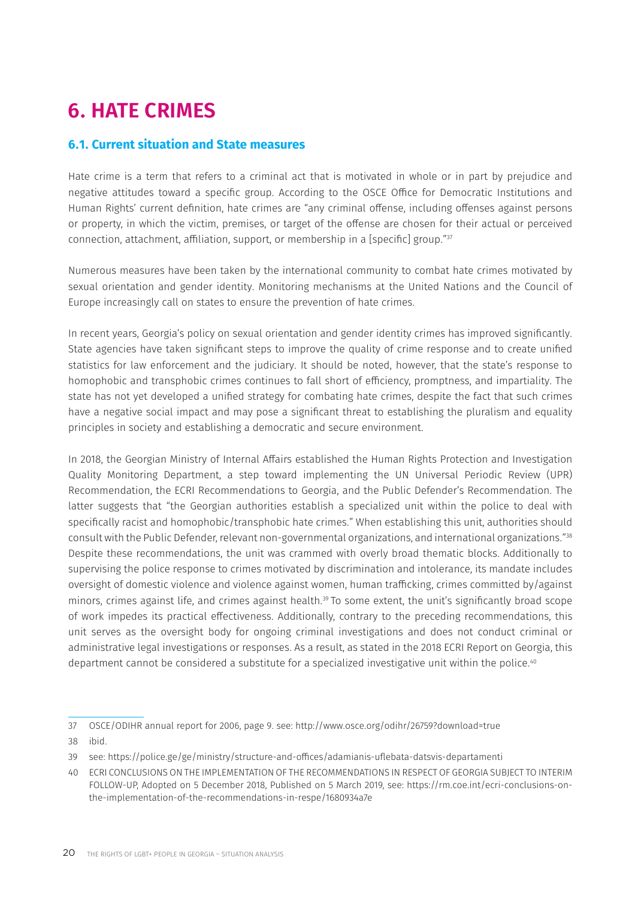# 6. HATE CRIMES

## 6.1. Current situation and State measures

Hate crime is a term that refers to a criminal act that is motivated in whole or in part by prejudice and negative attitudes toward a specific group. According to the OSCE Office for Democratic Institutions and Human Rights' current definition, hate crimes are "any criminal offense, including offenses against persons or property, in which the victim, premises, or target of the offense are chosen for their actual or perceived connection, attachment, affiliation, support, or membership in a [specific] group."[37]

Numerous measures have been taken by the international community to combat hate crimes motivated by sexual orientation and gender identity. Monitoring mechanisms at the United Nations and the Council of Europe increasingly call on states to ensure the prevention of hate crimes.

In recent years, Georgia's policy on sexual orientation and gender identity crimes has improved significantly. State agencies have taken significant steps to improve the quality of crime response and to create unified statistics for law enforcement and the judiciary. It should be noted, however, that the state's response to homophobic and transphobic crimes continues to fall short of efficiency, promptness, and impartiality. The state has not yet developed a unified strategy for combating hate crimes, despite the fact that such crimes have a negative social impact and may pose a significant threat to establishing the pluralism and equality principles in society and establishing a democratic and secure environment.

In 2018, the Georgian Ministry of Internal Affairs established the Human Rights Protection and Investigation Quality Monitoring Department, a step toward implementing the UN Universal Periodic Review (UPR) Recommendation, the ECRI Recommendations to Georgia, and the Public Defender's Recommendation. The latter suggests that "the Georgian authorities establish a specialized unit within the police to deal with specifically racist and homophobic/transphobic hate crimes." When establishing this unit, authorities should consult with the Public Defender, relevant non-governmental organizations, and international organizations."[38] Despite these recommendations, the unit was crammed with overly broad thematic blocks. Additionally to supervising the police response to crimes motivated by discrimination and intolerance, its mandate includes oversight of domestic violence and violence against women, human trafficking, crimes committed by/against minors, crimes against life, and crimes against health.[39] To some extent, the unit's significantly broad scope of work impedes its practical effectiveness. Additionally, contrary to the preceding recommendations, this unit serves as the oversight body for ongoing criminal investigations and does not conduct criminal or administrative legal investigations or responses. As a result, as stated in the 2018 ECRI Report on Georgia, this department cannot be considered a substitute for a specialized investigative unit within the police.[40]

---

37 OSCE/ODIHR annual report for 2006, page 9. see: http://www.osce.org/odihr/26759?download=true

38 ibid.

39 see: https://police.ge/ge/ministry/structure-and-offices/adamianis-uflebata-datsvis-departamenti

40 ECRI CONCLUSIONS ON THE IMPLEMENTATION OF THE RECOMMENDATIONS IN RESPECT OF GEORGIA SUBJECT TO INTERIM FOLLOW-UP, Adopted on 5 December 2018, Published on 5 March 2019, see: https://rm.coe.int/ecri-conclusions-on-the-implementation-of-the-recommendations-in-respe/1680934a7e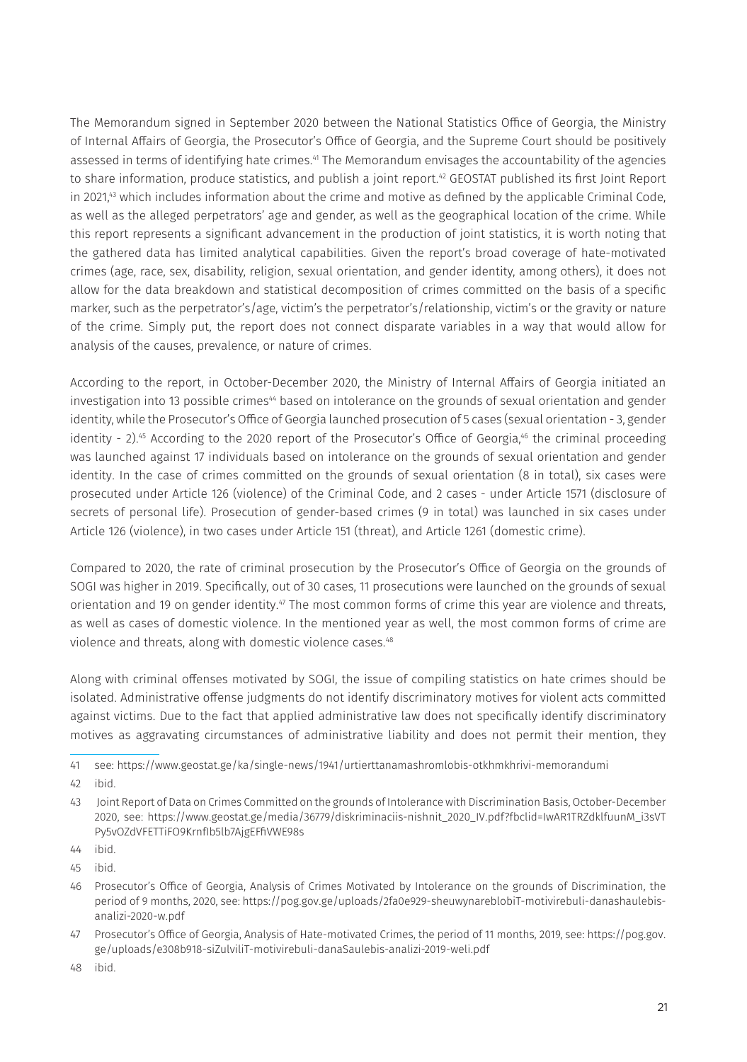The Memorandum signed in September 2020 between the National Statistics Office of Georgia, the Ministry of Internal Affairs of Georgia, the Prosecutor's Office of Georgia, and the Supreme Court should be positively assessed in terms of identifying hate crimes.[41] The Memorandum envisages the accountability of the agencies to share information, produce statistics, and publish a joint report.[42] GEOSTAT published its first Joint Report in 2021,[43] which includes information about the crime and motive as defined by the applicable Criminal Code, as well as the alleged perpetrators' age and gender, as well as the geographical location of the crime. While this report represents a significant advancement in the production of joint statistics, it is worth noting that the gathered data has limited analytical capabilities. Given the report's broad coverage of hate-motivated crimes (age, race, sex, disability, religion, sexual orientation, and gender identity, among others), it does not allow for the data breakdown and statistical decomposition of crimes committed on the basis of a specific marker, such as the perpetrator's/age, victim's the perpetrator's/relationship, victim's or the gravity or nature of the crime. Simply put, the report does not connect disparate variables in a way that would allow for analysis of the causes, prevalence, or nature of crimes.

According to the report, in October-December 2020, the Ministry of Internal Affairs of Georgia initiated an investigation into 13 possible crimes[44] based on intolerance on the grounds of sexual orientation and gender identity, while the Prosecutor's Office of Georgia launched prosecution of 5 cases (sexual orientation - 3, gender identity - 2).[45] According to the 2020 report of the Prosecutor's Office of Georgia,[46] the criminal proceeding was launched against 17 individuals based on intolerance on the grounds of sexual orientation and gender identity. In the case of crimes committed on the grounds of sexual orientation (8 in total), six cases were prosecuted under Article 126 (violence) of the Criminal Code, and 2 cases - under Article 1571 (disclosure of secrets of personal life). Prosecution of gender-based crimes (9 in total) was launched in six cases under Article 126 (violence), in two cases under Article 151 (threat), and Article 1261 (domestic crime).

Compared to 2020, the rate of criminal prosecution by the Prosecutor's Office of Georgia on the grounds of SOGI was higher in 2019. Specifically, out of 30 cases, 11 prosecutions were launched on the grounds of sexual orientation and 19 on gender identity.[47] The most common forms of crime this year are violence and threats, as well as cases of domestic violence. In the mentioned year as well, the most common forms of crime are violence and threats, along with domestic violence cases.[48]

Along with criminal offenses motivated by SOGI, the issue of compiling statistics on hate crimes should be isolated. Administrative offense judgments do not identify discriminatory motives for violent acts committed against victims. Due to the fact that applied administrative law does not specifically identify discriminatory motives as aggravating circumstances of administrative liability and does not permit their mention, they

---

41 see: https://www.geostat.ge/ka/single-news/1941/urtierttanamashromlobis-otkhmkhrivi-memorandumi

42 ibid.

43 Joint Report of Data on Crimes Committed on the grounds of Intolerance with Discrimination Basis, October-December 2020, see: https://www.geostat.ge/media/36779/diskriminaciis-nishnit_2020_IV.pdf?fbclid=IwAR1TRZdklfuunM_i3sVTPy5vOZdVFETTiFO9KrnfIb5lb7AjgEFfiVWE98s

44 ibid.

45 ibid.

46 Prosecutor's Office of Georgia, Analysis of Crimes Motivated by Intolerance on the grounds of Discrimination, the period of 9 months, 2020, see: https://pog.gov.ge/uploads/2fa0e929-sheuwynareblobiT-motivirebuli-danashaulebis-analizi-2020-w.pdf

47 Prosecutor's Office of Georgia, Analysis of Hate-motivated Crimes, the period of 11 months, 2019, see: https://pog.gov.ge/uploads/e308b918-siZulviliT-motivirebuli-danaSaulebis-analizi-2019-weli.pdf

48 ibid.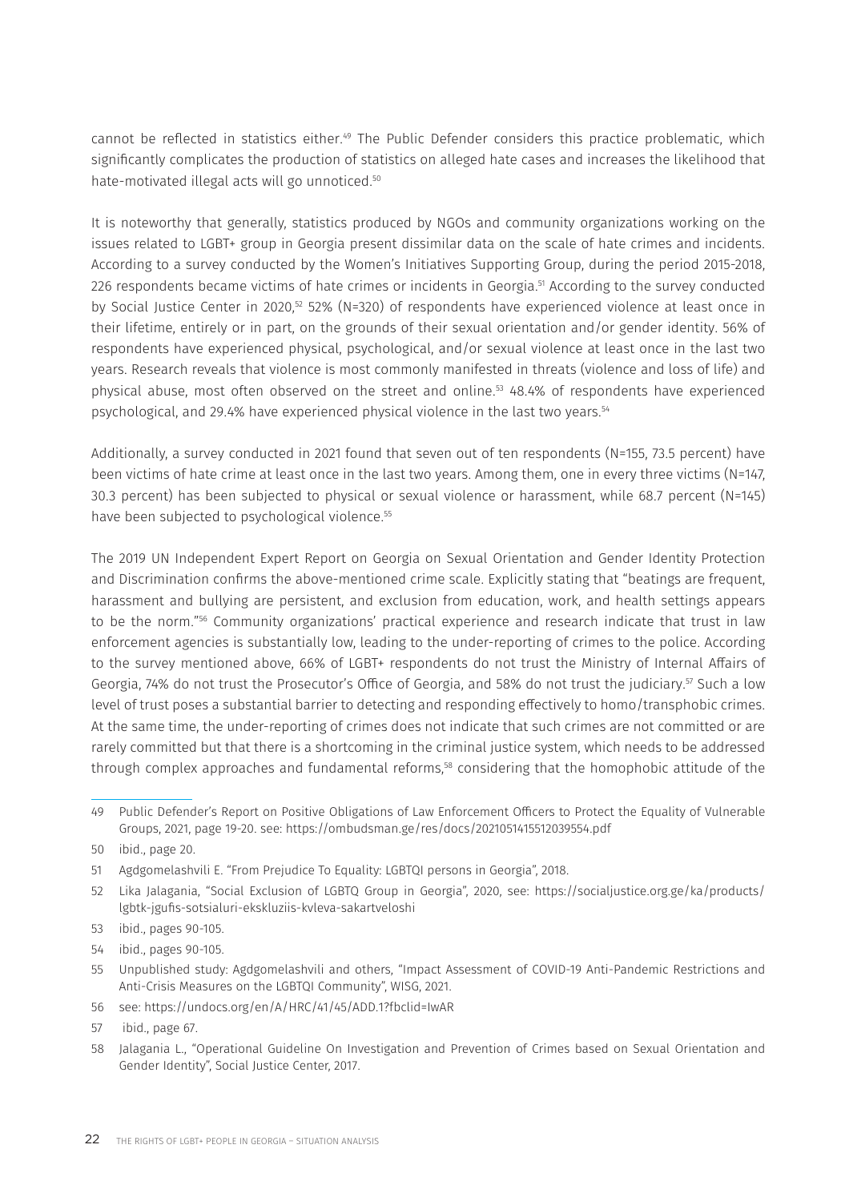cannot be reflected in statistics either.[49] The Public Defender considers this practice problematic, which significantly complicates the production of statistics on alleged hate cases and increases the likelihood that hate-motivated illegal acts will go unnoticed.[50]

It is noteworthy that generally, statistics produced by NGOs and community organizations working on the issues related to LGBT+ group in Georgia present dissimilar data on the scale of hate crimes and incidents. According to a survey conducted by the Women's Initiatives Supporting Group, during the period 2015-2018, 226 respondents became victims of hate crimes or incidents in Georgia.[51] According to the survey conducted by Social Justice Center in 2020,[52] 52% (N=320) of respondents have experienced violence at least once in their lifetime, entirely or in part, on the grounds of their sexual orientation and/or gender identity. 56% of respondents have experienced physical, psychological, and/or sexual violence at least once in the last two years. Research reveals that violence is most commonly manifested in threats (violence and loss of life) and physical abuse, most often observed on the street and online.[53] 48.4% of respondents have experienced psychological, and 29.4% have experienced physical violence in the last two years.[54]

Additionally, a survey conducted in 2021 found that seven out of ten respondents (N=155, 73.5 percent) have been victims of hate crime at least once in the last two years. Among them, one in every three victims (N=147, 30.3 percent) has been subjected to physical or sexual violence or harassment, while 68.7 percent (N=145) have been subjected to psychological violence.[55]

The 2019 UN Independent Expert Report on Georgia on Sexual Orientation and Gender Identity Protection and Discrimination confirms the above-mentioned crime scale. Explicitly stating that "beatings are frequent, harassment and bullying are persistent, and exclusion from education, work, and health settings appears to be the norm."[56] Community organizations' practical experience and research indicate that trust in law enforcement agencies is substantially low, leading to the under-reporting of crimes to the police. According to the survey mentioned above, 66% of LGBT+ respondents do not trust the Ministry of Internal Affairs of Georgia, 74% do not trust the Prosecutor's Office of Georgia, and 58% do not trust the judiciary.[57] Such a low level of trust poses a substantial barrier to detecting and responding effectively to homo/transphobic crimes. At the same time, the under-reporting of crimes does not indicate that such crimes are not committed or are rarely committed but that there is a shortcoming in the criminal justice system, which needs to be addressed through complex approaches and fundamental reforms,[58] considering that the homophobic attitude of the

---

49 Public Defender's Report on Positive Obligations of Law Enforcement Officers to Protect the Equality of Vulnerable Groups, 2021, page 19-20. see: https://ombudsman.ge/res/docs/2021051415512039554.pdf

50 ibid., page 20.

51 Agdgomelashvili E. "From Prejudice To Equality: LGBTQI persons in Georgia", 2018.

52 Lika Jalagania, "Social Exclusion of LGBTQ Group in Georgia", 2020, see: https://socialjustice.org.ge/ka/products/lgbtk-jgufis-sotsialuri-ekskluziis-kvleva-sakartveloshi

53 ibid., pages 90-105.

54 ibid., pages 90-105.

55 Unpublished study: Agdgomelashvili and others, "Impact Assessment of COVID-19 Anti-Pandemic Restrictions and Anti-Crisis Measures on the LGBTQI Community", WISG, 2021.

56 see: https://undocs.org/en/A/HRC/41/45/ADD.1?fbclid=IwAR

57 ibid., page 67.

58 Jalagania L., "Operational Guideline On Investigation and Prevention of Crimes based on Sexual Orientation and Gender Identity", Social Justice Center, 2017.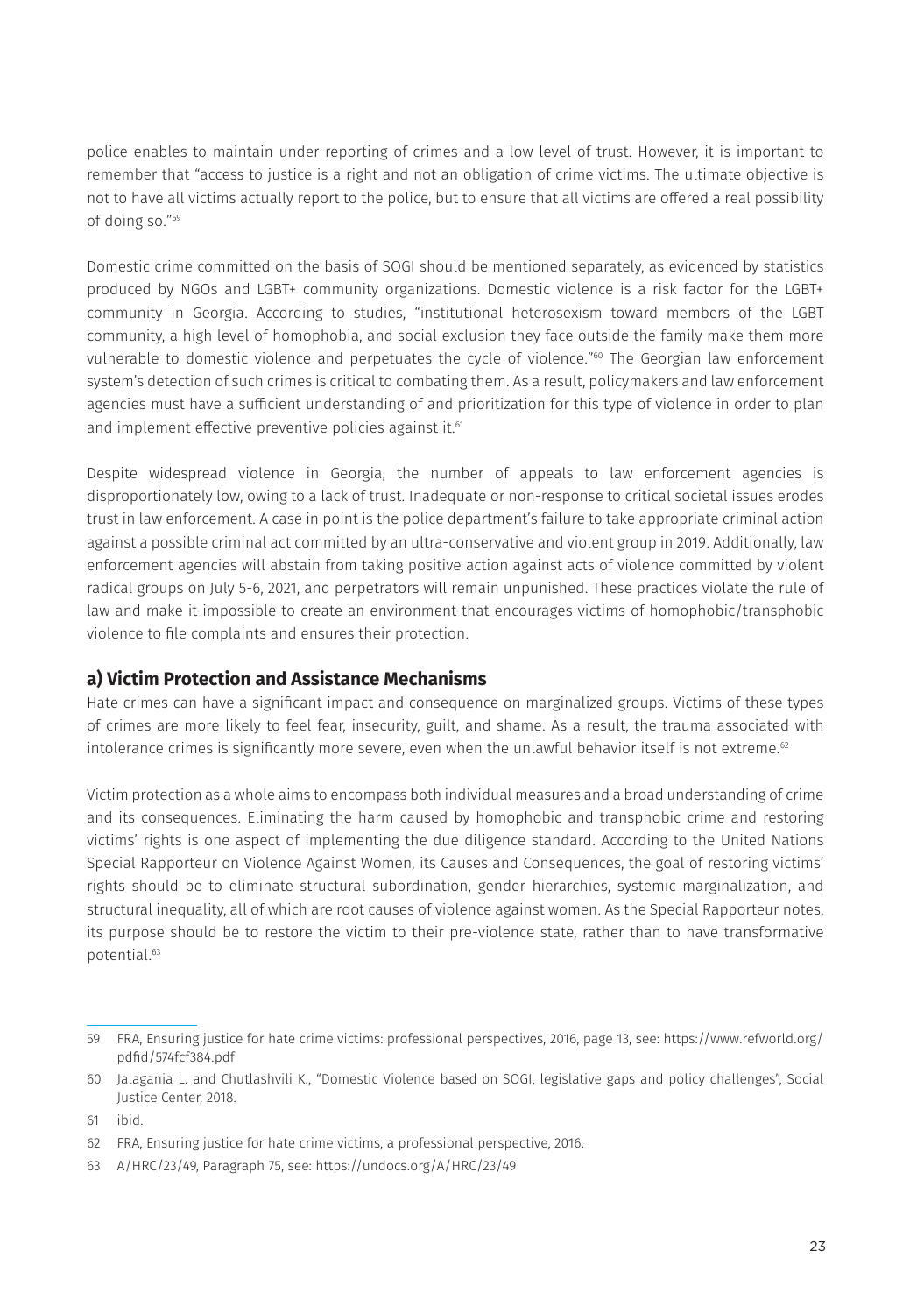police enables to maintain under-reporting of crimes and a low level of trust. However, it is important to remember that "access to justice is a right and not an obligation of crime victims. The ultimate objective is not to have all victims actually report to the police, but to ensure that all victims are offered a real possibility of doing so."[59]

Domestic crime committed on the basis of SOGI should be mentioned separately, as evidenced by statistics produced by NGOs and LGBT+ community organizations. Domestic violence is a risk factor for the LGBT+ community in Georgia. According to studies, "institutional heterosexism toward members of the LGBT community, a high level of homophobia, and social exclusion they face outside the family make them more vulnerable to domestic violence and perpetuates the cycle of violence."[60] The Georgian law enforcement system's detection of such crimes is critical to combating them. As a result, policymakers and law enforcement agencies must have a sufficient understanding of and prioritization for this type of violence in order to plan and implement effective preventive policies against it.[61]

Despite widespread violence in Georgia, the number of appeals to law enforcement agencies is disproportionately low, owing to a lack of trust. Inadequate or non-response to critical societal issues erodes trust in law enforcement. A case in point is the police department's failure to take appropriate criminal action against a possible criminal act committed by an ultra-conservative and violent group in 2019. Additionally, law enforcement agencies will abstain from taking positive action against acts of violence committed by violent radical groups on July 5-6, 2021, and perpetrators will remain unpunished. These practices violate the rule of law and make it impossible to create an environment that encourages victims of homophobic/transphobic violence to file complaints and ensures their protection.

### a) Victim Protection and Assistance Mechanisms

Hate crimes can have a significant impact and consequence on marginalized groups. Victims of these types of crimes are more likely to feel fear, insecurity, guilt, and shame. As a result, the trauma associated with intolerance crimes is significantly more severe, even when the unlawful behavior itself is not extreme.[62]

Victim protection as a whole aims to encompass both individual measures and a broad understanding of crime and its consequences. Eliminating the harm caused by homophobic and transphobic crime and restoring victims' rights is one aspect of implementing the due diligence standard. According to the United Nations Special Rapporteur on Violence Against Women, its Causes and Consequences, the goal of restoring victims' rights should be to eliminate structural subordination, gender hierarchies, systemic marginalization, and structural inequality, all of which are root causes of violence against women. As the Special Rapporteur notes, its purpose should be to restore the victim to their pre-violence state, rather than to have transformative potential.[63]

---

59 FRA, Ensuring justice for hate crime victims: professional perspectives, 2016, page 13, see: https://www.refworld.org/pdfid/574fcf384.pdf

60 Jalagania L. and Chutlashvili K., "Domestic Violence based on SOGI, legislative gaps and policy challenges", Social Justice Center, 2018.

61 ibid.

62 FRA, Ensuring justice for hate crime victims, a professional perspective, 2016.

63 A/HRC/23/49, Paragraph 75, see: https://undocs.org/A/HRC/23/49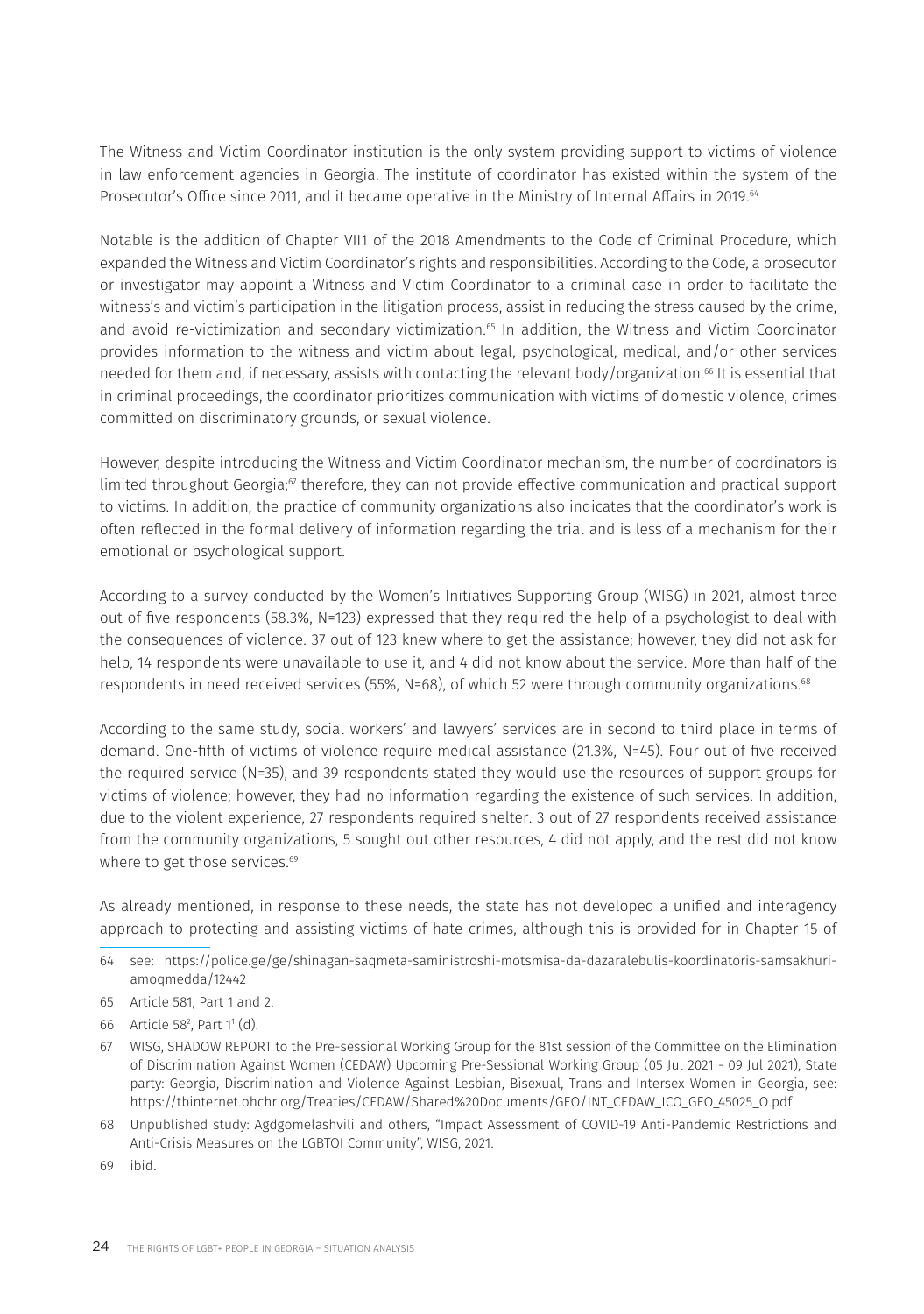The Witness and Victim Coordinator institution is the only system providing support to victims of violence in law enforcement agencies in Georgia. The institute of coordinator has existed within the system of the Prosecutor's Office since 2011, and it became operative in the Ministry of Internal Affairs in 2019.[64]

Notable is the addition of Chapter VII1 of the 2018 Amendments to the Code of Criminal Procedure, which expanded the Witness and Victim Coordinator's rights and responsibilities. According to the Code, a prosecutor or investigator may appoint a Witness and Victim Coordinator to a criminal case in order to facilitate the witness's and victim's participation in the litigation process, assist in reducing the stress caused by the crime, and avoid re-victimization and secondary victimization.[65] In addition, the Witness and Victim Coordinator provides information to the witness and victim about legal, psychological, medical, and/or other services needed for them and, if necessary, assists with contacting the relevant body/organization.[66] It is essential that in criminal proceedings, the coordinator prioritizes communication with victims of domestic violence, crimes committed on discriminatory grounds, or sexual violence.

However, despite introducing the Witness and Victim Coordinator mechanism, the number of coordinators is limited throughout Georgia;[67] therefore, they can not provide effective communication and practical support to victims. In addition, the practice of community organizations also indicates that the coordinator's work is often reflected in the formal delivery of information regarding the trial and is less of a mechanism for their emotional or psychological support.

According to a survey conducted by the Women's Initiatives Supporting Group (WISG) in 2021, almost three out of five respondents (58.3%, N=123) expressed that they required the help of a psychologist to deal with the consequences of violence. 37 out of 123 knew where to get the assistance; however, they did not ask for help, 14 respondents were unavailable to use it, and 4 did not know about the service. More than half of the respondents in need received services (55%, N=68), of which 52 were through community organizations.[68]

According to the same study, social workers' and lawyers' services are in second to third place in terms of demand. One-fifth of victims of violence require medical assistance (21.3%, N=45). Four out of five received the required service (N=35), and 39 respondents stated they would use the resources of support groups for victims of violence; however, they had no information regarding the existence of such services. In addition, due to the violent experience, 27 respondents required shelter. 3 out of 27 respondents received assistance from the community organizations, 5 sought out other resources, 4 did not apply, and the rest did not know where to get those services.[69]

As already mentioned, in response to these needs, the state has not developed a unified and interagency approach to protecting and assisting victims of hate crimes, although this is provided for in Chapter 15 of

---

64 see: https://police.ge/ge/shinagan-saqmeta-saministroshi-motsmisa-da-dazaralebulis-koordinatoris-samsakhuri-amoqmedda/12442

65 Article 581, Part 1 and 2.

66 Article 58[2], Part 1[1] (d).

67 WISG, SHADOW REPORT to the Pre-sessional Working Group for the 81st session of the Committee on the Elimination of Discrimination Against Women (CEDAW) Upcoming Pre-Sessional Working Group (05 Jul 2021 - 09 Jul 2021), State party: Georgia, Discrimination and Violence Against Lesbian, Bisexual, Trans and Intersex Women in Georgia, see: https://tbinternet.ohchr.org/Treaties/CEDAW/Shared%20Documents/GEO/INT_CEDAW_ICO_GEO_45025_O.pdf

68 Unpublished study: Agdgomelashvili and others, "Impact Assessment of COVID-19 Anti-Pandemic Restrictions and Anti-Crisis Measures on the LGBTQI Community", WISG, 2021.

69 ibid.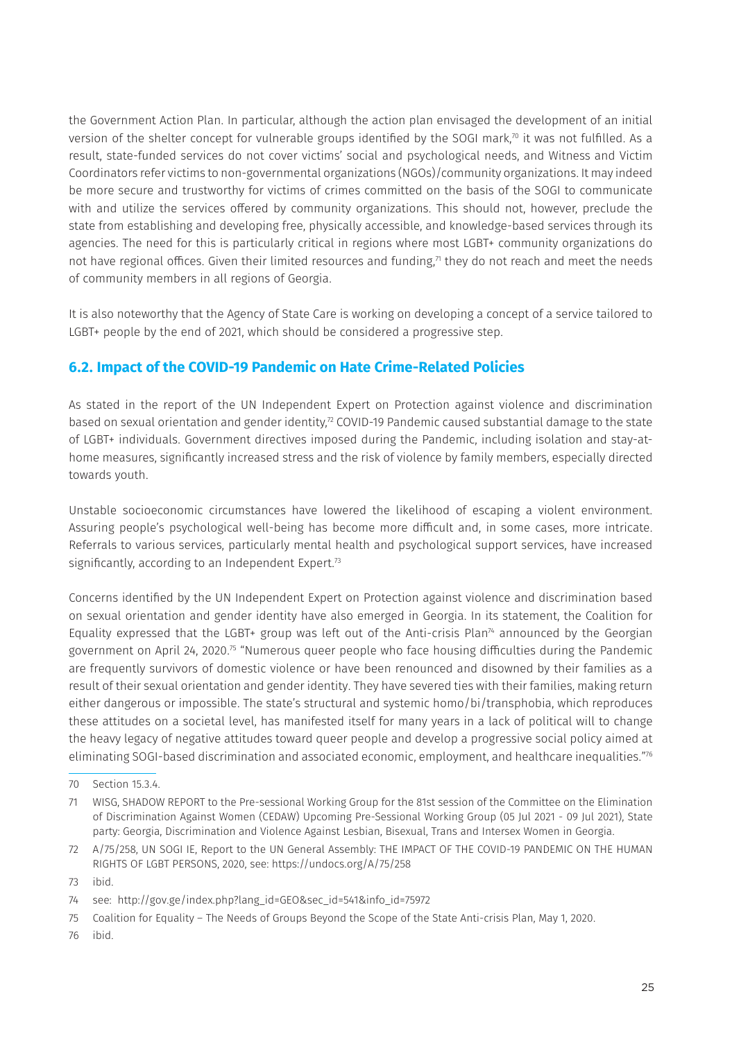the Government Action Plan. In particular, although the action plan envisaged the development of an initial version of the shelter concept for vulnerable groups identified by the SOGI mark,[70] it was not fulfilled. As a result, state-funded services do not cover victims' social and psychological needs, and Witness and Victim Coordinators refer victims to non-governmental organizations (NGOs)/community organizations. It may indeed be more secure and trustworthy for victims of crimes committed on the basis of the SOGI to communicate with and utilize the services offered by community organizations. This should not, however, preclude the state from establishing and developing free, physically accessible, and knowledge-based services through its agencies. The need for this is particularly critical in regions where most LGBT+ community organizations do not have regional offices. Given their limited resources and funding,[71] they do not reach and meet the needs of community members in all regions of Georgia.

It is also noteworthy that the Agency of State Care is working on developing a concept of a service tailored to LGBT+ people by the end of 2021, which should be considered a progressive step.

## 6.2. Impact of the COVID-19 Pandemic on Hate Crime-Related Policies

As stated in the report of the UN Independent Expert on Protection against violence and discrimination based on sexual orientation and gender identity,[72] COVID-19 Pandemic caused substantial damage to the state of LGBT+ individuals. Government directives imposed during the Pandemic, including isolation and stay-at-home measures, significantly increased stress and the risk of violence by family members, especially directed towards youth.

Unstable socioeconomic circumstances have lowered the likelihood of escaping a violent environment. Assuring people's psychological well-being has become more difficult and, in some cases, more intricate. Referrals to various services, particularly mental health and psychological support services, have increased significantly, according to an Independent Expert.[73]

Concerns identified by the UN Independent Expert on Protection against violence and discrimination based on sexual orientation and gender identity have also emerged in Georgia. In its statement, the Coalition for Equality expressed that the LGBT+ group was left out of the Anti-crisis Plan[74] announced by the Georgian government on April 24, 2020.[75] "Numerous queer people who face housing difficulties during the Pandemic are frequently survivors of domestic violence or have been renounced and disowned by their families as a result of their sexual orientation and gender identity. They have severed ties with their families, making return either dangerous or impossible. The state's structural and systemic homo/bi/transphobia, which reproduces these attitudes on a societal level, has manifested itself for many years in a lack of political will to change the heavy legacy of negative attitudes toward queer people and develop a progressive social policy aimed at eliminating SOGI-based discrimination and associated economic, employment, and healthcare inequalities."[76]

---

70 Section 15.3.4.

71 WISG, SHADOW REPORT to the Pre-sessional Working Group for the 81st session of the Committee on the Elimination of Discrimination Against Women (CEDAW) Upcoming Pre-Sessional Working Group (05 Jul 2021 - 09 Jul 2021), State party: Georgia, Discrimination and Violence Against Lesbian, Bisexual, Trans and Intersex Women in Georgia.

72 A/75/258, UN SOGI IE, Report to the UN General Assembly: THE IMPACT OF THE COVID-19 PANDEMIC ON THE HUMAN RIGHTS OF LGBT PERSONS, 2020, see: https://undocs.org/A/75/258

73 ibid.

74 see: http://gov.ge/index.php?lang_id=GEO&sec_id=541&info_id=75972

75 Coalition for Equality – The Needs of Groups Beyond the Scope of the State Anti-crisis Plan, May 1, 2020.

76 ibid.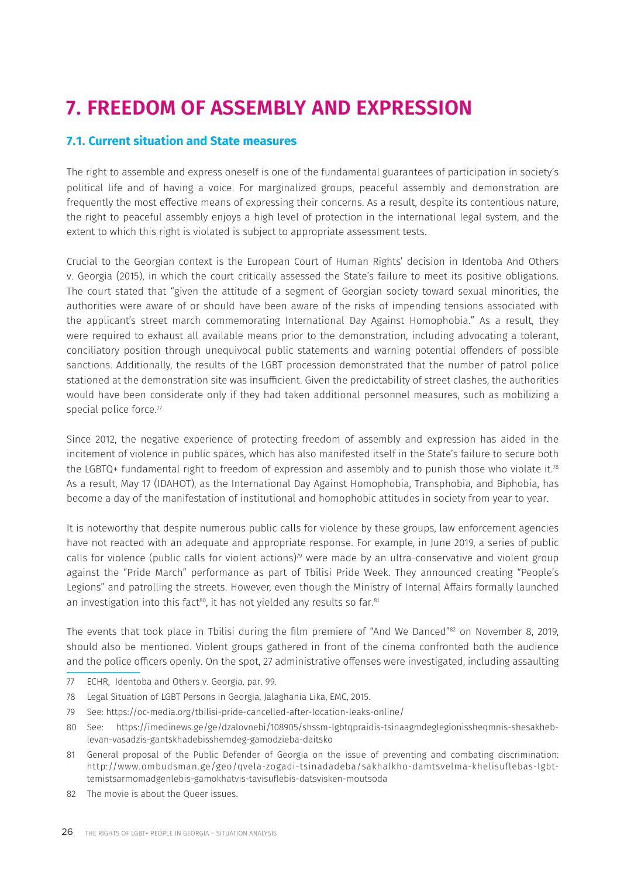# 7. FREEDOM OF ASSEMBLY AND EXPRESSION

## 7.1. Current situation and State measures

The right to assemble and express oneself is one of the fundamental guarantees of participation in society's political life and of having a voice. For marginalized groups, peaceful assembly and demonstration are frequently the most effective means of expressing their concerns. As a result, despite its contentious nature, the right to peaceful assembly enjoys a high level of protection in the international legal system, and the extent to which this right is violated is subject to appropriate assessment tests.

Crucial to the Georgian context is the European Court of Human Rights' decision in Identoba And Others v. Georgia (2015), in which the court critically assessed the State's failure to meet its positive obligations. The court stated that "given the attitude of a segment of Georgian society toward sexual minorities, the authorities were aware of or should have been aware of the risks of impending tensions associated with the applicant's street march commemorating International Day Against Homophobia." As a result, they were required to exhaust all available means prior to the demonstration, including advocating a tolerant, conciliatory position through unequivocal public statements and warning potential offenders of possible sanctions. Additionally, the results of the LGBT procession demonstrated that the number of patrol police stationed at the demonstration site was insufficient. Given the predictability of street clashes, the authorities would have been considerate only if they had taken additional personnel measures, such as mobilizing a special police force.[77]

Since 2012, the negative experience of protecting freedom of assembly and expression has aided in the incitement of violence in public spaces, which has also manifested itself in the State's failure to secure both the LGBTQ+ fundamental right to freedom of expression and assembly and to punish those who violate it.[78] As a result, May 17 (IDAHOT), as the International Day Against Homophobia, Transphobia, and Biphobia, has become a day of the manifestation of institutional and homophobic attitudes in society from year to year.

It is noteworthy that despite numerous public calls for violence by these groups, law enforcement agencies have not reacted with an adequate and appropriate response. For example, in June 2019, a series of public calls for violence (public calls for violent actions)[79] were made by an ultra-conservative and violent group against the "Pride March" performance as part of Tbilisi Pride Week. They announced creating "People's Legions" and patrolling the streets. However, even though the Ministry of Internal Affairs formally launched an investigation into this fact[80], it has not yielded any results so far.[81]

The events that took place in Tbilisi during the film premiere of "And We Danced"[82] on November 8, 2019, should also be mentioned. Violent groups gathered in front of the cinema confronted both the audience and the police officers openly. On the spot, 27 administrative offenses were investigated, including assaulting

---

77 ECHR, Identoba and Others v. Georgia, par. 99.

78 Legal Situation of LGBT Persons in Georgia, Jalaghania Lika, EMC, 2015.

79 See: https://oc-media.org/tbilisi-pride-cancelled-after-location-leaks-online/

80 See: https://imedinews.ge/ge/dzalovnebi/108905/shssm-lgbtqpraidis-tsinaagmdeglegionissheqmnis-shesakheb-levan-vasadzis-gantskhadebisshemdeg-gamodzieba-daitsko

81 General proposal of the Public Defender of Georgia on the issue of preventing and combating discrimination: http://www.ombudsman.ge/geo/qvela-zogadi-tsinadadeba/sakhalkho-damtsvelma-khelisuflebas-lgbt-temistsarmomadgenlebis-gamokhatvis-tavisuflebis-datsvisken-moutsoda

82 The movie is about the Queer issues.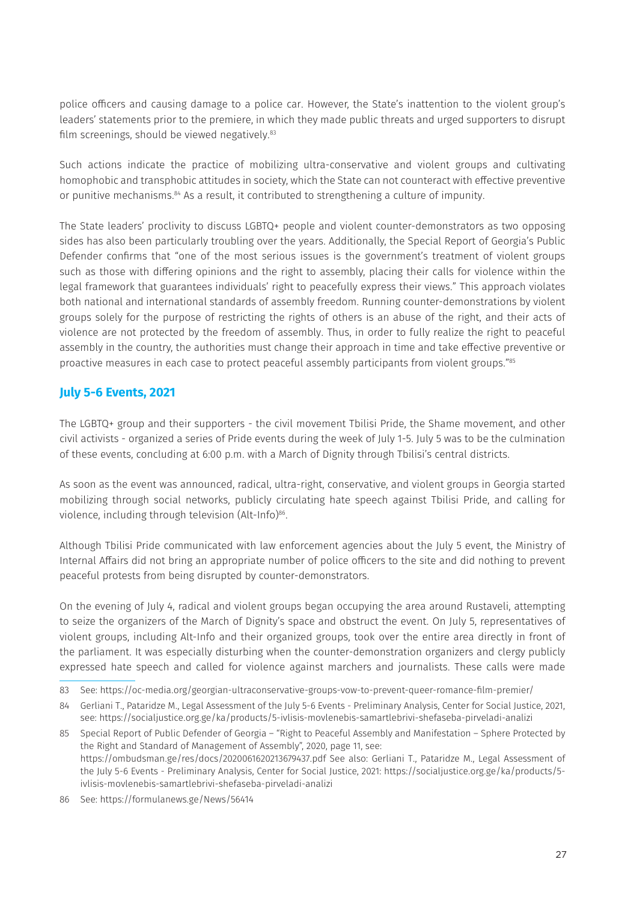police officers and causing damage to a police car. However, the State's inattention to the violent group's leaders' statements prior to the premiere, in which they made public threats and urged supporters to disrupt film screenings, should be viewed negatively.[83]

Such actions indicate the practice of mobilizing ultra-conservative and violent groups and cultivating homophobic and transphobic attitudes in society, which the State can not counteract with effective preventive or punitive mechanisms.[84] As a result, it contributed to strengthening a culture of impunity.

The State leaders' proclivity to discuss LGBTQ+ people and violent counter-demonstrators as two opposing sides has also been particularly troubling over the years. Additionally, the Special Report of Georgia's Public Defender confirms that "one of the most serious issues is the government's treatment of violent groups such as those with differing opinions and the right to assembly, placing their calls for violence within the legal framework that guarantees individuals' right to peacefully express their views." This approach violates both national and international standards of assembly freedom. Running counter-demonstrations by violent groups solely for the purpose of restricting the rights of others is an abuse of the right, and their acts of violence are not protected by the freedom of assembly. Thus, in order to fully realize the right to peaceful assembly in the country, the authorities must change their approach in time and take effective preventive or proactive measures in each case to protect peaceful assembly participants from violent groups."[85]

## July 5-6 Events, 2021

The LGBTQ+ group and their supporters - the civil movement Tbilisi Pride, the Shame movement, and other civil activists - organized a series of Pride events during the week of July 1-5. July 5 was to be the culmination of these events, concluding at 6:00 p.m. with a March of Dignity through Tbilisi's central districts.

As soon as the event was announced, radical, ultra-right, conservative, and violent groups in Georgia started mobilizing through social networks, publicly circulating hate speech against Tbilisi Pride, and calling for violence, including through television (Alt-Info)[86].

Although Tbilisi Pride communicated with law enforcement agencies about the July 5 event, the Ministry of Internal Affairs did not bring an appropriate number of police officers to the site and did nothing to prevent peaceful protests from being disrupted by counter-demonstrators.

On the evening of July 4, radical and violent groups began occupying the area around Rustaveli, attempting to seize the organizers of the March of Dignity's space and obstruct the event. On July 5, representatives of violent groups, including Alt-Info and their organized groups, took over the entire area directly in front of the parliament. It was especially disturbing when the counter-demonstration organizers and clergy publicly expressed hate speech and called for violence against marchers and journalists. These calls were made

---

83 See: https://oc-media.org/georgian-ultraconservative-groups-vow-to-prevent-queer-romance-film-premier/

84 Gerliani T., Pataridze M., Legal Assessment of the July 5-6 Events - Preliminary Analysis, Center for Social Justice, 2021, see: https://socialjustice.org.ge/ka/products/5-ivlisis-movlenebis-samartlebrivi-shefaseba-pirveladi-analizi

85 Special Report of Public Defender of Georgia – "Right to Peaceful Assembly and Manifestation – Sphere Protected by the Right and Standard of Management of Assembly", 2020, page 11, see: https://ombudsman.ge/res/docs/2020061620213679437.pdf See also: Gerliani T., Pataridze M., Legal Assessment of the July 5-6 Events - Preliminary Analysis, Center for Social Justice, 2021: https://socialjustice.org.ge/ka/products/5-ivlisis-movlenebis-samartlebrivi-shefaseba-pirveladi-analizi

86 See: https://formulanews.ge/News/56414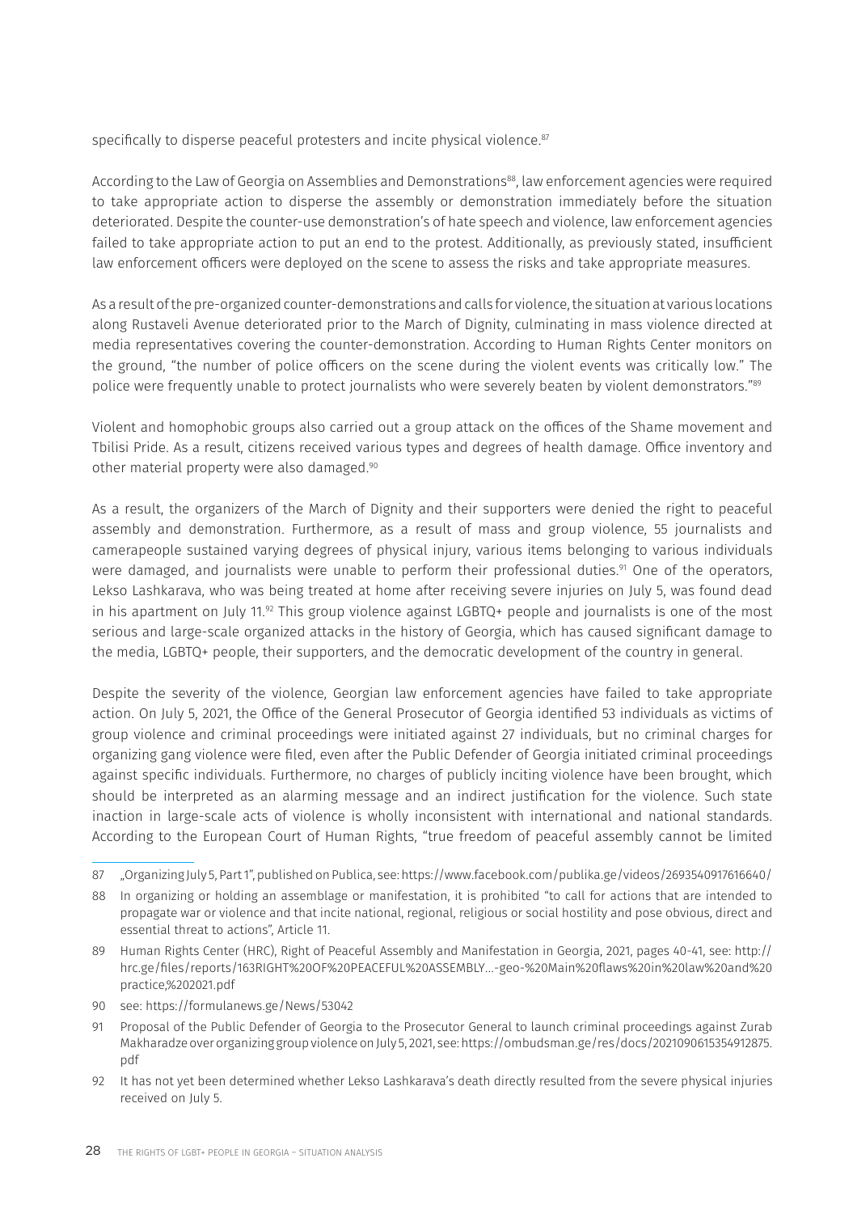specifically to disperse peaceful protesters and incite physical violence.[87]

According to the Law of Georgia on Assemblies and Demonstrations[88], law enforcement agencies were required to take appropriate action to disperse the assembly or demonstration immediately before the situation deteriorated. Despite the counter-use demonstration's of hate speech and violence, law enforcement agencies failed to take appropriate action to put an end to the protest. Additionally, as previously stated, insufficient law enforcement officers were deployed on the scene to assess the risks and take appropriate measures.

As a result of the pre-organized counter-demonstrations and calls for violence, the situation at various locations along Rustaveli Avenue deteriorated prior to the March of Dignity, culminating in mass violence directed at media representatives covering the counter-demonstration. According to Human Rights Center monitors on the ground, "the number of police officers on the scene during the violent events was critically low." The police were frequently unable to protect journalists who were severely beaten by violent demonstrators."[89]

Violent and homophobic groups also carried out a group attack on the offices of the Shame movement and Tbilisi Pride. As a result, citizens received various types and degrees of health damage. Office inventory and other material property were also damaged.[90]

As a result, the organizers of the March of Dignity and their supporters were denied the right to peaceful assembly and demonstration. Furthermore, as a result of mass and group violence, 55 journalists and camerapeople sustained varying degrees of physical injury, various items belonging to various individuals were damaged, and journalists were unable to perform their professional duties.[91] One of the operators, Lekso Lashkarava, who was being treated at home after receiving severe injuries on July 5, was found dead in his apartment on July 11.[92] This group violence against LGBTQ+ people and journalists is one of the most serious and large-scale organized attacks in the history of Georgia, which has caused significant damage to the media, LGBTQ+ people, their supporters, and the democratic development of the country in general.

Despite the severity of the violence, Georgian law enforcement agencies have failed to take appropriate action. On July 5, 2021, the Office of the General Prosecutor of Georgia identified 53 individuals as victims of group violence and criminal proceedings were initiated against 27 individuals, but no criminal charges for organizing gang violence were filed, even after the Public Defender of Georgia initiated criminal proceedings against specific individuals. Furthermore, no charges of publicly inciting violence have been brought, which should be interpreted as an alarming message and an indirect justification for the violence. Such state inaction in large-scale acts of violence is wholly inconsistent with international and national standards. According to the European Court of Human Rights, "true freedom of peaceful assembly cannot be limited

---

87 „Organizing July 5, Part 1", published on Publica, see: https://www.facebook.com/publika.ge/videos/2693540917616640/

88 In organizing or holding an assemblage or manifestation, it is prohibited "to call for actions that are intended to propagate war or violence and that incite national, regional, religious or social hostility and pose obvious, direct and essential threat to actions", Article 11.

89 Human Rights Center (HRC), Right of Peaceful Assembly and Manifestation in Georgia, 2021, pages 40-41, see: http://hrc.ge/files/reports/163RIGHT%20OF%20PEACEFUL%20ASSEMBLY...-geo-%20Main%20flaws%20in%20law%20and%20practice,%202021.pdf

90 see: https://formulanews.ge/News/53042

91 Proposal of the Public Defender of Georgia to the Prosecutor General to launch criminal proceedings against Zurab Makharadze over organizing group violence on July 5, 2021, see: https://ombudsman.ge/res/docs/2021090615354912875.pdf

92 It has not yet been determined whether Lekso Lashkarava's death directly resulted from the severe physical injuries received on July 5.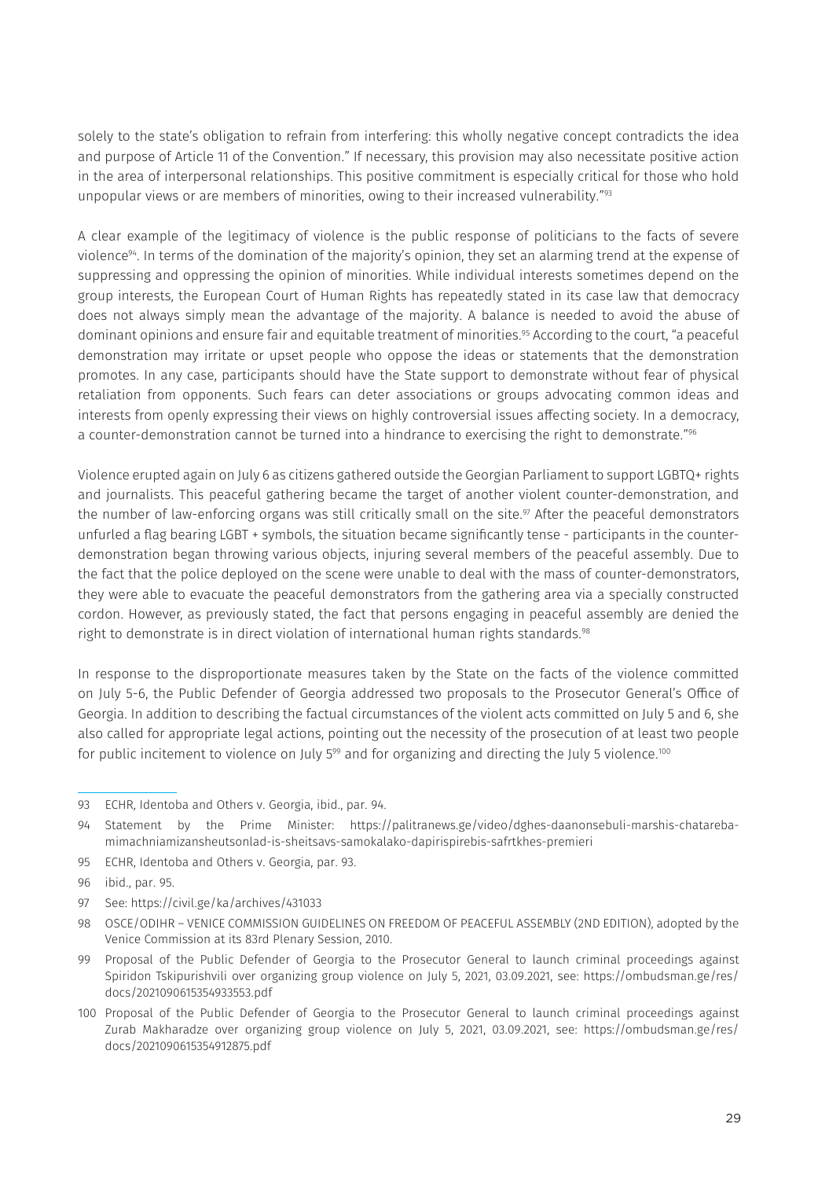solely to the state's obligation to refrain from interfering: this wholly negative concept contradicts the idea and purpose of Article 11 of the Convention." If necessary, this provision may also necessitate positive action in the area of interpersonal relationships. This positive commitment is especially critical for those who hold unpopular views or are members of minorities, owing to their increased vulnerability."[93]

A clear example of the legitimacy of violence is the public response of politicians to the facts of severe violence[94]. In terms of the domination of the majority's opinion, they set an alarming trend at the expense of suppressing and oppressing the opinion of minorities. While individual interests sometimes depend on the group interests, the European Court of Human Rights has repeatedly stated in its case law that democracy does not always simply mean the advantage of the majority. A balance is needed to avoid the abuse of dominant opinions and ensure fair and equitable treatment of minorities.[95] According to the court, "a peaceful demonstration may irritate or upset people who oppose the ideas or statements that the demonstration promotes. In any case, participants should have the State support to demonstrate without fear of physical retaliation from opponents. Such fears can deter associations or groups advocating common ideas and interests from openly expressing their views on highly controversial issues affecting society. In a democracy, a counter-demonstration cannot be turned into a hindrance to exercising the right to demonstrate."[96]

Violence erupted again on July 6 as citizens gathered outside the Georgian Parliament to support LGBTQ+ rights and journalists. This peaceful gathering became the target of another violent counter-demonstration, and the number of law-enforcing organs was still critically small on the site.[97] After the peaceful demonstrators unfurled a flag bearing LGBT + symbols, the situation became significantly tense - participants in the counter-demonstration began throwing various objects, injuring several members of the peaceful assembly. Due to the fact that the police deployed on the scene were unable to deal with the mass of counter-demonstrators, they were able to evacuate the peaceful demonstrators from the gathering area via a specially constructed cordon. However, as previously stated, the fact that persons engaging in peaceful assembly are denied the right to demonstrate is in direct violation of international human rights standards.[98]

In response to the disproportionate measures taken by the State on the facts of the violence committed on July 5-6, the Public Defender of Georgia addressed two proposals to the Prosecutor General's Office of Georgia. In addition to describing the factual circumstances of the violent acts committed on July 5 and 6, she also called for appropriate legal actions, pointing out the necessity of the prosecution of at least two people for public incitement to violence on July 5[99] and for organizing and directing the July 5 violence.[100]

---

93 ECHR, Identoba and Others v. Georgia, ibid., par. 94.

94 Statement by the Prime Minister: https://palitranews.ge/video/dghes-daanonsebuli-marshis-chatareba-mimachniamizansheutsonlad-is-sheitsavs-samokalako-dapirispirebis-safrtkhes-premieri

95 ECHR, Identoba and Others v. Georgia, par. 93.

96 ibid., par. 95.

97 See: https://civil.ge/ka/archives/431033

98 OSCE/ODIHR – VENICE COMMISSION GUIDELINES ON FREEDOM OF PEACEFUL ASSEMBLY (2ND EDITION), adopted by the Venice Commission at its 83rd Plenary Session, 2010.

99 Proposal of the Public Defender of Georgia to the Prosecutor General to launch criminal proceedings against Spiridon Tskipurishvili over organizing group violence on July 5, 2021, 03.09.2021, see: https://ombudsman.ge/res/docs/2021090615354933553.pdf

100 Proposal of the Public Defender of Georgia to the Prosecutor General to launch criminal proceedings against Zurab Makharadze over organizing group violence on July 5, 2021, 03.09.2021, see: https://ombudsman.ge/res/docs/2021090615354912875.pdf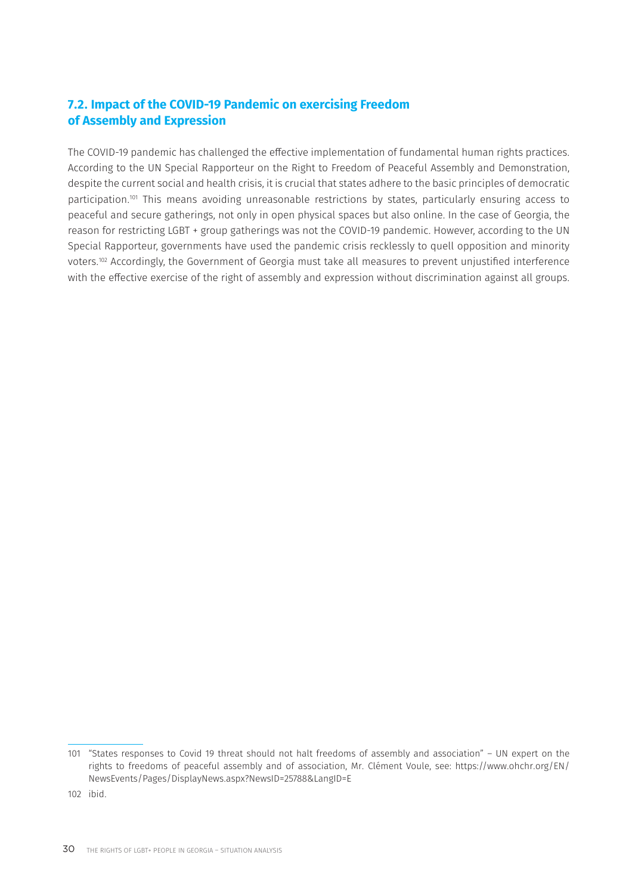## 7.2. Impact of the COVID-19 Pandemic on exercising Freedom of Assembly and Expression

The COVID-19 pandemic has challenged the effective implementation of fundamental human rights practices. According to the UN Special Rapporteur on the Right to Freedom of Peaceful Assembly and Demonstration, despite the current social and health crisis, it is crucial that states adhere to the basic principles of democratic participation.[101] This means avoiding unreasonable restrictions by states, particularly ensuring access to peaceful and secure gatherings, not only in open physical spaces but also online. In the case of Georgia, the reason for restricting LGBT + group gatherings was not the COVID-19 pandemic. However, according to the UN Special Rapporteur, governments have used the pandemic crisis recklessly to quell opposition and minority voters.[102] Accordingly, the Government of Georgia must take all measures to prevent unjustified interference with the effective exercise of the right of assembly and expression without discrimination against all groups.

---

101 "States responses to Covid 19 threat should not halt freedoms of assembly and association" – UN expert on the rights to freedoms of peaceful assembly and of association, Mr. Clément Voule, see: https://www.ohchr.org/EN/NewsEvents/Pages/DisplayNews.aspx?NewsID=25788&LangID=E

102 ibid.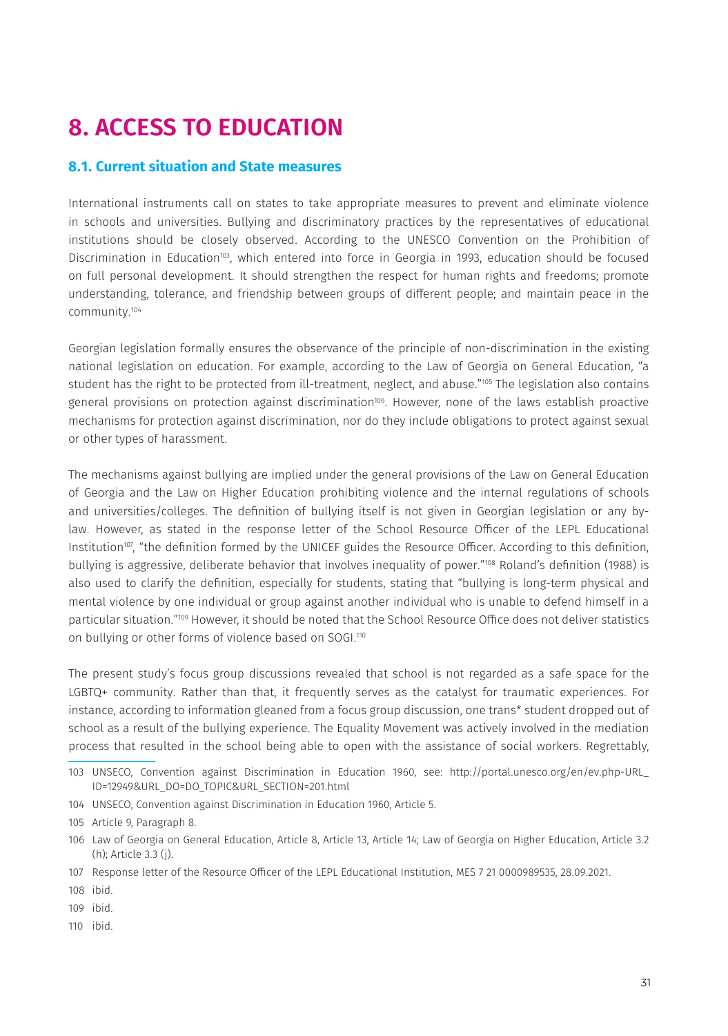# 8. ACCESS TO EDUCATION

## 8.1. Current situation and State measures

International instruments call on states to take appropriate measures to prevent and eliminate violence in schools and universities. Bullying and discriminatory practices by the representatives of educational institutions should be closely observed. According to the UNESCO Convention on the Prohibition of Discrimination in Education[103], which entered into force in Georgia in 1993, education should be focused on full personal development. It should strengthen the respect for human rights and freedoms; promote understanding, tolerance, and friendship between groups of different people; and maintain peace in the community.[104]

Georgian legislation formally ensures the observance of the principle of non-discrimination in the existing national legislation on education. For example, according to the Law of Georgia on General Education, "a student has the right to be protected from ill-treatment, neglect, and abuse."[105] The legislation also contains general provisions on protection against discrimination[106]. However, none of the laws establish proactive mechanisms for protection against discrimination, nor do they include obligations to protect against sexual or other types of harassment.

The mechanisms against bullying are implied under the general provisions of the Law on General Education of Georgia and the Law on Higher Education prohibiting violence and the internal regulations of schools and universities/colleges. The definition of bullying itself is not given in Georgian legislation or any by-law. However, as stated in the response letter of the School Resource Officer of the LEPL Educational Institution[107], "the definition formed by the UNICEF guides the Resource Officer. According to this definition, bullying is aggressive, deliberate behavior that involves inequality of power."[108] Roland's definition (1988) is also used to clarify the definition, especially for students, stating that "bullying is long-term physical and mental violence by one individual or group against another individual who is unable to defend himself in a particular situation."[109] However, it should be noted that the School Resource Office does not deliver statistics on bullying or other forms of violence based on SOGI.[110]

The present study's focus group discussions revealed that school is not regarded as a safe space for the LGBTQ+ community. Rather than that, it frequently serves as the catalyst for traumatic experiences. For instance, according to information gleaned from a focus group discussion, one trans* student dropped out of school as a result of the bullying experience. The Equality Movement was actively involved in the mediation process that resulted in the school being able to open with the assistance of social workers. Regrettably,

---

103 UNSECO, Convention against Discrimination in Education 1960, see: http://portal.unesco.org/en/ev.php-URL_ID=12949&URL_DO=DO_TOPIC&URL_SECTION=201.html

104 UNSECO, Convention against Discrimination in Education 1960, Article 5.

105 Article 9, Paragraph 8.

106 Law of Georgia on General Education, Article 8, Article 13, Article 14; Law of Georgia on Higher Education, Article 3.2 (h); Article 3.3 (j).

107 Response letter of the Resource Officer of the LEPL Educational Institution, MES 7 21 0000989535, 28.09.2021.

108 ibid.

109 ibid.

110 ibid.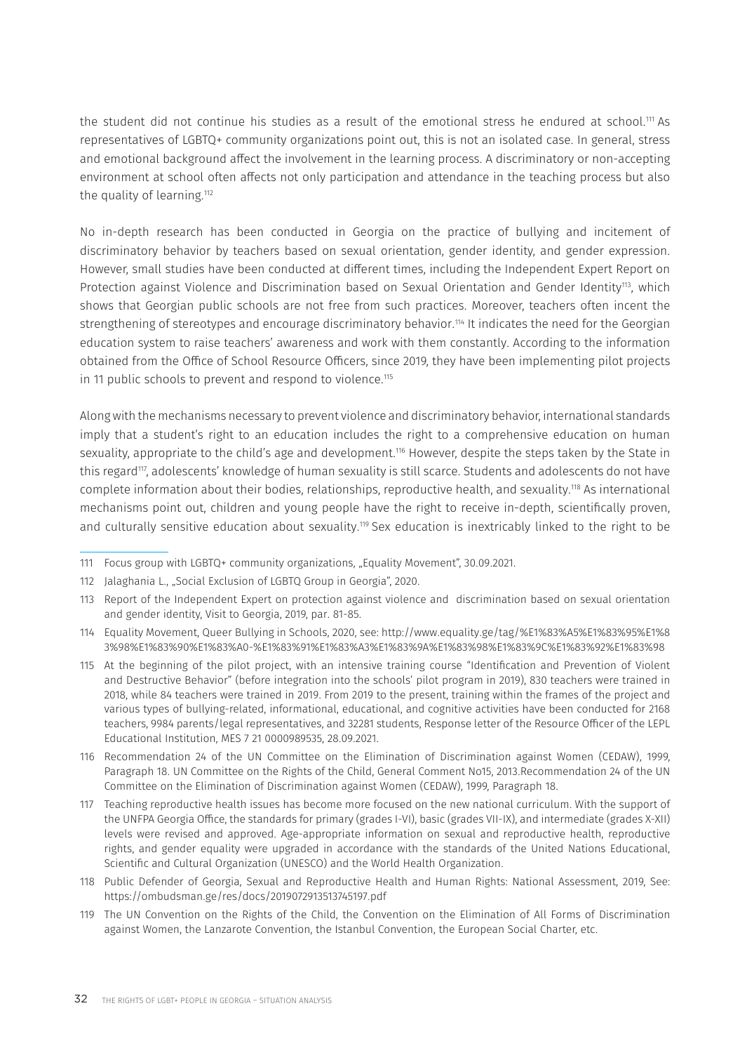the student did not continue his studies as a result of the emotional stress he endured at school.[111] As representatives of LGBTQ+ community organizations point out, this is not an isolated case. In general, stress and emotional background affect the involvement in the learning process. A discriminatory or non-accepting environment at school often affects not only participation and attendance in the teaching process but also the quality of learning.[112]

No in-depth research has been conducted in Georgia on the practice of bullying and incitement of discriminatory behavior by teachers based on sexual orientation, gender identity, and gender expression. However, small studies have been conducted at different times, including the Independent Expert Report on Protection against Violence and Discrimination based on Sexual Orientation and Gender Identity[113], which shows that Georgian public schools are not free from such practices. Moreover, teachers often incent the strengthening of stereotypes and encourage discriminatory behavior.[114] It indicates the need for the Georgian education system to raise teachers' awareness and work with them constantly. According to the information obtained from the Office of School Resource Officers, since 2019, they have been implementing pilot projects in 11 public schools to prevent and respond to violence.[115]

Along with the mechanisms necessary to prevent violence and discriminatory behavior, international standards imply that a student's right to an education includes the right to a comprehensive education on human sexuality, appropriate to the child's age and development.[116] However, despite the steps taken by the State in this regard[117], adolescents' knowledge of human sexuality is still scarce. Students and adolescents do not have complete information about their bodies, relationships, reproductive health, and sexuality.[118] As international mechanisms point out, children and young people have the right to receive in-depth, scientifically proven, and culturally sensitive education about sexuality.[119] Sex education is inextricably linked to the right to be

---

111 Focus group with LGBTQ+ community organizations, „Equality Movement", 30.09.2021.

112 Jalaghania L., „Social Exclusion of LGBTQ Group in Georgia", 2020.

113 Report of the Independent Expert on protection against violence and discrimination based on sexual orientation and gender identity, Visit to Georgia, 2019, par. 81-85.

114 Equality Movement, Queer Bullying in Schools, 2020, see: http://www.equality.ge/tag/%E1%83%A5%E1%83%95%E1%83%98%E1%83%90%E1%83%A0-%E1%83%91%E1%83%A3%E1%83%9A%E1%83%98%E1%83%9C%E1%83%92%E1%83%98

115 At the beginning of the pilot project, with an intensive training course "Identification and Prevention of Violent and Destructive Behavior" (before integration into the schools' pilot program in 2019), 830 teachers were trained in 2018, while 84 teachers were trained in 2019. From 2019 to the present, training within the frames of the project and various types of bullying-related, informational, educational, and cognitive activities have been conducted for 2168 teachers, 9984 parents/legal representatives, and 32281 students, Response letter of the Resource Officer of the LEPL Educational Institution, MES 7 21 0000989535, 28.09.2021.

116 Recommendation 24 of the UN Committee on the Elimination of Discrimination against Women (CEDAW), 1999, Paragraph 18. UN Committee on the Rights of the Child, General Comment No15, 2013.Recommendation 24 of the UN Committee on the Elimination of Discrimination against Women (CEDAW), 1999, Paragraph 18.

117 Teaching reproductive health issues has become more focused on the new national curriculum. With the support of the UNFPA Georgia Office, the standards for primary (grades I-VI), basic (grades VII-IX), and intermediate (grades X-XII) levels were revised and approved. Age-appropriate information on sexual and reproductive health, reproductive rights, and gender equality were upgraded in accordance with the standards of the United Nations Educational, Scientific and Cultural Organization (UNESCO) and the World Health Organization.

118 Public Defender of Georgia, Sexual and Reproductive Health and Human Rights: National Assessment, 2019, See: https://ombudsman.ge/res/docs/2019072913513745197.pdf

119 The UN Convention on the Rights of the Child, the Convention on the Elimination of All Forms of Discrimination against Women, the Lanzarote Convention, the Istanbul Convention, the European Social Charter, etc.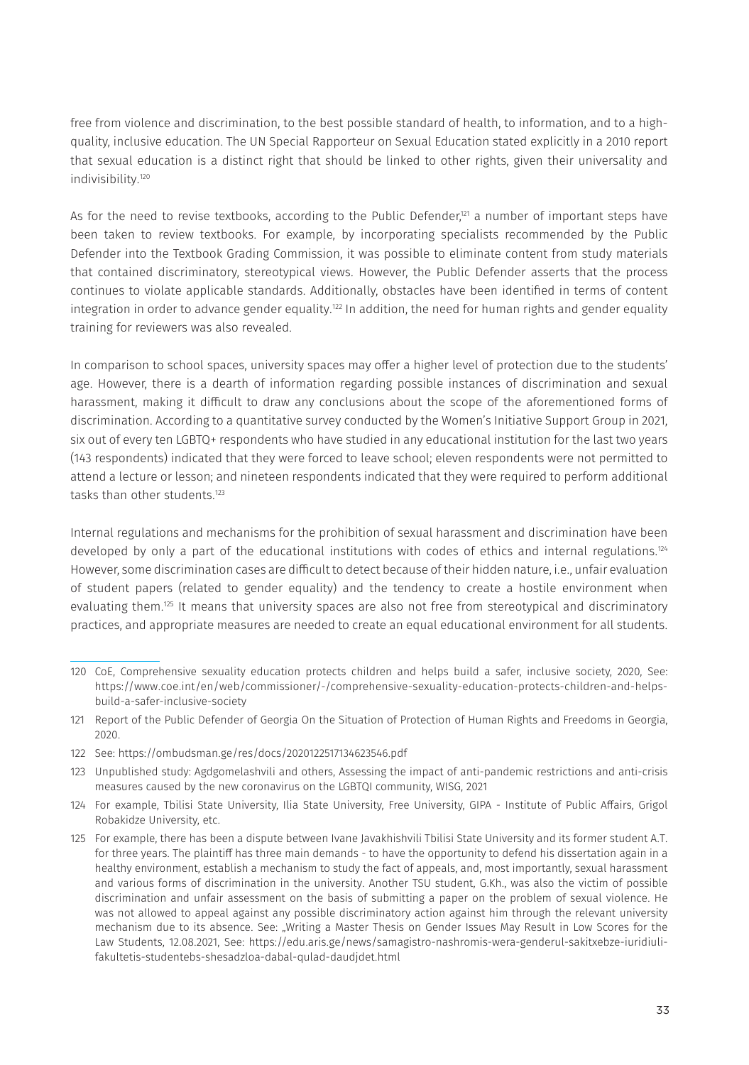free from violence and discrimination, to the best possible standard of health, to information, and to a high-quality, inclusive education. The UN Special Rapporteur on Sexual Education stated explicitly in a 2010 report that sexual education is a distinct right that should be linked to other rights, given their universality and indivisibility.[120]

As for the need to revise textbooks, according to the Public Defender,[121] a number of important steps have been taken to review textbooks. For example, by incorporating specialists recommended by the Public Defender into the Textbook Grading Commission, it was possible to eliminate content from study materials that contained discriminatory, stereotypical views. However, the Public Defender asserts that the process continues to violate applicable standards. Additionally, obstacles have been identified in terms of content integration in order to advance gender equality.[122] In addition, the need for human rights and gender equality training for reviewers was also revealed.

In comparison to school spaces, university spaces may offer a higher level of protection due to the students' age. However, there is a dearth of information regarding possible instances of discrimination and sexual harassment, making it difficult to draw any conclusions about the scope of the aforementioned forms of discrimination. According to a quantitative survey conducted by the Women's Initiative Support Group in 2021, six out of every ten LGBTQ+ respondents who have studied in any educational institution for the last two years (143 respondents) indicated that they were forced to leave school; eleven respondents were not permitted to attend a lecture or lesson; and nineteen respondents indicated that they were required to perform additional tasks than other students.[123]

Internal regulations and mechanisms for the prohibition of sexual harassment and discrimination have been developed by only a part of the educational institutions with codes of ethics and internal regulations.[124] However, some discrimination cases are difficult to detect because of their hidden nature, i.e., unfair evaluation of student papers (related to gender equality) and the tendency to create a hostile environment when evaluating them.[125] It means that university spaces are also not free from stereotypical and discriminatory practices, and appropriate measures are needed to create an equal educational environment for all students.

---

120 CoE, Comprehensive sexuality education protects children and helps build a safer, inclusive society, 2020, See: https://www.coe.int/en/web/commissioner/-/comprehensive-sexuality-education-protects-children-and-helps-build-a-safer-inclusive-society

121 Report of the Public Defender of Georgia On the Situation of Protection of Human Rights and Freedoms in Georgia, 2020.

122 See: https://ombudsman.ge/res/docs/2020122517134623546.pdf

123 Unpublished study: Agdgomelashvili and others, Assessing the impact of anti-pandemic restrictions and anti-crisis measures caused by the new coronavirus on the LGBTQI community, WISG, 2021

124 For example, Tbilisi State University, Ilia State University, Free University, GIPA - Institute of Public Affairs, Grigol Robakidze University, etc.

125 For example, there has been a dispute between Ivane Javakhishvili Tbilisi State University and its former student A.T. for three years. The plaintiff has three main demands - to have the opportunity to defend his dissertation again in a healthy environment, establish a mechanism to study the fact of appeals, and, most importantly, sexual harassment and various forms of discrimination in the university. Another TSU student, G.Kh., was also the victim of possible discrimination and unfair assessment on the basis of submitting a paper on the problem of sexual violence. He was not allowed to appeal against any possible discriminatory action against him through the relevant university mechanism due to its absence. See: „Writing a Master Thesis on Gender Issues May Result in Low Scores for the Law Students, 12.08.2021, See: https://edu.aris.ge/news/samagistro-nashromis-wera-genderul-sakitxebze-iuridiuli-fakultetis-studentebs-shesadzloa-dabal-qulad-daudjdet.html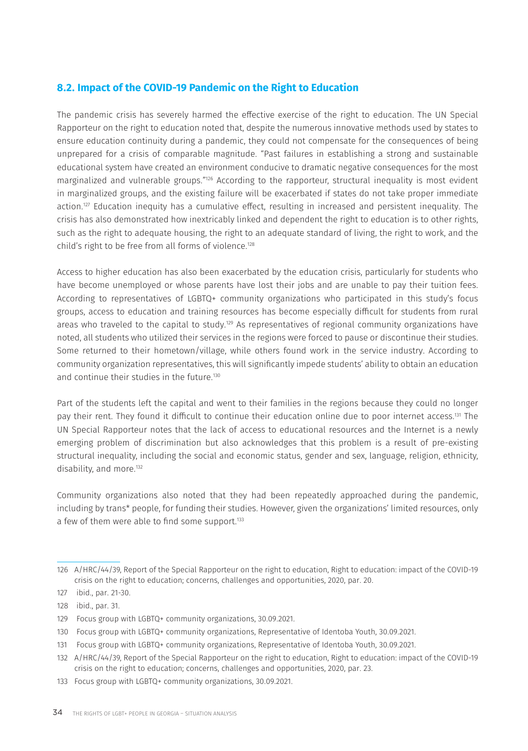## 8.2. Impact of the COVID-19 Pandemic on the Right to Education

The pandemic crisis has severely harmed the effective exercise of the right to education. The UN Special Rapporteur on the right to education noted that, despite the numerous innovative methods used by states to ensure education continuity during a pandemic, they could not compensate for the consequences of being unprepared for a crisis of comparable magnitude. "Past failures in establishing a strong and sustainable educational system have created an environment conducive to dramatic negative consequences for the most marginalized and vulnerable groups."[126] According to the rapporteur, structural inequality is most evident in marginalized groups, and the existing failure will be exacerbated if states do not take proper immediate action.[127] Education inequity has a cumulative effect, resulting in increased and persistent inequality. The crisis has also demonstrated how inextricably linked and dependent the right to education is to other rights, such as the right to adequate housing, the right to an adequate standard of living, the right to work, and the child's right to be free from all forms of violence.[128]

Access to higher education has also been exacerbated by the education crisis, particularly for students who have become unemployed or whose parents have lost their jobs and are unable to pay their tuition fees. According to representatives of LGBTQ+ community organizations who participated in this study's focus groups, access to education and training resources has become especially difficult for students from rural areas who traveled to the capital to study.[129] As representatives of regional community organizations have noted, all students who utilized their services in the regions were forced to pause or discontinue their studies. Some returned to their hometown/village, while others found work in the service industry. According to community organization representatives, this will significantly impede students' ability to obtain an education and continue their studies in the future.[130]

Part of the students left the capital and went to their families in the regions because they could no longer pay their rent. They found it difficult to continue their education online due to poor internet access.[131] The UN Special Rapporteur notes that the lack of access to educational resources and the Internet is a newly emerging problem of discrimination but also acknowledges that this problem is a result of pre-existing structural inequality, including the social and economic status, gender and sex, language, religion, ethnicity, disability, and more.[132]

Community organizations also noted that they had been repeatedly approached during the pandemic, including by trans* people, for funding their studies. However, given the organizations' limited resources, only a few of them were able to find some support.[133]

---

126 A/HRC/44/39, Report of the Special Rapporteur on the right to education, Right to education: impact of the COVID-19 crisis on the right to education; concerns, challenges and opportunities, 2020, par. 20.

127 ibid., par. 21-30.

128 ibid., par. 31.

129 Focus group with LGBTQ+ community organizations, 30.09.2021.

130 Focus group with LGBTQ+ community organizations, Representative of Identoba Youth, 30.09.2021.

131 Focus group with LGBTQ+ community organizations, Representative of Identoba Youth, 30.09.2021.

132 A/HRC/44/39, Report of the Special Rapporteur on the right to education, Right to education: impact of the COVID-19 crisis on the right to education; concerns, challenges and opportunities, 2020, par. 23.

133 Focus group with LGBTQ+ community organizations, 30.09.2021.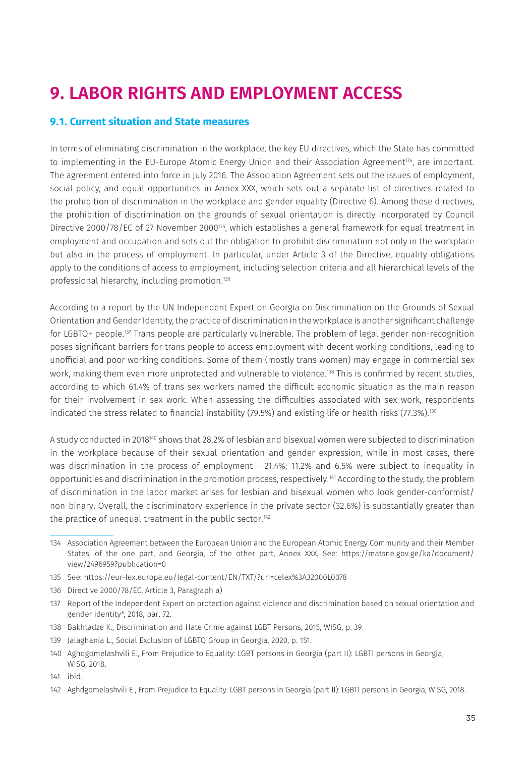# 9. LABOR RIGHTS AND EMPLOYMENT ACCESS

## 9.1. Current situation and State measures

In terms of eliminating discrimination in the workplace, the key EU directives, which the State has committed to implementing in the EU-Europe Atomic Energy Union and their Association Agreement[134], are important. The agreement entered into force in July 2016. The Association Agreement sets out the issues of employment, social policy, and equal opportunities in Annex XXX, which sets out a separate list of directives related to the prohibition of discrimination in the workplace and gender equality (Directive 6). Among these directives, the prohibition of discrimination on the grounds of sexual orientation is directly incorporated by Council Directive 2000/78/EC of 27 November 2000[135], which establishes a general framework for equal treatment in employment and occupation and sets out the obligation to prohibit discrimination not only in the workplace but also in the process of employment. In particular, under Article 3 of the Directive, equality obligations apply to the conditions of access to employment, including selection criteria and all hierarchical levels of the professional hierarchy, including promotion.[136]

According to a report by the UN Independent Expert on Georgia on Discrimination on the Grounds of Sexual Orientation and Gender Identity, the practice of discrimination in the workplace is another significant challenge for LGBTQ+ people.[137] Trans people are particularly vulnerable. The problem of legal gender non-recognition poses significant barriers for trans people to access employment with decent working conditions, leading to unofficial and poor working conditions. Some of them (mostly trans women) may engage in commercial sex work, making them even more unprotected and vulnerable to violence.[138] This is confirmed by recent studies, according to which 61.4% of trans sex workers named the difficult economic situation as the main reason for their involvement in sex work. When assessing the difficulties associated with sex work, respondents indicated the stress related to financial instability (79.5%) and existing life or health risks (77.3%).[139]

A study conducted in 2018[140] shows that 28.2% of lesbian and bisexual women were subjected to discrimination in the workplace because of their sexual orientation and gender expression, while in most cases, there was discrimination in the process of employment - 21.4%; 11.2% and 6.5% were subject to inequality in opportunities and discrimination in the promotion process, respectively.[141] According to the study, the problem of discrimination in the labor market arises for lesbian and bisexual women who look gender-conformist/non-binary. Overall, the discriminatory experience in the private sector (32.6%) is substantially greater than the practice of unequal treatment in the public sector.[142]

---

134 Association Agreement between the European Union and the European Atomic Energy Community and their Member States, of the one part, and Georgia, of the other part, Annex XXX, See: https://matsne.gov.ge/ka/document/view/2496959?publication=0

135 See: https://eur-lex.europa.eu/legal-content/EN/TXT/?uri=celex%3A32000L0078

136 Directive 2000/78/EC, Article 3, Paragraph a)

137 Report of the Independent Expert on protection against violence and discrimination based on sexual orientation and gender identity*, 2018, par. 72.

138 Bakhtadze K., Discrimination and Hate Crime against LGBT Persons, 2015, WISG, p. 39.

139 Jalaghania L., Social Exclusion of LGBTQ Group in Georgia, 2020, p. 151.

140 Aghdgomelashvili E., From Prejudice to Equality: LGBT persons in Georgia (part II): LGBTI persons in Georgia, WISG, 2018.

141 ibid.

142 Aghdgomelashvili E., From Prejudice to Equality: LGBT persons in Georgia (part II): LGBTI persons in Georgia, WISG, 2018.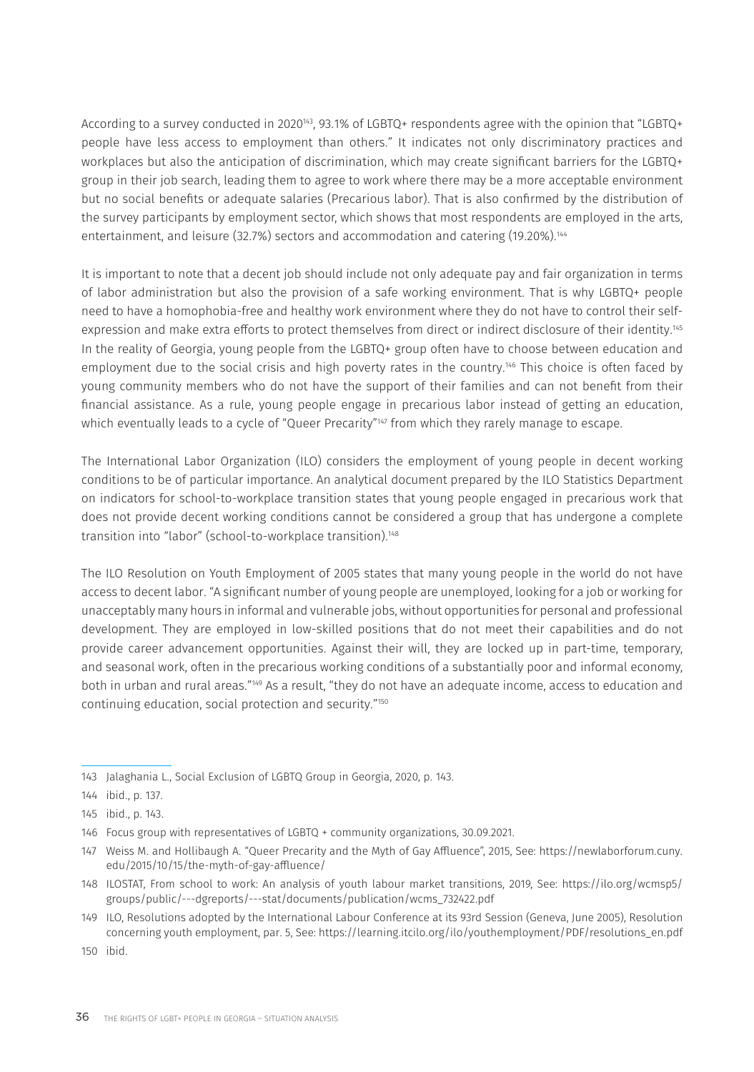According to a survey conducted in 2020[143], 93.1% of LGBTQ+ respondents agree with the opinion that "LGBTQ+ people have less access to employment than others." It indicates not only discriminatory practices and workplaces but also the anticipation of discrimination, which may create significant barriers for the LGBTQ+ group in their job search, leading them to agree to work where there may be a more acceptable environment but no social benefits or adequate salaries (Precarious labor). That is also confirmed by the distribution of the survey participants by employment sector, which shows that most respondents are employed in the arts, entertainment, and leisure (32.7%) sectors and accommodation and catering (19.20%).[144]

It is important to note that a decent job should include not only adequate pay and fair organization in terms of labor administration but also the provision of a safe working environment. That is why LGBTQ+ people need to have a homophobia-free and healthy work environment where they do not have to control their self-expression and make extra efforts to protect themselves from direct or indirect disclosure of their identity.[145] In the reality of Georgia, young people from the LGBTQ+ group often have to choose between education and employment due to the social crisis and high poverty rates in the country.[146] This choice is often faced by young community members who do not have the support of their families and can not benefit from their financial assistance. As a rule, young people engage in precarious labor instead of getting an education, which eventually leads to a cycle of "Queer Precarity"[147] from which they rarely manage to escape.

The International Labor Organization (ILO) considers the employment of young people in decent working conditions to be of particular importance. An analytical document prepared by the ILO Statistics Department on indicators for school-to-workplace transition states that young people engaged in precarious work that does not provide decent working conditions cannot be considered a group that has undergone a complete transition into "labor" (school-to-workplace transition).[148]

The ILO Resolution on Youth Employment of 2005 states that many young people in the world do not have access to decent labor. "A significant number of young people are unemployed, looking for a job or working for unacceptably many hours in informal and vulnerable jobs, without opportunities for personal and professional development. They are employed in low-skilled positions that do not meet their capabilities and do not provide career advancement opportunities. Against their will, they are locked up in part-time, temporary, and seasonal work, often in the precarious working conditions of a substantially poor and informal economy, both in urban and rural areas."[149] As a result, "they do not have an adequate income, access to education and continuing education, social protection and security."[150]

---

143 Jalaghania L., Social Exclusion of LGBTQ Group in Georgia, 2020, p. 143.

144 ibid., p. 137.

145 ibid., p. 143.

146 Focus group with representatives of LGBTQ + community organizations, 30.09.2021.

147 Weiss M. and Hollibaugh A. "Queer Precarity and the Myth of Gay Affluence", 2015, See: https://newlaborforum.cuny.edu/2015/10/15/the-myth-of-gay-affluence/

148 ILOSTAT, From school to work: An analysis of youth labour market transitions, 2019, See: https://ilo.org/wcmsp5/groups/public/---dgreports/---stat/documents/publication/wcms_732422.pdf

149 ILO, Resolutions adopted by the International Labour Conference at its 93rd Session (Geneva, June 2005), Resolution concerning youth employment, par. 5, See: https://learning.itcilo.org/ilo/youthemployment/PDF/resolutions_en.pdf

150 ibid.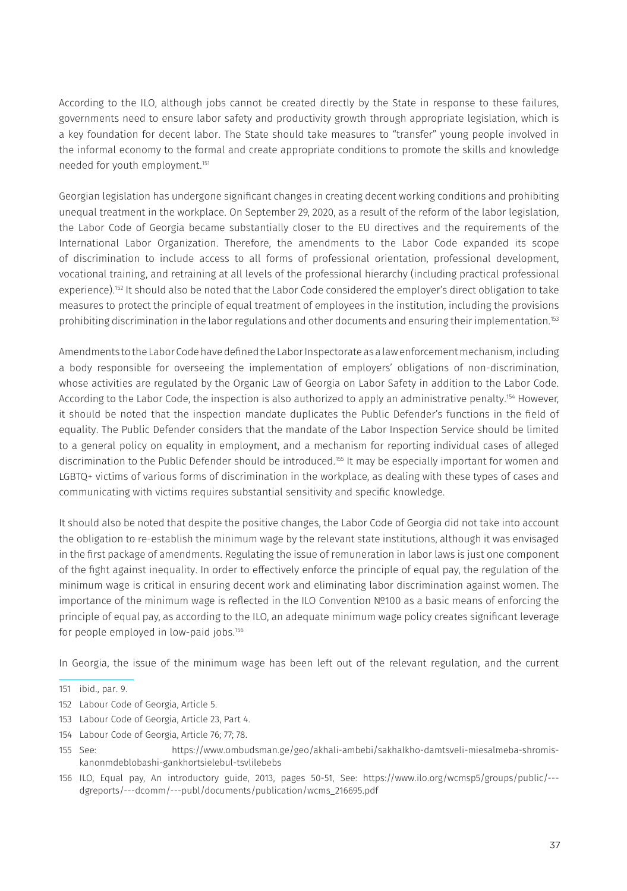According to the ILO, although jobs cannot be created directly by the State in response to these failures, governments need to ensure labor safety and productivity growth through appropriate legislation, which is a key foundation for decent labor. The State should take measures to "transfer" young people involved in the informal economy to the formal and create appropriate conditions to promote the skills and knowledge needed for youth employment.[151]

Georgian legislation has undergone significant changes in creating decent working conditions and prohibiting unequal treatment in the workplace. On September 29, 2020, as a result of the reform of the labor legislation, the Labor Code of Georgia became substantially closer to the EU directives and the requirements of the International Labor Organization. Therefore, the amendments to the Labor Code expanded its scope of discrimination to include access to all forms of professional orientation, professional development, vocational training, and retraining at all levels of the professional hierarchy (including practical professional experience).[152] It should also be noted that the Labor Code considered the employer's direct obligation to take measures to protect the principle of equal treatment of employees in the institution, including the provisions prohibiting discrimination in the labor regulations and other documents and ensuring their implementation.[153]

Amendments to the Labor Code have defined the Labor Inspectorate as a law enforcement mechanism, including a body responsible for overseeing the implementation of employers' obligations of non-discrimination, whose activities are regulated by the Organic Law of Georgia on Labor Safety in addition to the Labor Code. According to the Labor Code, the inspection is also authorized to apply an administrative penalty.[154] However, it should be noted that the inspection mandate duplicates the Public Defender's functions in the field of equality. The Public Defender considers that the mandate of the Labor Inspection Service should be limited to a general policy on equality in employment, and a mechanism for reporting individual cases of alleged discrimination to the Public Defender should be introduced.[155] It may be especially important for women and LGBTQ+ victims of various forms of discrimination in the workplace, as dealing with these types of cases and communicating with victims requires substantial sensitivity and specific knowledge.

It should also be noted that despite the positive changes, the Labor Code of Georgia did not take into account the obligation to re-establish the minimum wage by the relevant state institutions, although it was envisaged in the first package of amendments. Regulating the issue of remuneration in labor laws is just one component of the fight against inequality. In order to effectively enforce the principle of equal pay, the regulation of the minimum wage is critical in ensuring decent work and eliminating labor discrimination against women. The importance of the minimum wage is reflected in the ILO Convention №100 as a basic means of enforcing the principle of equal pay, as according to the ILO, an adequate minimum wage policy creates significant leverage for people employed in low-paid jobs.[156]

In Georgia, the issue of the minimum wage has been left out of the relevant regulation, and the current

---

151 ibid., par. 9.

152 Labour Code of Georgia, Article 5.

153 Labour Code of Georgia, Article 23, Part 4.

154 Labour Code of Georgia, Article 76; 77; 78.

155 See: https://www.ombudsman.ge/geo/akhali-ambebi/sakhalkho-damtsveli-miesalmeba-shromis-kanonmdeblobashi-gankhortsielebul-tsvlilebebs

156 ILO, Equal pay, An introductory guide, 2013, pages 50-51, See: https://www.ilo.org/wcmsp5/groups/public/---dgreports/---dcomm/---publ/documents/publication/wcms_216695.pdf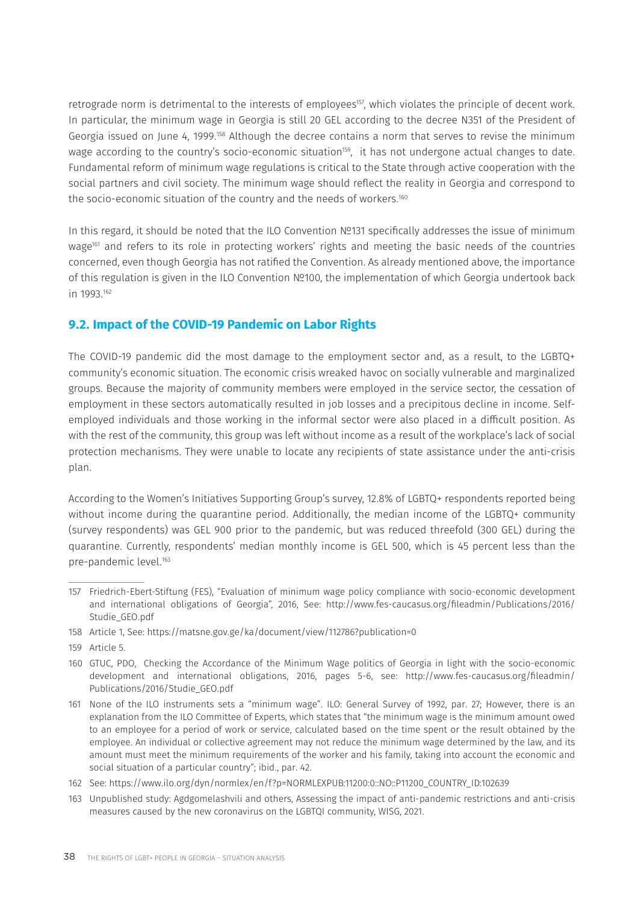retrograde norm is detrimental to the interests of employees[157], which violates the principle of decent work. In particular, the minimum wage in Georgia is still 20 GEL according to the decree N351 of the President of Georgia issued on June 4, 1999.[158] Although the decree contains a norm that serves to revise the minimum wage according to the country's socio-economic situation[159], it has not undergone actual changes to date. Fundamental reform of minimum wage regulations is critical to the State through active cooperation with the social partners and civil society. The minimum wage should reflect the reality in Georgia and correspond to the socio-economic situation of the country and the needs of workers.[160]

In this regard, it should be noted that the ILO Convention №131 specifically addresses the issue of minimum wage[161] and refers to its role in protecting workers' rights and meeting the basic needs of the countries concerned, even though Georgia has not ratified the Convention. As already mentioned above, the importance of this regulation is given in the ILO Convention №100, the implementation of which Georgia undertook back in 1993.[162]

## 9.2. Impact of the COVID-19 Pandemic on Labor Rights

The COVID-19 pandemic did the most damage to the employment sector and, as a result, to the LGBTQ+ community's economic situation. The economic crisis wreaked havoc on socially vulnerable and marginalized groups. Because the majority of community members were employed in the service sector, the cessation of employment in these sectors automatically resulted in job losses and a precipitous decline in income. Self-employed individuals and those working in the informal sector were also placed in a difficult position. As with the rest of the community, this group was left without income as a result of the workplace's lack of social protection mechanisms. They were unable to locate any recipients of state assistance under the anti-crisis plan.

According to the Women's Initiatives Supporting Group's survey, 12.8% of LGBTQ+ respondents reported being without income during the quarantine period. Additionally, the median income of the LGBTQ+ community (survey respondents) was GEL 900 prior to the pandemic, but was reduced threefold (300 GEL) during the quarantine. Currently, respondents' median monthly income is GEL 500, which is 45 percent less than the pre-pandemic level.[163]

---

157 Friedrich-Ebert-Stiftung (FES), "Evaluation of minimum wage policy compliance with socio-economic development and international obligations of Georgia", 2016, See: http://www.fes-caucasus.org/fileadmin/Publications/2016/Studie_GEO.pdf

158 Article 1, See: https://matsne.gov.ge/ka/document/view/112786?publication=0

159 Article 5.

160 GTUC, PDO, Checking the Accordance of the Minimum Wage politics of Georgia in light with the socio-economic development and international obligations, 2016, pages 5-6, see: http://www.fes-caucasus.org/fileadmin/Publications/2016/Studie_GEO.pdf

161 None of the ILO instruments sets a "minimum wage". ILO: General Survey of 1992, par. 27; However, there is an explanation from the ILO Committee of Experts, which states that "the minimum wage is the minimum amount owed to an employee for a period of work or service, calculated based on the time spent or the result obtained by the employee. An individual or collective agreement may not reduce the minimum wage determined by the law, and its amount must meet the minimum requirements of the worker and his family, taking into account the economic and social situation of a particular country"; ibid., par. 42.

162 See: https://www.ilo.org/dyn/normlex/en/f?p=NORMLEXPUB:11200:0::NO::P11200_COUNTRY_ID:102639

163 Unpublished study: Agdgomelashvili and others, Assessing the impact of anti-pandemic restrictions and anti-crisis measures caused by the new coronavirus on the LGBTQI community, WISG, 2021.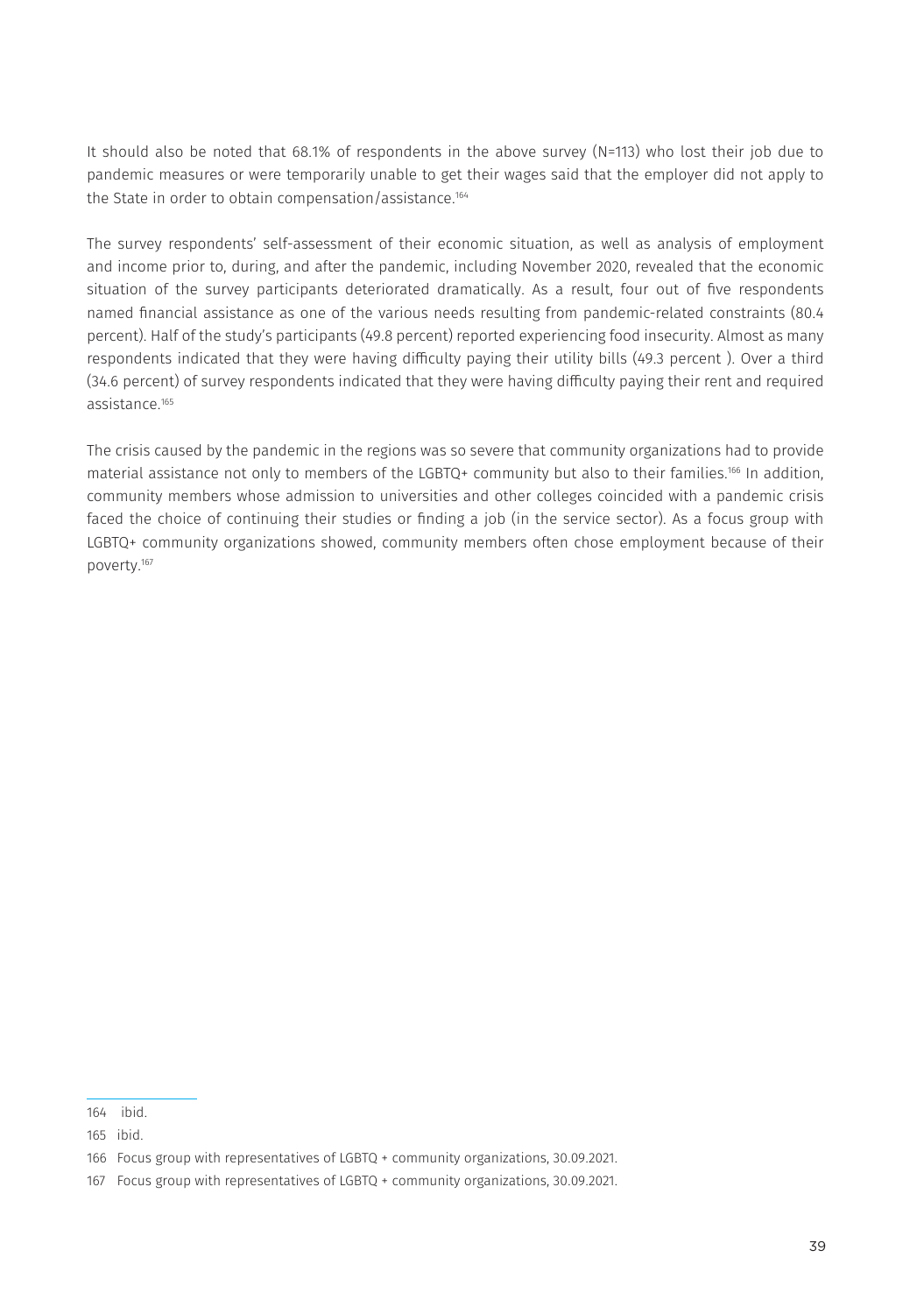It should also be noted that 68.1% of respondents in the above survey (N=113) who lost their job due to pandemic measures or were temporarily unable to get their wages said that the employer did not apply to the State in order to obtain compensation/assistance.[164]

The survey respondents' self-assessment of their economic situation, as well as analysis of employment and income prior to, during, and after the pandemic, including November 2020, revealed that the economic situation of the survey participants deteriorated dramatically. As a result, four out of five respondents named financial assistance as one of the various needs resulting from pandemic-related constraints (80.4 percent). Half of the study's participants (49.8 percent) reported experiencing food insecurity. Almost as many respondents indicated that they were having difficulty paying their utility bills (49.3 percent ). Over a third (34.6 percent) of survey respondents indicated that they were having difficulty paying their rent and required assistance.[165]

The crisis caused by the pandemic in the regions was so severe that community organizations had to provide material assistance not only to members of the LGBTQ+ community but also to their families.[166] In addition, community members whose admission to universities and other colleges coincided with a pandemic crisis faced the choice of continuing their studies or finding a job (in the service sector). As a focus group with LGBTQ+ community organizations showed, community members often chose employment because of their poverty.[167]

---

164 ibid.

165 ibid.

166 Focus group with representatives of LGBTQ + community organizations, 30.09.2021.

167 Focus group with representatives of LGBTQ + community organizations, 30.09.2021.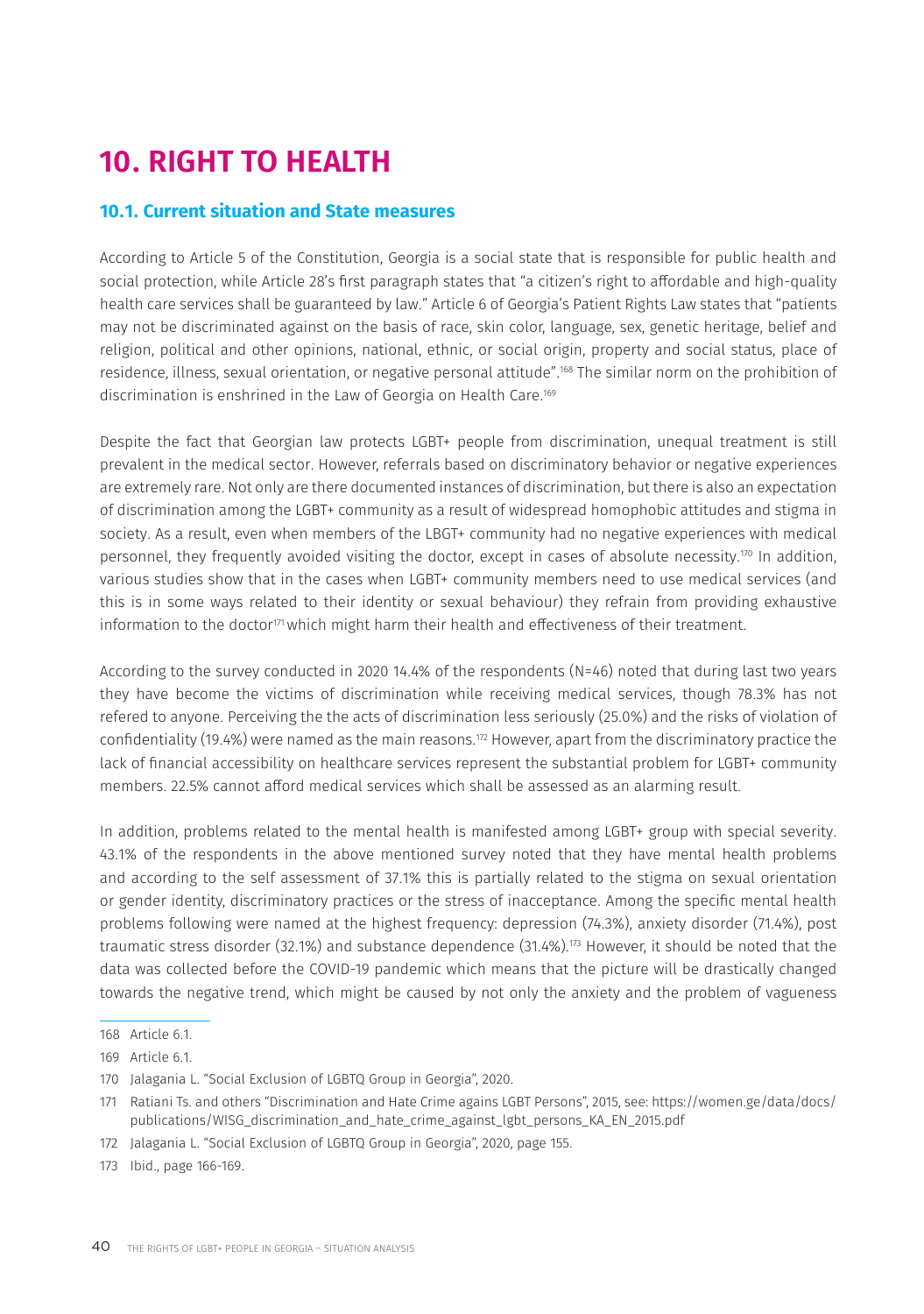# 10. RIGHT TO HEALTH

## 10.1. Current situation and State measures

According to Article 5 of the Constitution, Georgia is a social state that is responsible for public health and social protection, while Article 28's first paragraph states that "a citizen's right to affordable and high-quality health care services shall be guaranteed by law." Article 6 of Georgia's Patient Rights Law states that "patients may not be discriminated against on the basis of race, skin color, language, sex, genetic heritage, belief and religion, political and other opinions, national, ethnic, or social origin, property and social status, place of residence, illness, sexual orientation, or negative personal attitude".[168] The similar norm on the prohibition of discrimination is enshrined in the Law of Georgia on Health Care.[169]

Despite the fact that Georgian law protects LGBT+ people from discrimination, unequal treatment is still prevalent in the medical sector. However, referrals based on discriminatory behavior or negative experiences are extremely rare. Not only are there documented instances of discrimination, but there is also an expectation of discrimination among the LGBT+ community as a result of widespread homophobic attitudes and stigma in society. As a result, even when members of the LBGT+ community had no negative experiences with medical personnel, they frequently avoided visiting the doctor, except in cases of absolute necessity.[170] In addition, various studies show that in the cases when LGBT+ community members need to use medical services (and this is in some ways related to their identity or sexual behaviour) they refrain from providing exhaustive information to the doctor[171] which might harm their health and effectiveness of their treatment.

According to the survey conducted in 2020 14.4% of the respondents (N=46) noted that during last two years they have become the victims of discrimination while receiving medical services, though 78.3% has not refered to anyone. Perceiving the the acts of discrimination less seriously (25.0%) and the risks of violation of confidentiality (19.4%) were named as the main reasons.[172] However, apart from the discriminatory practice the lack of financial accessibility on healthcare services represent the substantial problem for LGBT+ community members. 22.5% cannot afford medical services which shall be assessed as an alarming result.

In addition, problems related to the mental health is manifested among LGBT+ group with special severity. 43.1% of the respondents in the above mentioned survey noted that they have mental health problems and according to the self assessment of 37.1% this is partially related to the stigma on sexual orientation or gender identity, discriminatory practices or the stress of inacceptance. Among the specific mental health problems following were named at the highest frequency: depression (74.3%), anxiety disorder (71.4%), post traumatic stress disorder (32.1%) and substance dependence (31.4%).[173] However, it should be noted that the data was collected before the COVID-19 pandemic which means that the picture will be drastically changed towards the negative trend, which might be caused by not only the anxiety and the problem of vagueness

---

168 Article 6.1.

169 Article 6.1.

170 Jalagania L. "Social Exclusion of LGBTQ Group in Georgia", 2020.

171 Ratiani Ts. and others "Discrimination and Hate Crime agains LGBT Persons", 2015, see: https://women.ge/data/docs/publications/WISG_discrimination_and_hate_crime_against_lgbt_persons_KA_EN_2015.pdf

172 Jalagania L. "Social Exclusion of LGBTQ Group in Georgia", 2020, page 155.

173 Ibid., page 166-169.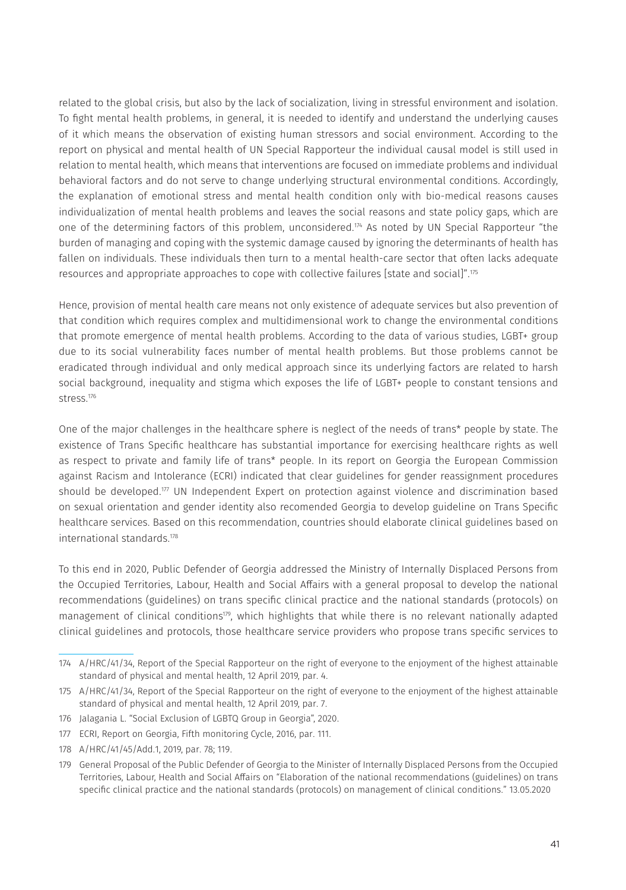related to the global crisis, but also by the lack of socialization, living in stressful environment and isolation. To fight mental health problems, in general, it is needed to identify and understand the underlying causes of it which means the observation of existing human stressors and social environment. According to the report on physical and mental health of UN Special Rapporteur the individual causal model is still used in relation to mental health, which means that interventions are focused on immediate problems and individual behavioral factors and do not serve to change underlying structural environmental conditions. Accordingly, the explanation of emotional stress and mental health condition only with bio-medical reasons causes individualization of mental health problems and leaves the social reasons and state policy gaps, which are one of the determining factors of this problem, unconsidered.[174] As noted by UN Special Rapporteur "the burden of managing and coping with the systemic damage caused by ignoring the determinants of health has fallen on individuals. These individuals then turn to a mental health-care sector that often lacks adequate resources and appropriate approaches to cope with collective failures [state and social]".[175]

Hence, provision of mental health care means not only existence of adequate services but also prevention of that condition which requires complex and multidimensional work to change the environmental conditions that promote emergence of mental health problems. According to the data of various studies, LGBT+ group due to its social vulnerability faces number of mental health problems. But those problems cannot be eradicated through individual and only medical approach since its underlying factors are related to harsh social background, inequality and stigma which exposes the life of LGBT+ people to constant tensions and stress.[176]

One of the major challenges in the healthcare sphere is neglect of the needs of trans* people by state. The existence of Trans Specific healthcare has substantial importance for exercising healthcare rights as well as respect to private and family life of trans* people. In its report on Georgia the European Commission against Racism and Intolerance (ECRI) indicated that clear guidelines for gender reassignment procedures should be developed.[177] UN Independent Expert on protection against violence and discrimination based on sexual orientation and gender identity also recomended Georgia to develop guideline on Trans Specific healthcare services. Based on this recommendation, countries should elaborate clinical guidelines based on international standards.[178]

To this end in 2020, Public Defender of Georgia addressed the Ministry of Internally Displaced Persons from the Occupied Territories, Labour, Health and Social Affairs with a general proposal to develop the national recommendations (guidelines) on trans specific clinical practice and the national standards (protocols) on management of clinical conditions[179], which highlights that while there is no relevant nationally adapted clinical guidelines and protocols, those healthcare service providers who propose trans specific services to

---

174 A/HRC/41/34, Report of the Special Rapporteur on the right of everyone to the enjoyment of the highest attainable standard of physical and mental health, 12 April 2019, par. 4.

175 A/HRC/41/34, Report of the Special Rapporteur on the right of everyone to the enjoyment of the highest attainable standard of physical and mental health, 12 April 2019, par. 7.

176 Jalagania L. "Social Exclusion of LGBTQ Group in Georgia", 2020.

177 ECRI, Report on Georgia, Fifth monitoring Cycle, 2016, par. 111.

178 A/HRC/41/45/Add.1, 2019, par. 78; 119.

179 General Proposal of the Public Defender of Georgia to the Minister of Internally Displaced Persons from the Occupied Territories, Labour, Health and Social Affairs on "Elaboration of the national recommendations (guidelines) on trans specific clinical practice and the national standards (protocols) on management of clinical conditions." 13.05.2020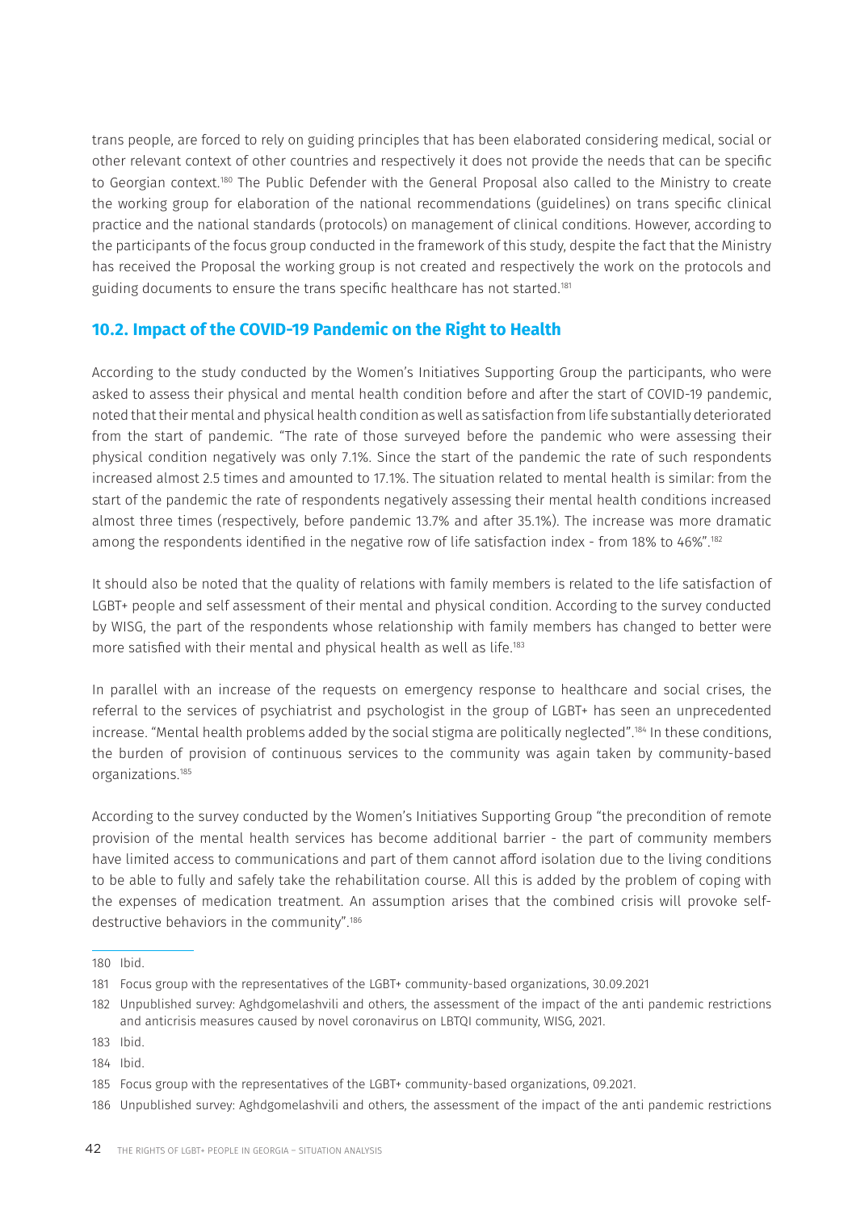trans people, are forced to rely on guiding principles that has been elaborated considering medical, social or other relevant context of other countries and respectively it does not provide the needs that can be specific to Georgian context.[180] The Public Defender with the General Proposal also called to the Ministry to create the working group for elaboration of the national recommendations (guidelines) on trans specific clinical practice and the national standards (protocols) on management of clinical conditions. However, according to the participants of the focus group conducted in the framework of this study, despite the fact that the Ministry has received the Proposal the working group is not created and respectively the work on the protocols and guiding documents to ensure the trans specific healthcare has not started.[181]

### 10.2. Impact of the COVID-19 Pandemic on the Right to Health

According to the study conducted by the Women's Initiatives Supporting Group the participants, who were asked to assess their physical and mental health condition before and after the start of COVID-19 pandemic, noted that their mental and physical health condition as well as satisfaction from life substantially deteriorated from the start of pandemic. "The rate of those surveyed before the pandemic who were assessing their physical condition negatively was only 7.1%. Since the start of the pandemic the rate of such respondents increased almost 2.5 times and amounted to 17.1%. The situation related to mental health is similar: from the start of the pandemic the rate of respondents negatively assessing their mental health conditions increased almost three times (respectively, before pandemic 13.7% and after 35.1%). The increase was more dramatic among the respondents identified in the negative row of life satisfaction index - from 18% to 46%".[182]

It should also be noted that the quality of relations with family members is related to the life satisfaction of LGBT+ people and self assessment of their mental and physical condition. According to the survey conducted by WISG, the part of the respondents whose relationship with family members has changed to better were more satisfied with their mental and physical health as well as life.[183]

In parallel with an increase of the requests on emergency response to healthcare and social crises, the referral to the services of psychiatrist and psychologist in the group of LGBT+ has seen an unprecedented increase. "Mental health problems added by the social stigma are politically neglected".[184] In these conditions, the burden of provision of continuous services to the community was again taken by community-based organizations.[185]

According to the survey conducted by the Women's Initiatives Supporting Group "the precondition of remote provision of the mental health services has become additional barrier - the part of community members have limited access to communications and part of them cannot afford isolation due to the living conditions to be able to fully and safely take the rehabilitation course. All this is added by the problem of coping with the expenses of medication treatment. An assumption arises that the combined crisis will provoke self-destructive behaviors in the community".[186]

---

180 Ibid.

181 Focus group with the representatives of the LGBT+ community-based organizations, 30.09.2021

182 Unpublished survey: Aghdgomelashvili and others, the assessment of the impact of the anti pandemic restrictions and anticrisis measures caused by novel coronavirus on LBTQI community, WISG, 2021.

183 Ibid.

184 Ibid.

185 Focus group with the representatives of the LGBT+ community-based organizations, 09.2021.

186 Unpublished survey: Aghdgomelashvili and others, the assessment of the impact of the anti pandemic restrictions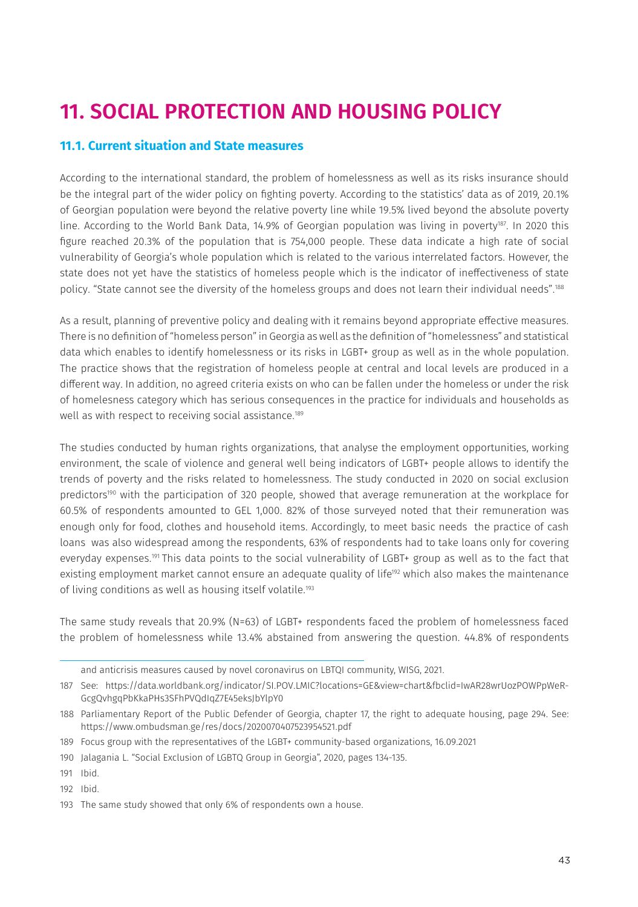# 11. SOCIAL PROTECTION AND HOUSING POLICY

### 11.1. Current situation and State measures

According to the international standard, the problem of homelessness as well as its risks insurance should be the integral part of the wider policy on fighting poverty. According to the statistics' data as of 2019, 20.1% of Georgian population were beyond the relative poverty line while 19.5% lived beyond the absolute poverty line. According to the World Bank Data, 14.9% of Georgian population was living in poverty[187]. In 2020 this figure reached 20.3% of the population that is 754,000 people. These data indicate a high rate of social vulnerability of Georgia's whole population which is related to the various interrelated factors. However, the state does not yet have the statistics of homeless people which is the indicator of ineffectiveness of state policy. "State cannot see the diversity of the homeless groups and does not learn their individual needs".[188]

As a result, planning of preventive policy and dealing with it remains beyond appropriate effective measures. There is no definition of "homeless person" in Georgia as well as the definition of "homelessness" and statistical data which enables to identify homelessness or its risks in LGBT+ group as well as in the whole population. The practice shows that the registration of homeless people at central and local levels are produced in a different way. In addition, no agreed criteria exists on who can be fallen under the homeless or under the risk of homelesness category which has serious consequences in the practice for individuals and households as well as with respect to receiving social assistance.[189]

The studies conducted by human rights organizations, that analyse the employment opportunities, working environment, the scale of violence and general well being indicators of LGBT+ people allows to identify the trends of poverty and the risks related to homelessness. The study conducted in 2020 on social exclusion predictors[190] with the participation of 320 people, showed that average remuneration at the workplace for 60.5% of respondents amounted to GEL 1,000. 82% of those surveyed noted that their remuneration was enough only for food, clothes and household items. Accordingly, to meet basic needs the practice of cash loans was also widespread among the respondents, 63% of respondents had to take loans only for covering everyday expenses.[191] This data points to the social vulnerability of LGBT+ group as well as to the fact that existing employment market cannot ensure an adequate quality of life[192] which also makes the maintenance of living conditions as well as housing itself volatile.[193]

The same study reveals that 20.9% (N=63) of LGBT+ respondents faced the problem of homelessness faced the problem of homelessness while 13.4% abstained from answering the question. 44.8% of respondents

---

and anticrisis measures caused by novel coronavirus on LBTQI community, WISG, 2021.

187 See: https://data.worldbank.org/indicator/SI.POV.LMIC?locations=GE&view=chart&fbclid=IwAR28wrUozPOWPpWeR-GcgQvhgqPbKkaPHs3SFhPVQdIqZ7E45eksJbYlpY0

188 Parliamentary Report of the Public Defender of Georgia, chapter 17, the right to adequate housing, page 294. See: https://www.ombudsman.ge/res/docs/2020070407523954521.pdf

189 Focus group with the representatives of the LGBT+ community-based organizations, 16.09.2021

190 Jalagania L. "Social Exclusion of LGBTQ Group in Georgia", 2020, pages 134-135.

191 Ibid.

192 Ibid.

193 The same study showed that only 6% of respondents own a house.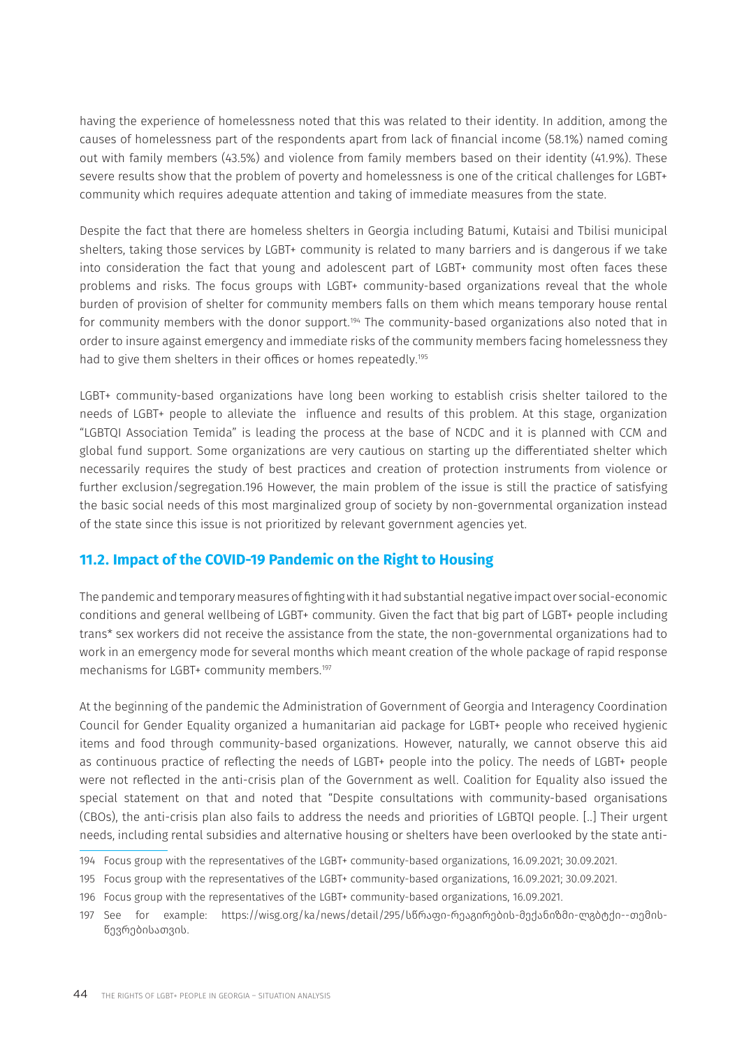having the experience of homelessness noted that this was related to their identity. In addition, among the causes of homelessness part of the respondents apart from lack of financial income (58.1%) named coming out with family members (43.5%) and violence from family members based on their identity (41.9%). These severe results show that the problem of poverty and homelessness is one of the critical challenges for LGBT+ community which requires adequate attention and taking of immediate measures from the state.

Despite the fact that there are homeless shelters in Georgia including Batumi, Kutaisi and Tbilisi municipal shelters, taking those services by LGBT+ community is related to many barriers and is dangerous if we take into consideration the fact that young and adolescent part of LGBT+ community most often faces these problems and risks. The focus groups with LGBT+ community-based organizations reveal that the whole burden of provision of shelter for community members falls on them which means temporary house rental for community members with the donor support.[194] The community-based organizations also noted that in order to insure against emergency and immediate risks of the community members facing homelessness they had to give them shelters in their offices or homes repeatedly.[195]

LGBT+ community-based organizations have long been working to establish crisis shelter tailored to the needs of LGBT+ people to alleviate the influence and results of this problem. At this stage, organization "LGBTQI Association Temida" is leading the process at the base of NCDC and it is planned with CCM and global fund support. Some organizations are very cautious on starting up the differentiated shelter which necessarily requires the study of best practices and creation of protection instruments from violence or further exclusion/segregation.196 However, the main problem of the issue is still the practice of satisfying the basic social needs of this most marginalized group of society by non-governmental organization instead of the state since this issue is not prioritized by relevant government agencies yet.

## 11.2. Impact of the COVID-19 Pandemic on the Right to Housing

The pandemic and temporary measures of fighting with it had substantial negative impact over social-economic conditions and general wellbeing of LGBT+ community. Given the fact that big part of LGBT+ people including trans* sex workers did not receive the assistance from the state, the non-governmental organizations had to work in an emergency mode for several months which meant creation of the whole package of rapid response mechanisms for LGBT+ community members.[197]

At the beginning of the pandemic the Administration of Government of Georgia and Interagency Coordination Council for Gender Equality organized a humanitarian aid package for LGBT+ people who received hygienic items and food through community-based organizations. However, naturally, we cannot observe this aid as continuous practice of reflecting the needs of LGBT+ people into the policy. The needs of LGBT+ people were not reflected in the anti-crisis plan of the Government as well. Coalition for Equality also issued the special statement on that and noted that "Despite consultations with community-based organisations (CBOs), the anti-crisis plan also fails to address the needs and priorities of LGBTQI people. [..] Their urgent needs, including rental subsidies and alternative housing or shelters have been overlooked by the state anti-

---

194 Focus group with the representatives of the LGBT+ community-based organizations, 16.09.2021; 30.09.2021.

195 Focus group with the representatives of the LGBT+ community-based organizations, 16.09.2021; 30.09.2021.

196 Focus group with the representatives of the LGBT+ community-based organizations, 16.09.2021.

197 See for example: https://wisg.org/ka/news/detail/295/სწრაფი-რეაგირების-მექანიზმი-ლგბტქი--თემის-წევრებისათვის.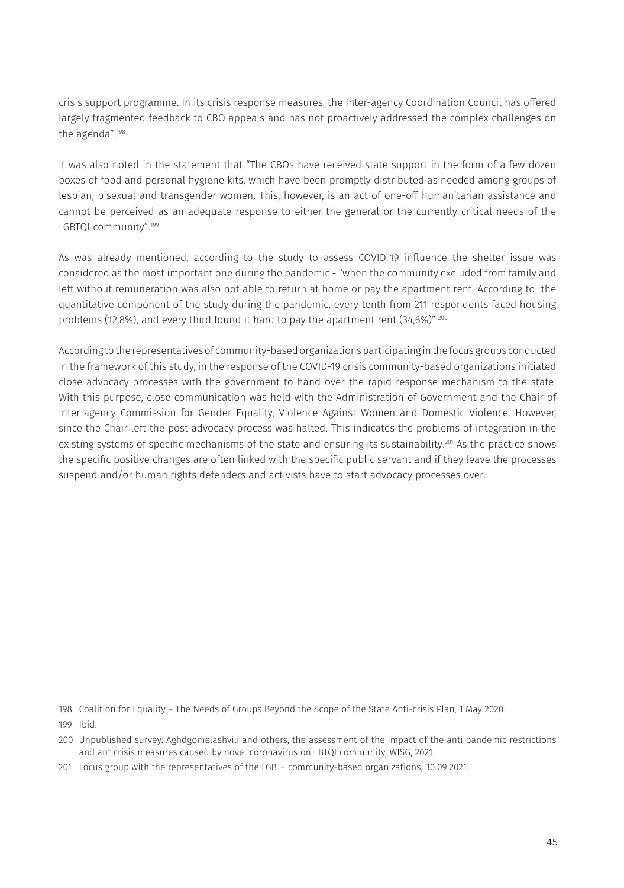crisis support programme. In its crisis response measures, the Inter-agency Coordination Council has offered largely fragmented feedback to CBO appeals and has not proactively addressed the complex challenges on the agenda".[198]

It was also noted in the statement that "The CBOs have received state support in the form of a few dozen boxes of food and personal hygiene kits, which have been promptly distributed as needed among groups of lesbian, bisexual and transgender women. This, however, is an act of one-off humanitarian assistance and cannot be perceived as an adequate response to either the general or the currently critical needs of the LGBTQI community".[199]

As was already mentioned, according to the study to assess COVID-19 influence the shelter issue was considered as the most important one during the pandemic - "when the community excluded from family and left without remuneration was also not able to return at home or pay the apartment rent. According to the quantitative component of the study during the pandemic, every tenth from 211 respondents faced housing problems (12,8%), and every third found it hard to pay the apartment rent (34,6%)".[200]

According to the representatives of community-based organizations participating in the focus groups conducted In the framework of this study, in the response of the COVID-19 crisis community-based organizations initiated close advocacy processes with the government to hand over the rapid response mechanism to the state. With this purpose, close communication was held with the Administration of Government and the Chair of Inter-agency Commission for Gender Equality, Violence Against Women and Domestic Violence. However, since the Chair left the post advocacy process was halted. This indicates the problems of integration in the existing systems of specific mechanisms of the state and ensuring its sustainability.[201] As the practice shows the specific positive changes are often linked with the specific public servant and if they leave the processes suspend and/or human rights defenders and activists have to start advocacy processes over.

---

198 Coalition for Equality – The Needs of Groups Beyond the Scope of the State Anti-crisis Plan, 1 May 2020.

199 Ibid.

200 Unpublished survey: Aghdgomelashvili and others, the assessment of the impact of the anti pandemic restrictions and anticrisis measures caused by novel coronavirus on LBTQI community, WISG, 2021.

201 Focus group with the representatives of the LGBT+ community-based organizations, 30.09.2021.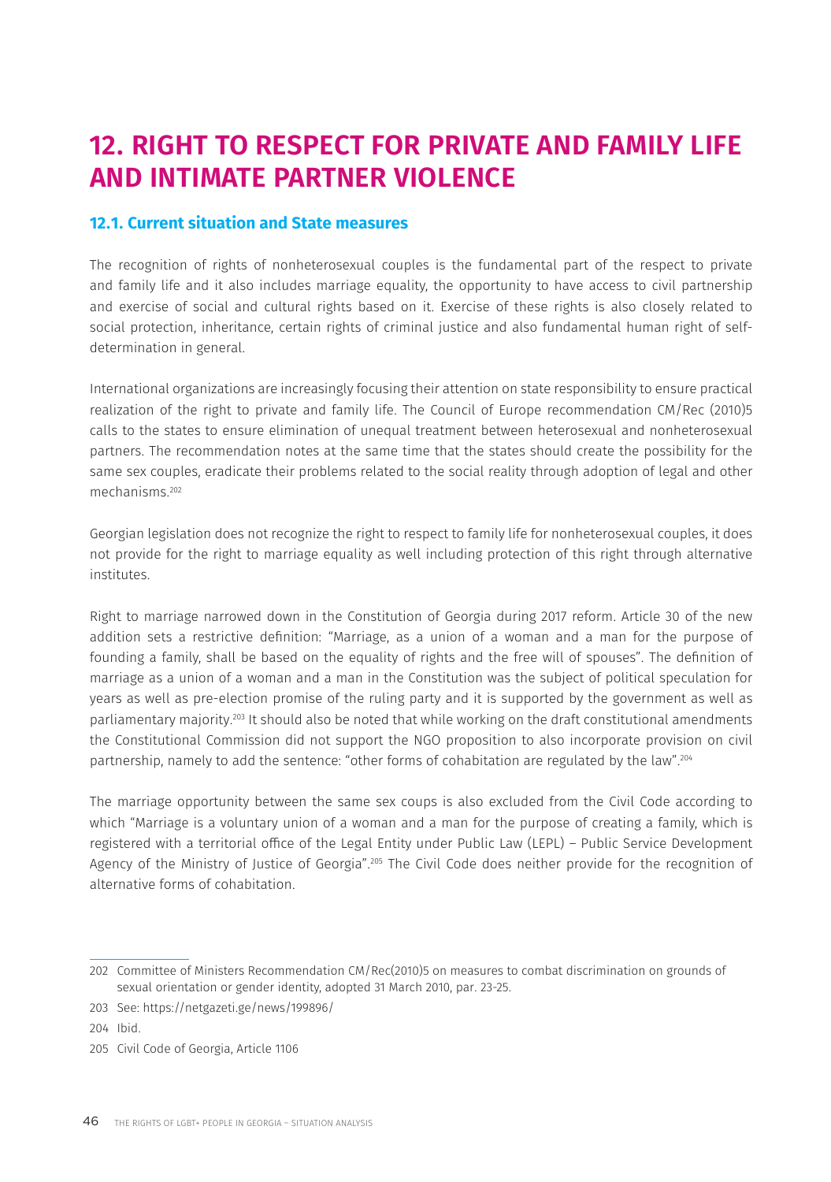# 12. RIGHT TO RESPECT FOR PRIVATE AND FAMILY LIFE AND INTIMATE PARTNER VIOLENCE

## 12.1. Current situation and State measures

The recognition of rights of nonheterosexual couples is the fundamental part of the respect to private and family life and it also includes marriage equality, the opportunity to have access to civil partnership and exercise of social and cultural rights based on it. Exercise of these rights is also closely related to social protection, inheritance, certain rights of criminal justice and also fundamental human right of self-determination in general.

International organizations are increasingly focusing their attention on state responsibility to ensure practical realization of the right to private and family life. The Council of Europe recommendation CM/Rec (2010)5 calls to the states to ensure elimination of unequal treatment between heterosexual and nonheterosexual partners. The recommendation notes at the same time that the states should create the possibility for the same sex couples, eradicate their problems related to the social reality through adoption of legal and other mechanisms.[202]

Georgian legislation does not recognize the right to respect to family life for nonheterosexual couples, it does not provide for the right to marriage equality as well including protection of this right through alternative institutes.

Right to marriage narrowed down in the Constitution of Georgia during 2017 reform. Article 30 of the new addition sets a restrictive definition: "Marriage, as a union of a woman and a man for the purpose of founding a family, shall be based on the equality of rights and the free will of spouses". The definition of marriage as a union of a woman and a man in the Constitution was the subject of political speculation for years as well as pre-election promise of the ruling party and it is supported by the government as well as parliamentary majority.[203] It should also be noted that while working on the draft constitutional amendments the Constitutional Commission did not support the NGO proposition to also incorporate provision on civil partnership, namely to add the sentence: "other forms of cohabitation are regulated by the law".[204]

The marriage opportunity between the same sex coups is also excluded from the Civil Code according to which "Marriage is a voluntary union of a woman and a man for the purpose of creating a family, which is registered with a territorial office of the Legal Entity under Public Law (LEPL) – Public Service Development Agency of the Ministry of Justice of Georgia".[205] The Civil Code does neither provide for the recognition of alternative forms of cohabitation.

---

202 Committee of Ministers Recommendation CM/Rec(2010)5 on measures to combat discrimination on grounds of sexual orientation or gender identity, adopted 31 March 2010, par. 23-25.

203 See: https://netgazeti.ge/news/199896/

204 Ibid.

205 Civil Code of Georgia, Article 1106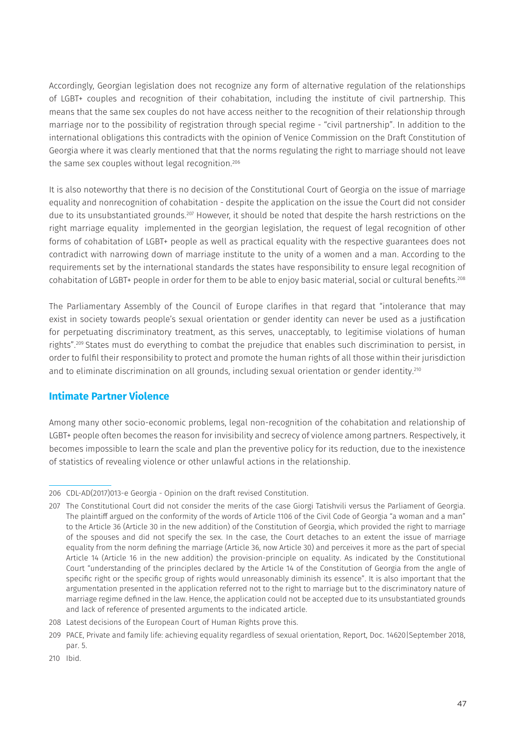Accordingly, Georgian legislation does not recognize any form of alternative regulation of the relationships of LGBT+ couples and recognition of their cohabitation, including the institute of civil partnership. This means that the same sex couples do not have access neither to the recognition of their relationship through marriage nor to the possibility of registration through special regime - "civil partnership". In addition to the international obligations this contradicts with the opinion of Venice Commission on the Draft Constitution of Georgia where it was clearly mentioned that that the norms regulating the right to marriage should not leave the same sex couples without legal recognition.[206]

It is also noteworthy that there is no decision of the Constitutional Court of Georgia on the issue of marriage equality and nonrecognition of cohabitation - despite the application on the issue the Court did not consider due to its unsubstantiated grounds.[207] However, it should be noted that despite the harsh restrictions on the right marriage equality implemented in the georgian legislation, the request of legal recognition of other forms of cohabitation of LGBT+ people as well as practical equality with the respective guarantees does not contradict with narrowing down of marriage institute to the unity of a women and a man. According to the requirements set by the international standards the states have responsibility to ensure legal recognition of cohabitation of LGBT+ people in order for them to be able to enjoy basic material, social or cultural benefits.[208]

The Parliamentary Assembly of the Council of Europe clarifies in that regard that "intolerance that may exist in society towards people's sexual orientation or gender identity can never be used as a justification for perpetuating discriminatory treatment, as this serves, unacceptably, to legitimise violations of human rights".[209] States must do everything to combat the prejudice that enables such discrimination to persist, in order to fulfil their responsibility to protect and promote the human rights of all those within their jurisdiction and to eliminate discrimination on all grounds, including sexual orientation or gender identity.[210]

## Intimate Partner Violence

Among many other socio-economic problems, legal non-recognition of the cohabitation and relationship of LGBT+ people often becomes the reason for invisibility and secrecy of violence among partners. Respectively, it becomes impossible to learn the scale and plan the preventive policy for its reduction, due to the inexistence of statistics of revealing violence or other unlawful actions in the relationship.

---

206 CDL-AD(2017)013-e Georgia - Opinion on the draft revised Constitution.

207 The Constitutional Court did not consider the merits of the case Giorgi Tatishvili versus the Parliament of Georgia. The plaintiff argued on the conformity of the words of Article 1106 of the Civil Code of Georgia "a woman and a man" to the Article 36 (Article 30 in the new addition) of the Constitution of Georgia, which provided the right to marriage of the spouses and did not specify the sex. In the case, the Court detaches to an extent the issue of marriage equality from the norm defining the marriage (Article 36, now Article 30) and perceives it more as the part of special Article 14 (Article 16 in the new addition) the provision-principle on equality. As indicated by the Constitutional Court "understanding of the principles declared by the Article 14 of the Constitution of Georgia from the angle of specific right or the specific group of rights would unreasonably diminish its essence". It is also important that the argumentation presented in the application referred not to the right to marriage but to the discriminatory nature of marriage regime defined in the law. Hence, the application could not be accepted due to its unsubstantiated grounds and lack of reference of presented arguments to the indicated article.

208 Latest decisions of the European Court of Human Rights prove this.

209 PACE, Private and family life: achieving equality regardless of sexual orientation, Report, Doc. 14620|September 2018, par. 5.

210 Ibid.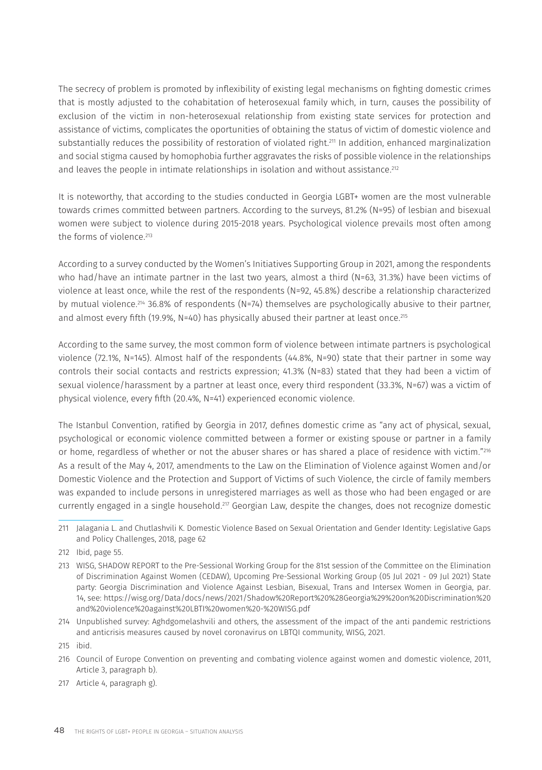The secrecy of problem is promoted by inflexibility of existing legal mechanisms on fighting domestic crimes that is mostly adjusted to the cohabitation of heterosexual family which, in turn, causes the possibility of exclusion of the victim in non-heterosexual relationship from existing state services for protection and assistance of victims, complicates the oportunities of obtaining the status of victim of domestic violence and substantially reduces the possibility of restoration of violated right.[211] In addition, enhanced marginalization and social stigma caused by homophobia further aggravates the risks of possible violence in the relationships and leaves the people in intimate relationships in isolation and without assistance.[212]

It is noteworthy, that according to the studies conducted in Georgia LGBT+ women are the most vulnerable towards crimes committed between partners. According to the surveys, 81.2% (N=95) of lesbian and bisexual women were subject to violence during 2015-2018 years. Psychological violence prevails most often among the forms of violence.[213]

According to a survey conducted by the Women's Initiatives Supporting Group in 2021, among the respondents who had/have an intimate partner in the last two years, almost a third (N=63, 31.3%) have been victims of violence at least once, while the rest of the respondents (N=92, 45.8%) describe a relationship characterized by mutual violence.[214] 36.8% of respondents (N=74) themselves are psychologically abusive to their partner, and almost every fifth (19.9%, N=40) has physically abused their partner at least once.[215]

According to the same survey, the most common form of violence between intimate partners is psychological violence (72.1%, N=145). Almost half of the respondents (44.8%, N=90) state that their partner in some way controls their social contacts and restricts expression; 41.3% (N=83) stated that they had been a victim of sexual violence/harassment by a partner at least once, every third respondent (33.3%, N=67) was a victim of physical violence, every fifth (20.4%, N=41) experienced economic violence.

The Istanbul Convention, ratified by Georgia in 2017, defines domestic crime as "any act of physical, sexual, psychological or economic violence committed between a former or existing spouse or partner in a family or home, regardless of whether or not the abuser shares or has shared a place of residence with victim."[216] As a result of the May 4, 2017, amendments to the Law on the Elimination of Violence against Women and/or Domestic Violence and the Protection and Support of Victims of such Violence, the circle of family members was expanded to include persons in unregistered marriages as well as those who had been engaged or are currently engaged in a single household.[217] Georgian Law, despite the changes, does not recognize domestic

---

211 Jalagania L. and Chutlashvili K. Domestic Violence Based on Sexual Orientation and Gender Identity: Legislative Gaps and Policy Challenges, 2018, page 62

212 Ibid, page 55.

213 WISG, SHADOW REPORT to the Pre-Sessional Working Group for the 81st session of the Committee on the Elimination of Discrimination Against Women (CEDAW), Upcoming Pre-Sessional Working Group (05 Jul 2021 - 09 Jul 2021) State party: Georgia Discrimination and Violence Against Lesbian, Bisexual, Trans and Intersex Women in Georgia, par. 14, see: https://wisg.org/Data/docs/news/2021/Shadow%20Report%20%28Georgia%29%20on%20Discrimination%20and%20violence%20against%20LBTI%20women%20-%20WISG.pdf

214 Unpublished survey: Aghdgomelashvili and others, the assessment of the impact of the anti pandemic restrictions and anticrisis measures caused by novel coronavirus on LBTQI community, WISG, 2021.

215 ibid.

216 Council of Europe Convention on preventing and combating violence against women and domestic violence, 2011, Article 3, paragraph b).

217 Article 4, paragraph g).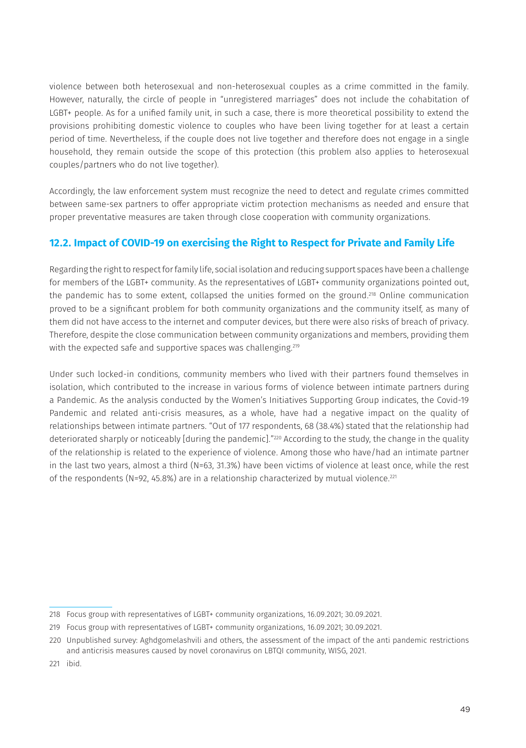violence between both heterosexual and non-heterosexual couples as a crime committed in the family. However, naturally, the circle of people in "unregistered marriages" does not include the cohabitation of LGBT+ people. As for a unified family unit, in such a case, there is more theoretical possibility to extend the provisions prohibiting domestic violence to couples who have been living together for at least a certain period of time. Nevertheless, if the couple does not live together and therefore does not engage in a single household, they remain outside the scope of this protection (this problem also applies to heterosexual couples/partners who do not live together).

Accordingly, the law enforcement system must recognize the need to detect and regulate crimes committed between same-sex partners to offer appropriate victim protection mechanisms as needed and ensure that proper preventative measures are taken through close cooperation with community organizations.

## 12.2. Impact of COVID-19 on exercising the Right to Respect for Private and Family Life

Regarding the right to respect for family life, social isolation and reducing support spaces have been a challenge for members of the LGBT+ community. As the representatives of LGBT+ community organizations pointed out, the pandemic has to some extent, collapsed the unities formed on the ground.[218] Online communication proved to be a significant problem for both community organizations and the community itself, as many of them did not have access to the internet and computer devices, but there were also risks of breach of privacy. Therefore, despite the close communication between community organizations and members, providing them with the expected safe and supportive spaces was challenging.[219]

Under such locked-in conditions, community members who lived with their partners found themselves in isolation, which contributed to the increase in various forms of violence between intimate partners during a Pandemic. As the analysis conducted by the Women's Initiatives Supporting Group indicates, the Covid-19 Pandemic and related anti-crisis measures, as a whole, have had a negative impact on the quality of relationships between intimate partners. "Out of 177 respondents, 68 (38.4%) stated that the relationship had deteriorated sharply or noticeably [during the pandemic]."[220] According to the study, the change in the quality of the relationship is related to the experience of violence. Among those who have/had an intimate partner in the last two years, almost a third (N=63, 31.3%) have been victims of violence at least once, while the rest of the respondents (N=92, 45.8%) are in a relationship characterized by mutual violence.[221]

---

218 Focus group with representatives of LGBT+ community organizations, 16.09.2021; 30.09.2021.

219 Focus group with representatives of LGBT+ community organizations, 16.09.2021; 30.09.2021.

220 Unpublished survey: Aghdgomelashvili and others, the assessment of the impact of the anti pandemic restrictions and anticrisis measures caused by novel coronavirus on LBTQI community, WISG, 2021.

221 ibid.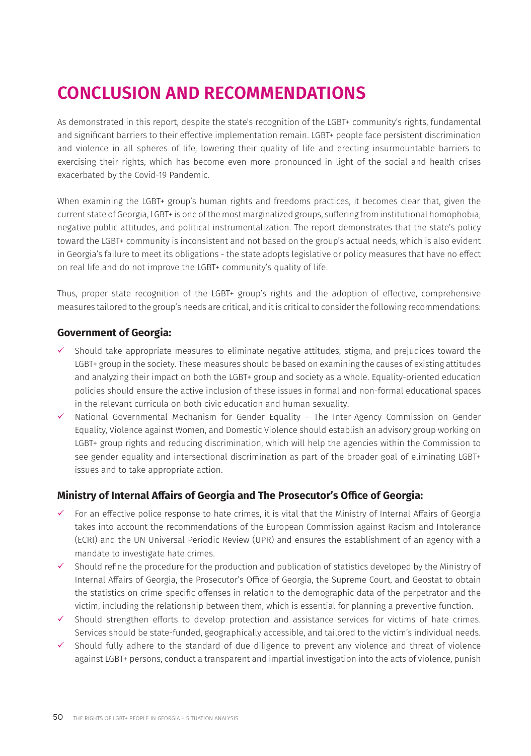# CONCLUSION AND RECOMMENDATIONS

As demonstrated in this report, despite the state's recognition of the LGBT+ community's rights, fundamental and significant barriers to their effective implementation remain. LGBT+ people face persistent discrimination and violence in all spheres of life, lowering their quality of life and erecting insurmountable barriers to exercising their rights, which has become even more pronounced in light of the social and health crises exacerbated by the Covid-19 Pandemic.

When examining the LGBT+ group's human rights and freedoms practices, it becomes clear that, given the current state of Georgia, LGBT+ is one of the most marginalized groups, suffering from institutional homophobia, negative public attitudes, and political instrumentalization. The report demonstrates that the state's policy toward the LGBT+ community is inconsistent and not based on the group's actual needs, which is also evident in Georgia's failure to meet its obligations - the state adopts legislative or policy measures that have no effect on real life and do not improve the LGBT+ community's quality of life.

Thus, proper state recognition of the LGBT+ group's rights and the adoption of effective, comprehensive measures tailored to the group's needs are critical, and it is critical to consider the following recommendations:

### Government of Georgia:

- ✓ Should take appropriate measures to eliminate negative attitudes, stigma, and prejudices toward the LGBT+ group in the society. These measures should be based on examining the causes of existing attitudes and analyzing their impact on both the LGBT+ group and society as a whole. Equality-oriented education policies should ensure the active inclusion of these issues in formal and non-formal educational spaces in the relevant curricula on both civic education and human sexuality.
- ✓ National Governmental Mechanism for Gender Equality – The Inter-Agency Commission on Gender Equality, Violence against Women, and Domestic Violence should establish an advisory group working on LGBT+ group rights and reducing discrimination, which will help the agencies within the Commission to see gender equality and intersectional discrimination as part of the broader goal of eliminating LGBT+ issues and to take appropriate action.

### Ministry of Internal Affairs of Georgia and The Prosecutor's Office of Georgia:

- ✓ For an effective police response to hate crimes, it is vital that the Ministry of Internal Affairs of Georgia takes into account the recommendations of the European Commission against Racism and Intolerance (ECRI) and the UN Universal Periodic Review (UPR) and ensures the establishment of an agency with a mandate to investigate hate crimes.
- ✓ Should refine the procedure for the production and publication of statistics developed by the Ministry of Internal Affairs of Georgia, the Prosecutor's Office of Georgia, the Supreme Court, and Geostat to obtain the statistics on crime-specific offenses in relation to the demographic data of the perpetrator and the victim, including the relationship between them, which is essential for planning a preventive function.
- ✓ Should strengthen efforts to develop protection and assistance services for victims of hate crimes. Services should be state-funded, geographically accessible, and tailored to the victim's individual needs.
- ✓ Should fully adhere to the standard of due diligence to prevent any violence and threat of violence against LGBT+ persons, conduct a transparent and impartial investigation into the acts of violence, punish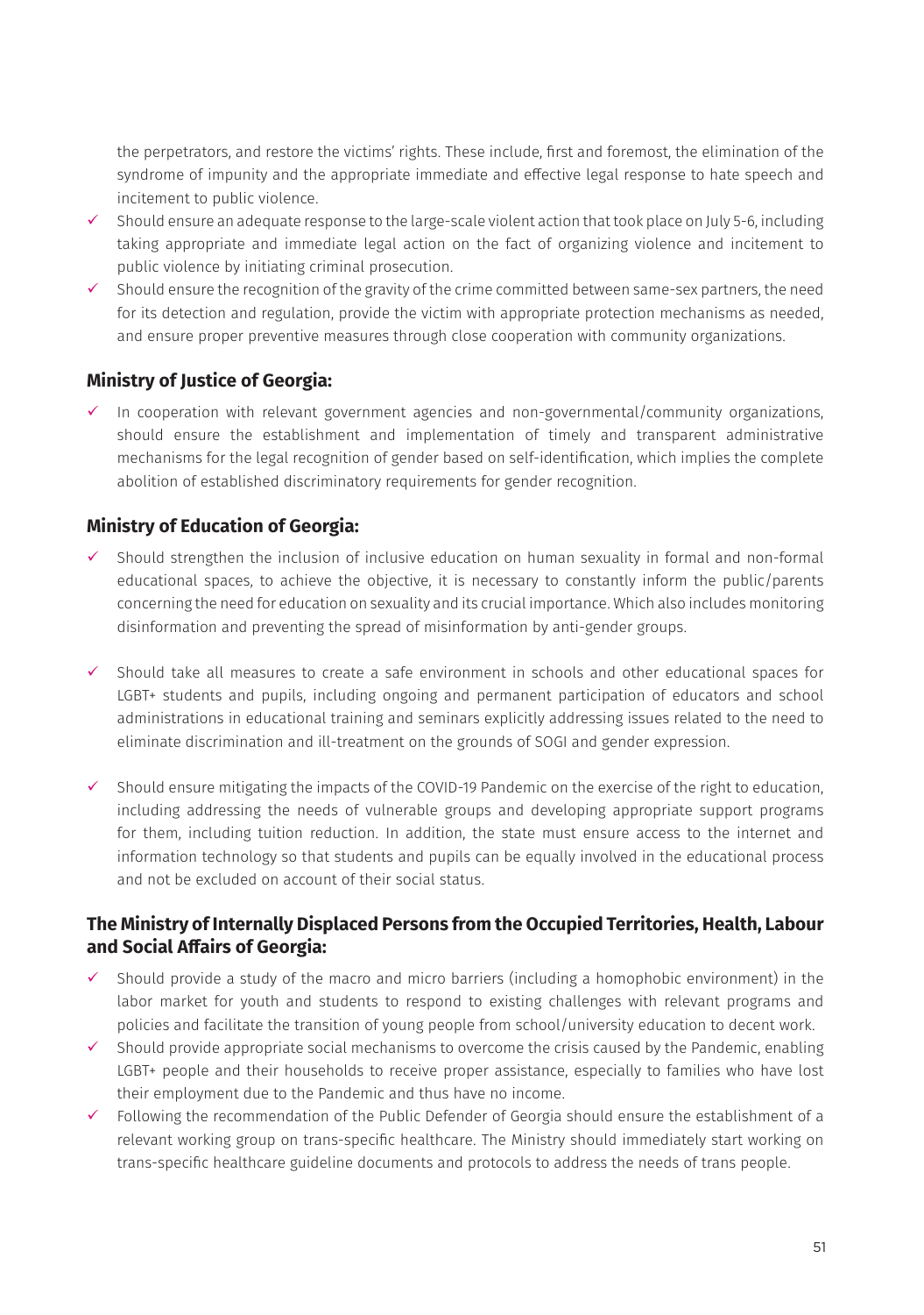the perpetrators, and restore the victims' rights. These include, first and foremost, the elimination of the syndrome of impunity and the appropriate immediate and effective legal response to hate speech and incitement to public violence.

- ✓ Should ensure an adequate response to the large-scale violent action that took place on July 5-6, including taking appropriate and immediate legal action on the fact of organizing violence and incitement to public violence by initiating criminal prosecution.
- ✓ Should ensure the recognition of the gravity of the crime committed between same-sex partners, the need for its detection and regulation, provide the victim with appropriate protection mechanisms as needed, and ensure proper preventive measures through close cooperation with community organizations.

### Ministry of Justice of Georgia:

- ✓ In cooperation with relevant government agencies and non-governmental/community organizations, should ensure the establishment and implementation of timely and transparent administrative mechanisms for the legal recognition of gender based on self-identification, which implies the complete abolition of established discriminatory requirements for gender recognition.

### Ministry of Education of Georgia:

- ✓ Should strengthen the inclusion of inclusive education on human sexuality in formal and non-formal educational spaces, to achieve the objective, it is necessary to constantly inform the public/parents concerning the need for education on sexuality and its crucial importance. Which also includes monitoring disinformation and preventing the spread of misinformation by anti-gender groups.
- ✓ Should take all measures to create a safe environment in schools and other educational spaces for LGBT+ students and pupils, including ongoing and permanent participation of educators and school administrations in educational training and seminars explicitly addressing issues related to the need to eliminate discrimination and ill-treatment on the grounds of SOGI and gender expression.
- ✓ Should ensure mitigating the impacts of the COVID-19 Pandemic on the exercise of the right to education, including addressing the needs of vulnerable groups and developing appropriate support programs for them, including tuition reduction. In addition, the state must ensure access to the internet and information technology so that students and pupils can be equally involved in the educational process and not be excluded on account of their social status.

### The Ministry of Internally Displaced Persons from the Occupied Territories, Health, Labour and Social Affairs of Georgia:

- ✓ Should provide a study of the macro and micro barriers (including a homophobic environment) in the labor market for youth and students to respond to existing challenges with relevant programs and policies and facilitate the transition of young people from school/university education to decent work.
- ✓ Should provide appropriate social mechanisms to overcome the crisis caused by the Pandemic, enabling LGBT+ people and their households to receive proper assistance, especially to families who have lost their employment due to the Pandemic and thus have no income.
- ✓ Following the recommendation of the Public Defender of Georgia should ensure the establishment of a relevant working group on trans-specific healthcare. The Ministry should immediately start working on trans-specific healthcare guideline documents and protocols to address the needs of trans people.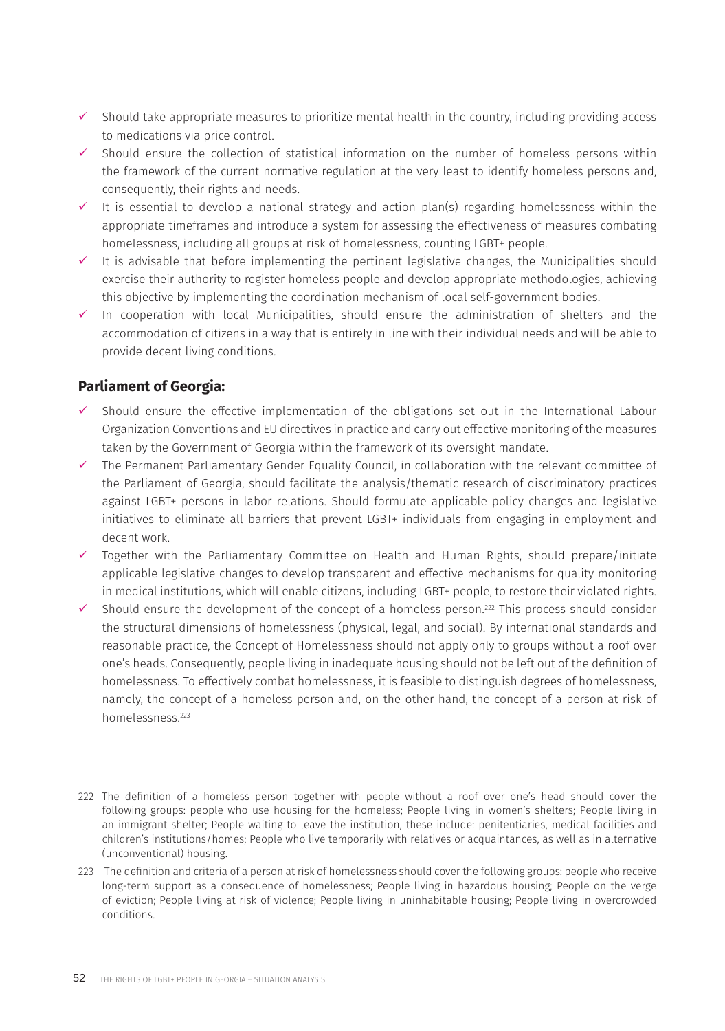- ✓ Should take appropriate measures to prioritize mental health in the country, including providing access to medications via price control.
- ✓ Should ensure the collection of statistical information on the number of homeless persons within the framework of the current normative regulation at the very least to identify homeless persons and, consequently, their rights and needs.
- ✓ It is essential to develop a national strategy and action plan(s) regarding homelessness within the appropriate timeframes and introduce a system for assessing the effectiveness of measures combating homelessness, including all groups at risk of homelessness, counting LGBT+ people.
- ✓ It is advisable that before implementing the pertinent legislative changes, the Municipalities should exercise their authority to register homeless people and develop appropriate methodologies, achieving this objective by implementing the coordination mechanism of local self-government bodies.
- ✓ In cooperation with local Municipalities, should ensure the administration of shelters and the accommodation of citizens in a way that is entirely in line with their individual needs and will be able to provide decent living conditions.

### Parliament of Georgia:

- ✓ Should ensure the effective implementation of the obligations set out in the International Labour Organization Conventions and EU directives in practice and carry out effective monitoring of the measures taken by the Government of Georgia within the framework of its oversight mandate.
- ✓ The Permanent Parliamentary Gender Equality Council, in collaboration with the relevant committee of the Parliament of Georgia, should facilitate the analysis/thematic research of discriminatory practices against LGBT+ persons in labor relations. Should formulate applicable policy changes and legislative initiatives to eliminate all barriers that prevent LGBT+ individuals from engaging in employment and decent work.
- ✓ Together with the Parliamentary Committee on Health and Human Rights, should prepare/initiate applicable legislative changes to develop transparent and effective mechanisms for quality monitoring in medical institutions, which will enable citizens, including LGBT+ people, to restore their violated rights.
- ✓ Should ensure the development of the concept of a homeless person.[222] This process should consider the structural dimensions of homelessness (physical, legal, and social). By international standards and reasonable practice, the Concept of Homelessness should not apply only to groups without a roof over one's heads. Consequently, people living in inadequate housing should not be left out of the definition of homelessness. To effectively combat homelessness, it is feasible to distinguish degrees of homelessness, namely, the concept of a homeless person and, on the other hand, the concept of a person at risk of homelessness.[223]

---

222 The definition of a homeless person together with people without a roof over one's head should cover the following groups: people who use housing for the homeless; People living in women's shelters; People living in an immigrant shelter; People waiting to leave the institution, these include: penitentiaries, medical facilities and children's institutions/homes; People who live temporarily with relatives or acquaintances, as well as in alternative (unconventional) housing.

223 The definition and criteria of a person at risk of homelessness should cover the following groups: people who receive long-term support as a consequence of homelessness; People living in hazardous housing; People on the verge of eviction; People living at risk of violence; People living in uninhabitable housing; People living in overcrowded conditions.